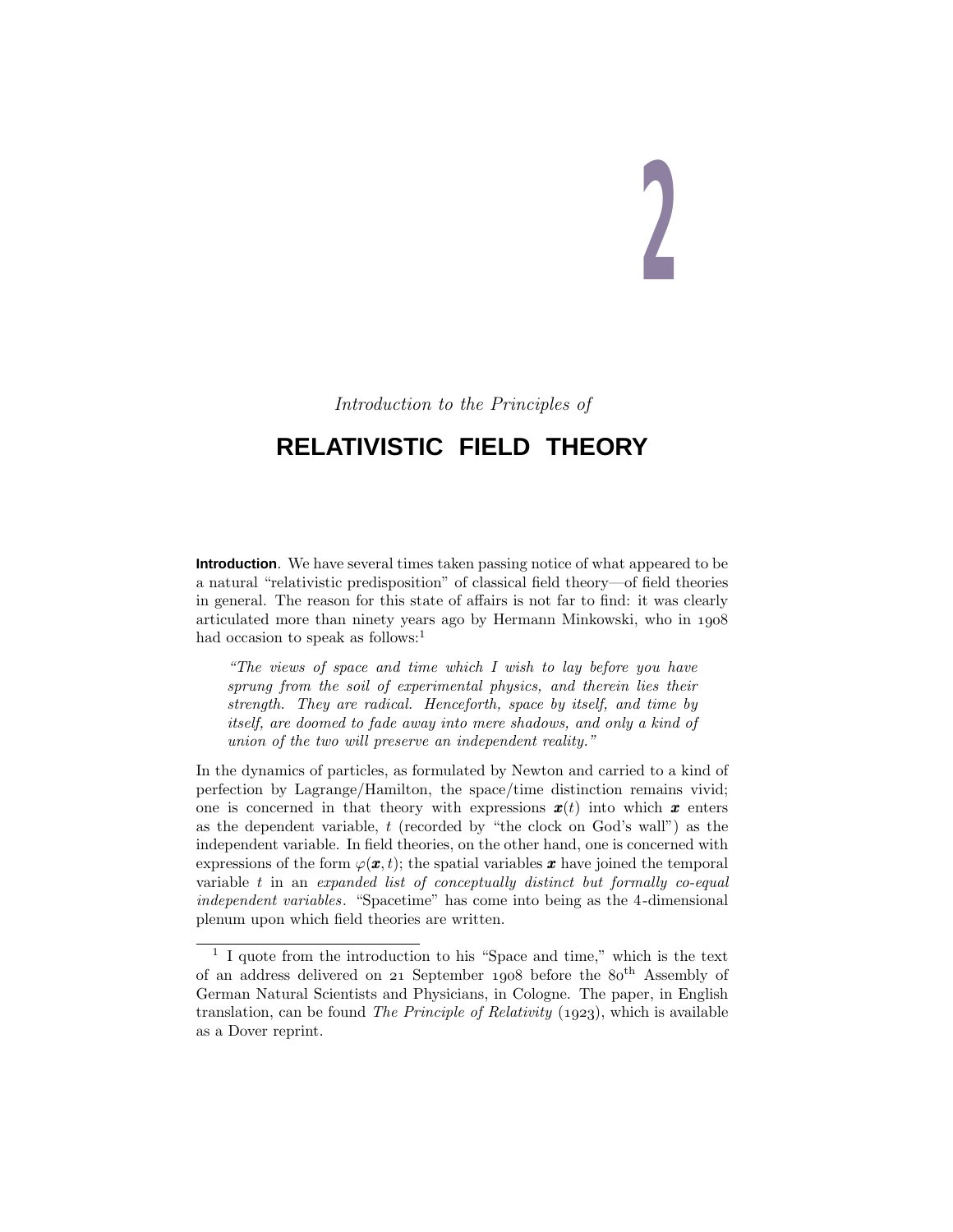# 2

*Introduction to the Principles of*

# RELATIVISTIC FIELD THEORY

**Introduction**. We have several times taken passing notice of what appeared to be a natural "relativistic predisposition" of classical field theory—of field theories in general. The reason for this state of affairs is not far to find: it was clearly articulated more than ninety years ago by Hermann Minkowski, who in 1908 had occasion to speak as follows:[1]

> *"The views of space and time which I wish to lay before you have sprung from the soil of experimental physics, and therein lies their strength. They are radical. Henceforth, space by itself, and time by itself, are doomed to fade away into mere shadows, and only a kind of union of the two will preserve an independent reality."*

In the dynamics of particles, as formulated by Newton and carried to a kind of perfection by Lagrange/Hamilton, the space/time distinction remains vivid; one is concerned in that theory with expressions $\boldsymbol{x}(t)$ into which $\boldsymbol{x}$ enters as the dependent variable, $t$ (recorded by "the clock on God's wall") as the independent variable. In field theories, on the other hand, one is concerned with expressions of the form $\varphi(\boldsymbol{x}, t)$; the spatial variables $\boldsymbol{x}$ have joined the temporal variable $t$ in an *expanded list of conceptually distinct but formally co-equal independent variables*. "Spacetime" has come into being as the 4-dimensional plenum upon which field theories are written.

[1] I quote from the introduction to his "Space and time," which is the text of an address delivered on 21 September 1908 before the 80th Assembly of German Natural Scientists and Physicians, in Cologne. The paper, in English translation, can be found *The Principle of Relativity* (1923), which is available as a Dover reprint.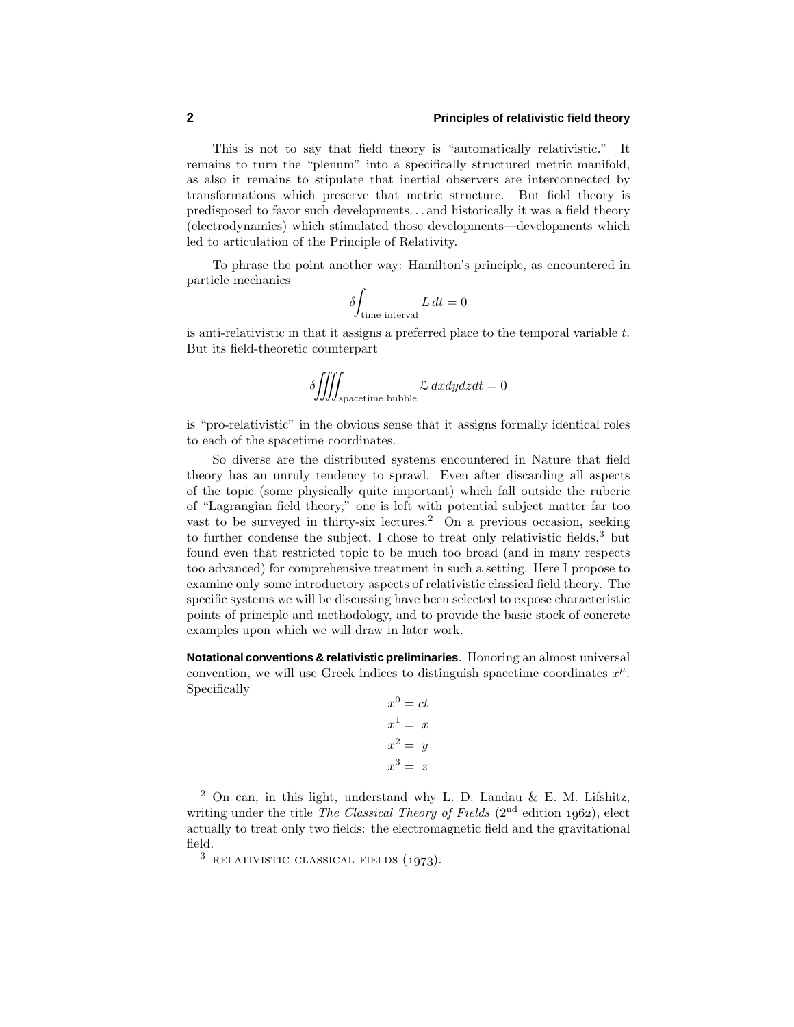This is not to say that field theory is "automatically relativistic." It remains to turn the "plenum" into a specifically structured metric manifold, as also it remains to stipulate that inertial observers are interconnected by transformations which preserve that metric structure. But field theory is predisposed to favor such developments. . . and historically it was a field theory (electrodynamics) which stimulated those developments—developments which led to articulation of the Principle of Relativity.

To phrase the point another way: Hamilton's principle, as encountered in particle mechanics

$$\delta\int_{\text{time interval}} L\,dt = 0$$

is anti-relativistic in that it assigns a preferred place to the temporal variable $t$. But its field-theoretic counterpart

$$\delta\iiiint_{\text{spacetime bubble}} \mathcal{L}\,dxdydzdt = 0$$

is "pro-relativistic" in the obvious sense that it assigns formally identical roles to each of the spacetime coordinates.

So diverse are the distributed systems encountered in Nature that field theory has an unruly tendency to sprawl. Even after discarding all aspects of the topic (some physically quite important) which fall outside the ruberic of "Lagrangian field theory," one is left with potential subject matter far too vast to be surveyed in thirty-six lectures.[2] On a previous occasion, seeking to further condense the subject, I chose to treat only relativistic fields,[3] but found even that restricted topic to be much too broad (and in many respects too advanced) for comprehensive treatment in such a setting. Here I propose to examine only some introductory aspects of relativistic classical field theory. The specific systems we will be discussing have been selected to expose characteristic points of principle and methodology, and to provide the basic stock of concrete examples upon which we will draw in later work.

**Notational conventions & relativistic preliminaries**. Honoring an almost universal convention, we will use Greek indices to distinguish spacetime coordinates $x^\mu$. Specifically

$$\begin{aligned}
x^0 &= ct \\
x^1 &= x \\
x^2 &= y \\
x^3 &= z
\end{aligned}$$

---

[2] On can, in this light, understand why L. D. Landau & E. M. Lifshitz, writing under the title *The Classical Theory of Fields* (2[nd] edition 1962), elect actually to treat only two fields: the electromagnetic field and the gravitational field.

[3] RELATIVISTIC CLASSICAL FIELDS (1973).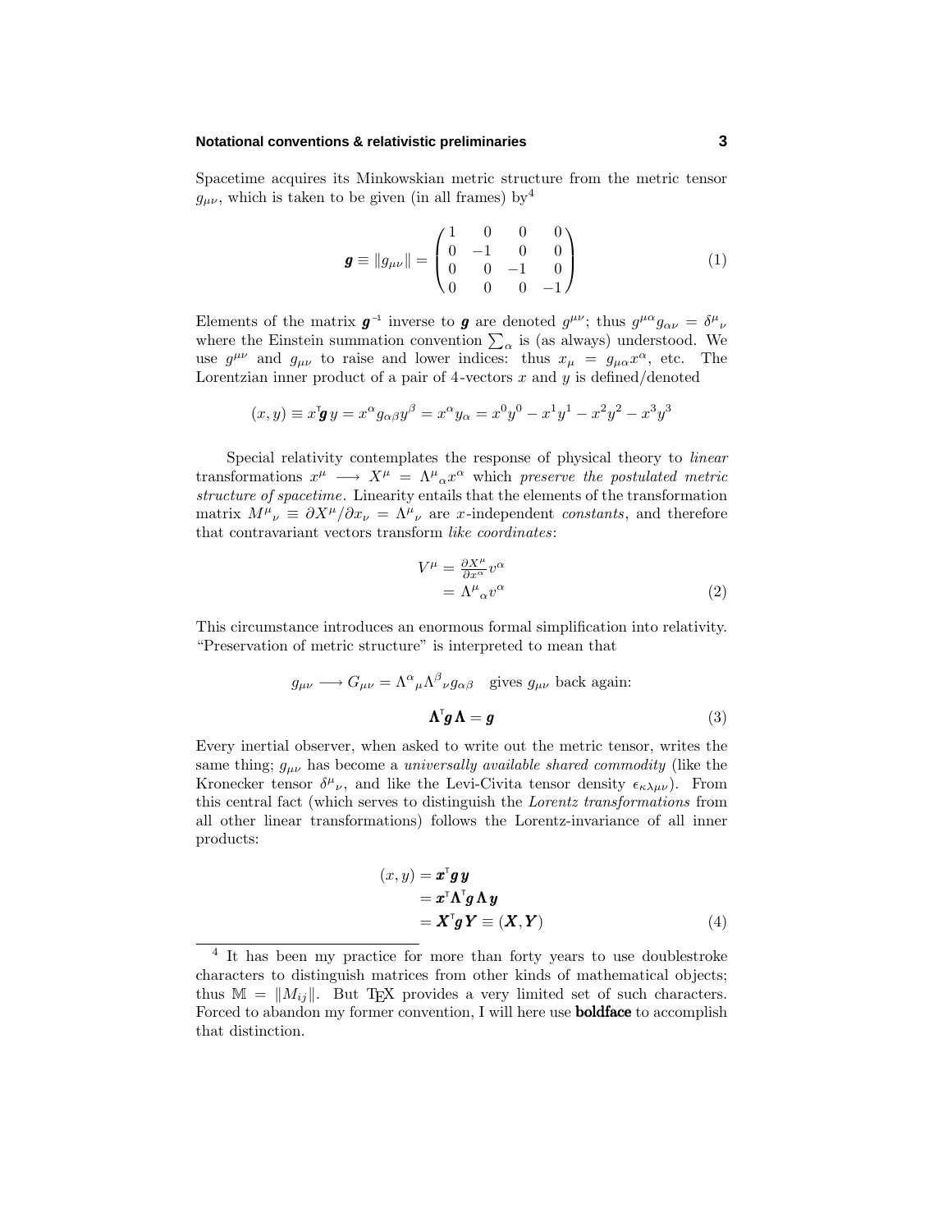Spacetime acquires its Minkowskian metric structure from the metric tensor $g_{\mu\nu}$, which is taken to be given (in all frames) by[4]

$$\boldsymbol{g} \equiv \|g_{\mu\nu}\| = \begin{pmatrix} 1 & 0 & 0 & 0 \\ 0 & -1 & 0 & 0 \\ 0 & 0 & -1 & 0 \\ 0 & 0 & 0 & -1 \end{pmatrix} \tag{1}$$

Elements of the matrix $\boldsymbol{g}^{-1}$ inverse to $\boldsymbol{g}$ are denoted $g^{\mu\nu}$; thus $g^{\mu\alpha}g_{\alpha\nu} = \delta^\mu{}_\nu$ where the Einstein summation convention $\sum_\alpha$ is (as always) understood. We use $g^{\mu\nu}$ and $g_{\mu\nu}$ to raise and lower indices: thus $x_\mu = g_{\mu\alpha}x^\alpha$, etc. The Lorentzian inner product of a pair of 4-vectors $x$ and $y$ is defined/denoted

$$(x, y) \equiv x^{\mathsf{T}}\boldsymbol{g}\, y = x^\alpha g_{\alpha\beta} y^\beta = x^\alpha y_\alpha = x^0 y^0 - x^1 y^1 - x^2 y^2 - x^3 y^3$$

Special relativity contemplates the response of physical theory to *linear* transformations $x^\mu \longrightarrow X^\mu = \Lambda^\mu{}_\alpha x^\alpha$ which *preserve the postulated metric structure of spacetime*. Linearity entails that the elements of the transformation matrix $M^\mu{}_\nu \equiv \partial X^\mu / \partial x_\nu = \Lambda^\mu{}_\nu$ are $x$-independent *constants*, and therefore that contravariant vectors transform *like coordinates*:

$$\begin{aligned} V^\mu &= \tfrac{\partial X^\mu}{\partial x^\alpha} v^\alpha \\ &= \Lambda^\mu{}_\alpha v^\alpha \end{aligned} \tag{2}$$

This circumstance introduces an enormous formal simplification into relativity. "Preservation of metric structure" is interpreted to mean that

$$g_{\mu\nu} \longrightarrow G_{\mu\nu} = \Lambda^\alpha{}_\mu \Lambda^\beta{}_\nu g_{\alpha\beta} \quad \text{gives } g_{\mu\nu} \text{ back again:}$$

$$\boldsymbol{\Lambda}^{\mathsf{T}}\boldsymbol{g}\,\boldsymbol{\Lambda} = \boldsymbol{g} \tag{3}$$

Every inertial observer, when asked to write out the metric tensor, writes the same thing; $g_{\mu\nu}$ has become a *universally available shared commodity* (like the Kronecker tensor $\delta^\mu{}_\nu$, and like the Levi-Civita tensor density $\epsilon_{\kappa\lambda\mu\nu}$). From this central fact (which serves to distinguish the *Lorentz transformations* from all other linear transformations) follows the Lorentz-invariance of all inner products:

$$\begin{aligned} (x, y) &= \boldsymbol{x}^{\mathsf{T}}\boldsymbol{g}\,\boldsymbol{y} \\ &= \boldsymbol{x}^{\mathsf{T}}\boldsymbol{\Lambda}^{\mathsf{T}}\boldsymbol{g}\,\boldsymbol{\Lambda}\,\boldsymbol{y} \\ &= \boldsymbol{X}^{\mathsf{T}}\boldsymbol{g}\,\boldsymbol{Y} \equiv (\boldsymbol{X}, \boldsymbol{Y}) \end{aligned} \tag{4}$$

---

[4] It has been my practice for more than forty years to use doublestroke characters to distinguish matrices from other kinds of mathematical objects; thus $\mathbb{M} = \|M_{ij}\|$. But TEX provides a very limited set of such characters. Forced to abandon my former convention, I will here use **boldface** to accomplish that distinction.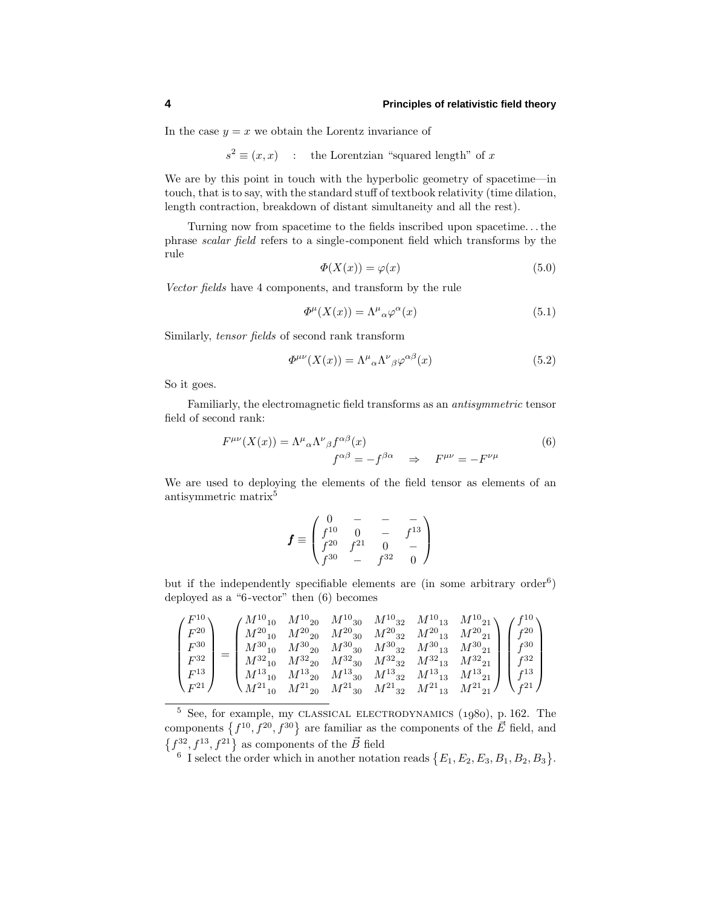In the case $y = x$ we obtain the Lorentz invariance of

$$s^2 \equiv (x,x) \quad : \quad \text{the Lorentzian "squared length" of } x$$

We are by this point in touch with the hyperbolic geometry of spacetime—in touch, that is to say, with the standard stuff of textbook relativity (time dilation, length contraction, breakdown of distant simultaneity and all the rest).

Turning now from spacetime to the fields inscribed upon spacetime... the phrase *scalar field* refers to a single-component field which transforms by the rule

$$\varPhi(X(x)) = \varphi(x) \tag{5.0}$$

*Vector fields* have 4 components, and transform by the rule

$$\varPhi^\mu(X(x)) = \Lambda^\mu{}_\alpha \varphi^\alpha(x) \tag{5.1}$$

Similarly, *tensor fields* of second rank transform

$$\varPhi^{\mu\nu}(X(x)) = \Lambda^\mu{}_\alpha \Lambda^\nu{}_\beta \varphi^{\alpha\beta}(x) \tag{5.2}$$

So it goes.

Familiarly, the electromagnetic field transforms as an *antisymmetric* tensor field of second rank:

$$\begin{aligned} F^{\mu\nu}(X(x)) &= \Lambda^\mu{}_\alpha \Lambda^\nu{}_\beta f^{\alpha\beta}(x) \\ f^{\alpha\beta} &= -f^{\beta\alpha} \quad \Rightarrow \quad F^{\mu\nu} = -F^{\nu\mu} \end{aligned} \tag{6}$$

We are used to deploying the elements of the field tensor as elements of an antisymmetric matrix[5]

$$\boldsymbol{f} \equiv \begin{pmatrix} 0 & - & - & - \\ f^{10} & 0 & - & f^{13} \\ f^{20} & f^{21} & 0 & - \\ f^{30} & - & f^{32} & 0 \end{pmatrix}$$

but if the independently specifiable elements are (in some arbitrary order[6]) deployed as a "6-vector" then (6) becomes

$$\begin{pmatrix} F^{10} \\ F^{20} \\ F^{30} \\ F^{32} \\ F^{13} \\ F^{21} \end{pmatrix} = \begin{pmatrix} M^{10}{}_{10} & M^{10}{}_{20} & M^{10}{}_{30} & M^{10}{}_{32} & M^{10}{}_{13} & M^{10}{}_{21} \\ M^{20}{}_{10} & M^{20}{}_{20} & M^{20}{}_{30} & M^{20}{}_{32} & M^{20}{}_{13} & M^{20}{}_{21} \\ M^{30}{}_{10} & M^{30}{}_{20} & M^{30}{}_{30} & M^{30}{}_{32} & M^{30}{}_{13} & M^{30}{}_{21} \\ M^{32}{}_{10} & M^{32}{}_{20} & M^{32}{}_{30} & M^{32}{}_{32} & M^{32}{}_{13} & M^{32}{}_{21} \\ M^{13}{}_{10} & M^{13}{}_{20} & M^{13}{}_{30} & M^{13}{}_{32} & M^{13}{}_{13} & M^{13}{}_{21} \\ M^{21}{}_{10} & M^{21}{}_{20} & M^{21}{}_{30} & M^{21}{}_{32} & M^{21}{}_{13} & M^{21}{}_{21} \end{pmatrix} \begin{pmatrix} f^{10} \\ f^{20} \\ f^{30} \\ f^{32} \\ f^{13} \\ f^{21} \end{pmatrix}$$

---

[5] See, for example, my CLASSICAL ELECTRODYNAMICS (1980), p. 162. The components $\{f^{10}, f^{20}, f^{30}\}$ are familiar as the components of the $\vec{E}$ field, and $\{f^{32}, f^{13}, f^{21}\}$ as components of the $\vec{B}$ field

[6] I select the order which in another notation reads $\{E_1, E_2, E_3, B_1, B_2, B_3\}$.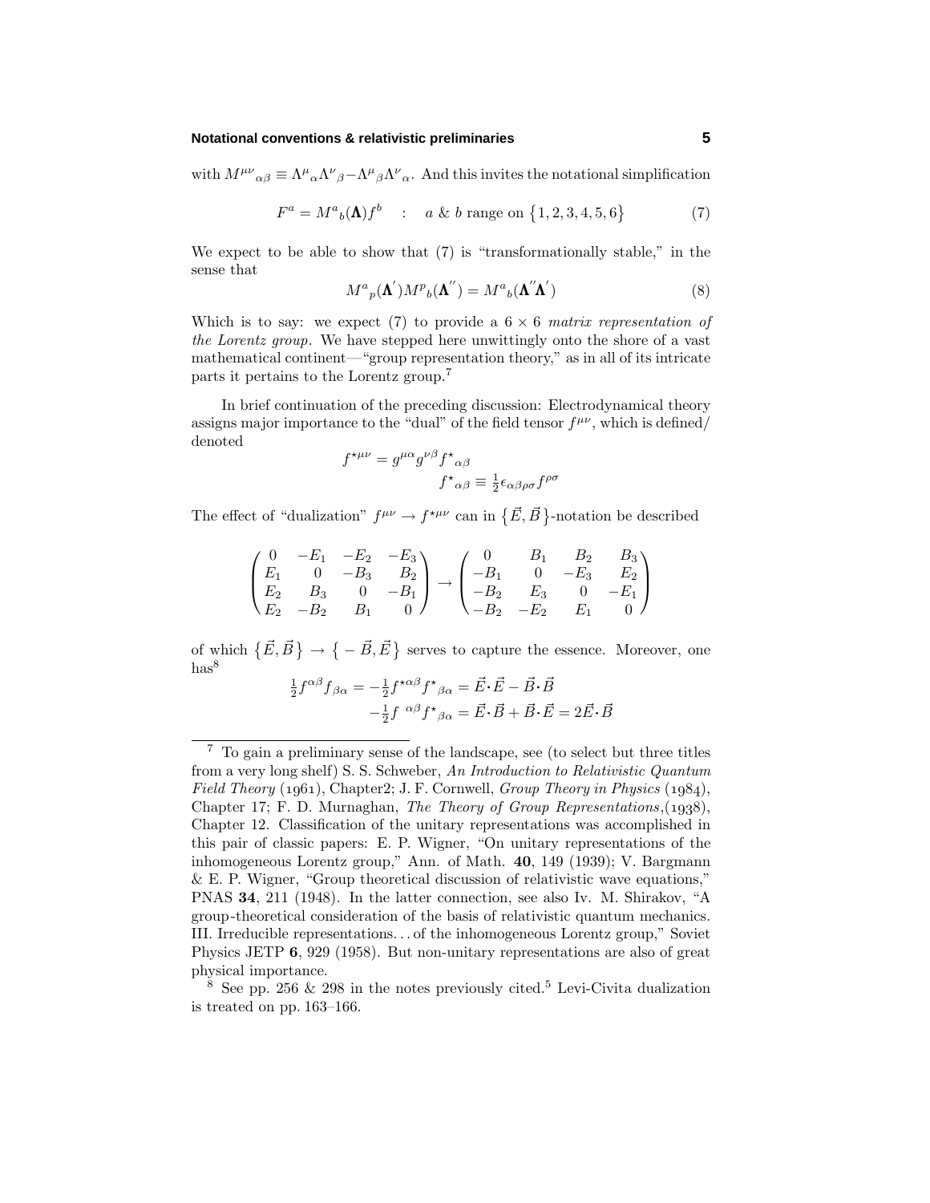with $M^{\mu\nu}{}_{\alpha\beta} \equiv \Lambda^\mu{}_\alpha \Lambda^\nu{}_\beta - \Lambda^\mu{}_\beta \Lambda^\nu{}_\alpha$. And this invites the notational simplification

$$F^a = M^a{}_b(\mathbf{\Lambda}) f^b \quad : \quad a \ \& \ b \text{ range on } \{1, 2, 3, 4, 5, 6\} \tag{7}$$

We expect to be able to show that (7) is "transformationally stable," in the sense that

$$M^a{}_p(\mathbf{\Lambda}') M^p{}_b(\mathbf{\Lambda}'') = M^a{}_b(\mathbf{\Lambda}''\mathbf{\Lambda}') \tag{8}$$

Which is to say: we expect (7) to provide a $6 \times 6$ *matrix representation of the Lorentz group*. We have stepped here unwittingly onto the shore of a vast mathematical continent—"group representation theory," as in all of its intricate parts it pertains to the Lorentz group.[7]

In brief continuation of the preceding discussion: Electrodynamical theory assigns major importance to the "dual" of the field tensor $f^{\mu\nu}$, which is defined/denoted

$$f^{\star\mu\nu} = g^{\mu\alpha} g^{\nu\beta} f^\star{}_{\alpha\beta}$$
$$f^\star{}_{\alpha\beta} \equiv \tfrac{1}{2} \epsilon_{\alpha\beta\rho\sigma} f^{\rho\sigma}$$

The effect of "dualization" $f^{\mu\nu} \to f^{\star\mu\nu}$ can in $\{\vec{E}, \vec{B}\}$-notation be described

$$\begin{pmatrix} 0 & -E_1 & -E_2 & -E_3 \\ E_1 & 0 & -B_3 & B_2 \\ E_2 & B_3 & 0 & -B_1 \\ E_2 & -B_2 & B_1 & 0 \end{pmatrix} \to \begin{pmatrix} 0 & B_1 & B_2 & B_3 \\ -B_1 & 0 & -E_3 & E_2 \\ -B_2 & E_3 & 0 & -E_1 \\ -B_2 & -E_2 & E_1 & 0 \end{pmatrix}$$

of which $\{\vec{E}, \vec{B}\} \to \{-\vec{B}, \vec{E}\}$ serves to capture the essence. Moreover, one has[8]

$$\tfrac{1}{2} f^{\alpha\beta} f_{\beta\alpha} = -\tfrac{1}{2} f^{\star\alpha\beta} f^\star{}_{\beta\alpha} = \vec{E}\cdot\vec{E} - \vec{B}\cdot\vec{B}$$
$$-\tfrac{1}{2} f^{\ \alpha\beta} f^\star{}_{\beta\alpha} = \vec{E}\cdot\vec{B} + \vec{B}\cdot\vec{E} = 2\vec{E}\cdot\vec{B}$$

---

[7] To gain a preliminary sense of the landscape, see (to select but three titles from a very long shelf) S. S. Schweber, *An Introduction to Relativistic Quantum Field Theory* (1961), Chapter2; J. F. Cornwell, *Group Theory in Physics* (1984), Chapter 17; F. D. Murnaghan, *The Theory of Group Representations*,(1938), Chapter 12. Classification of the unitary representations was accomplished in this pair of classic papers: E. P. Wigner, "On unitary representations of the inhomogeneous Lorentz group," Ann. of Math. **40**, 149 (1939); V. Bargmann & E. P. Wigner, "Group theoretical discussion of relativistic wave equations," PNAS **34**, 211 (1948). In the latter connection, see also Iv. M. Shirakov, "A group-theoretical consideration of the basis of relativistic quantum mechanics. III. Irreducible representations. . . of the inhomogeneous Lorentz group," Soviet Physics JETP **6**, 929 (1958). But non-unitary representations are also of great physical importance.

[8] See pp. 256 & 298 in the notes previously cited.[5] Levi-Civita dualization is treated on pp. 163–166.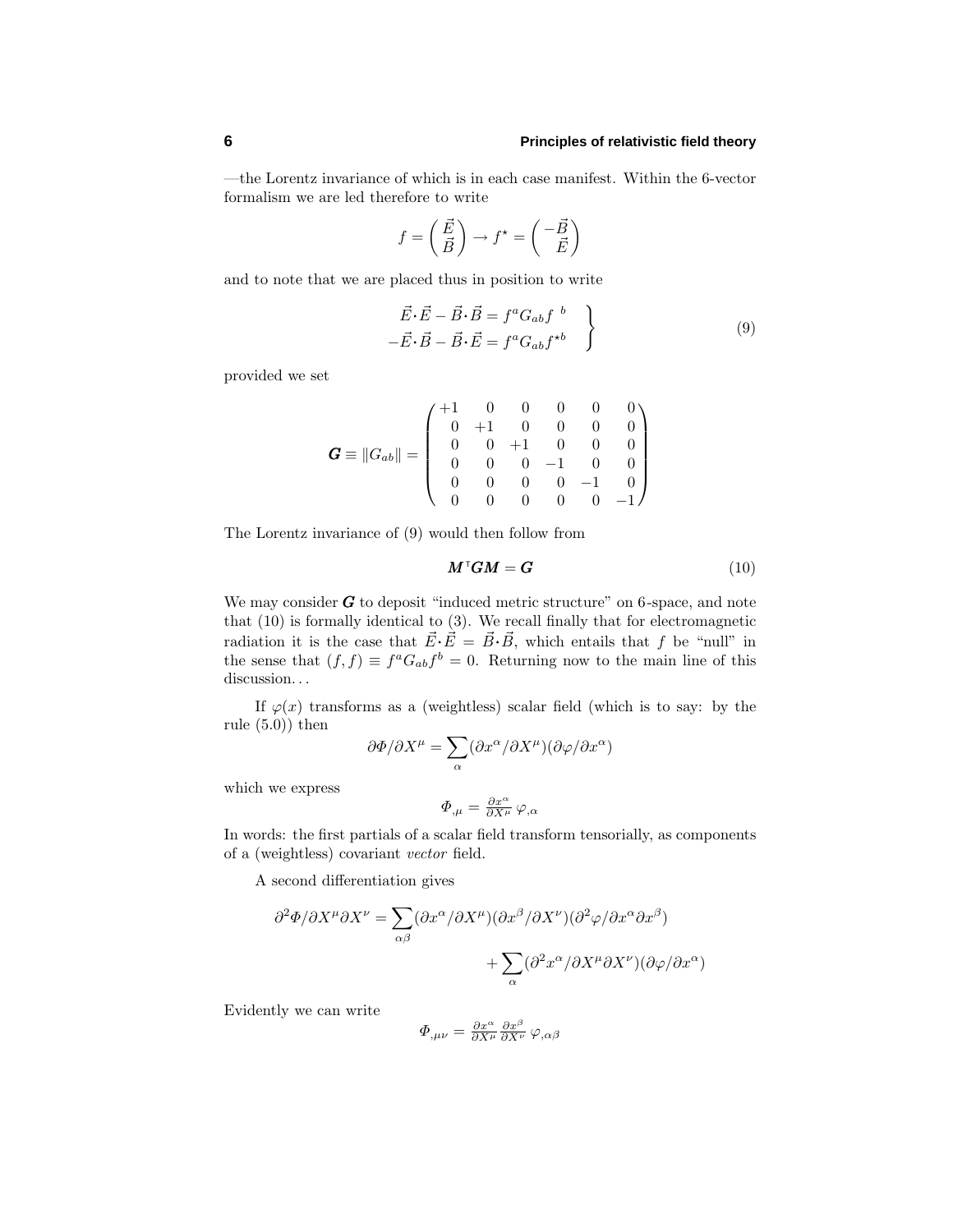—the Lorentz invariance of which is in each case manifest. Within the 6-vector formalism we are led therefore to write

$$f = \begin{pmatrix} \vec{E} \\ \vec{B} \end{pmatrix} \rightarrow f^\star = \begin{pmatrix} -\vec{B} \\ \vec{E} \end{pmatrix}$$

and to note that we are placed thus in position to write

$$\left.\begin{aligned} \vec{E}\cdot\vec{E} - \vec{B}\cdot\vec{B} &= f^a G_{ab} f^{\;b} \\ -\vec{E}\cdot\vec{B} - \vec{B}\cdot\vec{E} &= f^a G_{ab} f^{\star b} \end{aligned}\right\} \tag{9}$$

provided we set

$$\boldsymbol{G} \equiv \|G_{ab}\| = \begin{pmatrix} +1 & 0 & 0 & 0 & 0 & 0 \\ 0 & +1 & 0 & 0 & 0 & 0 \\ 0 & 0 & +1 & 0 & 0 & 0 \\ 0 & 0 & 0 & -1 & 0 & 0 \\ 0 & 0 & 0 & 0 & -1 & 0 \\ 0 & 0 & 0 & 0 & 0 & -1 \end{pmatrix}$$

The Lorentz invariance of (9) would then follow from

$$\boldsymbol{M}^{\mathsf{T}}\boldsymbol{G}\boldsymbol{M} = \boldsymbol{G} \tag{10}$$

We may consider $\boldsymbol{G}$ to deposit "induced metric structure" on 6-space, and note that (10) is formally identical to (3). We recall finally that for electromagnetic radiation it is the case that $\vec{E}\cdot\vec{E} = \vec{B}\cdot\vec{B}$, which entails that $f$ be "null" in the sense that $(f, f) \equiv f^a G_{ab} f^b = 0$. Returning now to the main line of this discussion...

If $\varphi(x)$ transforms as a (weightless) scalar field (which is to say: by the rule (5.0)) then

$$\partial\Phi/\partial X^\mu = \sum_\alpha (\partial x^\alpha/\partial X^\mu)(\partial\varphi/\partial x^\alpha)$$

which we express

$$\Phi_{,\mu} = \tfrac{\partial x^\alpha}{\partial X^\mu}\,\varphi_{,\alpha}$$

In words: the first partials of a scalar field transform tensorially, as components of a (weightless) covariant *vector* field.

A second differentiation gives

$$\begin{aligned} \partial^2\Phi/\partial X^\mu \partial X^\nu = \sum_{\alpha\beta} &(\partial x^\alpha/\partial X^\mu)(\partial x^\beta/\partial X^\nu)(\partial^2\varphi/\partial x^\alpha \partial x^\beta) \\ &+ \sum_\alpha (\partial^2 x^\alpha/\partial X^\mu \partial X^\nu)(\partial\varphi/\partial x^\alpha) \end{aligned}$$

Evidently we can write

$$\Phi_{,\mu\nu} = \tfrac{\partial x^\alpha}{\partial X^\mu}\tfrac{\partial x^\beta}{\partial X^\nu}\,\varphi_{,\alpha\beta}$$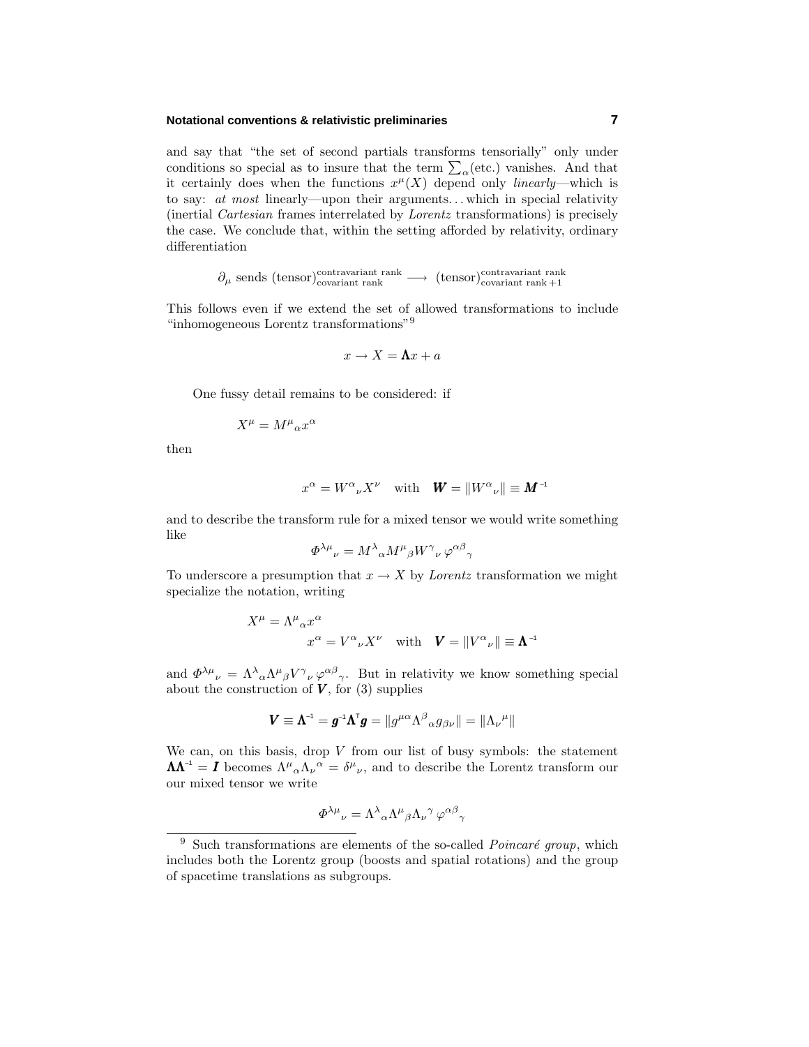and say that "the set of second partials transforms tensorially" only under conditions so special as to insure that the term $\sum_\alpha$(etc.) vanishes. And that it certainly does when the functions $x^\mu(X)$ depend only *linearly*—which is to say: *at most* linearly—upon their arguments... which in special relativity (inertial *Cartesian* frames interrelated by *Lorentz* transformations) is precisely the case. We conclude that, within the setting afforded by relativity, ordinary differentiation

$$\partial_\mu \text{ sends } (\text{tensor})^{\text{contravariant rank}}_{\text{covariant rank}} \longrightarrow (\text{tensor})^{\text{contravariant rank}}_{\text{covariant rank}+1}$$

This follows even if we extend the set of allowed transformations to include "inhomogeneous Lorentz transformations"[9]

$$x \to X = \mathbf{\Lambda} x + a$$

One fussy detail remains to be considered: if

$$X^\mu = M^\mu{}_\alpha x^\alpha$$

then

$$x^\alpha = W^\alpha{}_\nu X^\nu \quad \text{with} \quad \boldsymbol{W} = \|W^\alpha{}_\nu\| \equiv \boldsymbol{M}^{-1}$$

and to describe the transform rule for a mixed tensor we would write something like

$$\Phi^{\lambda\mu}{}_\nu = M^\lambda{}_\alpha M^\mu{}_\beta W^\gamma{}_\nu \, \varphi^{\alpha\beta}{}_\gamma$$

To underscore a presumption that $x \to X$ by *Lorentz* transformation we might specialize the notation, writing

$$\begin{aligned} X^\mu &= \Lambda^\mu{}_\alpha x^\alpha \\ x^\alpha &= V^\alpha{}_\nu X^\nu \quad \text{with} \quad \boldsymbol{V} = \|V^\alpha{}_\nu\| \equiv \mathbf{\Lambda}^{-1} \end{aligned}$$

and $\Phi^{\lambda\mu}{}_\nu = \Lambda^\lambda{}_\alpha \Lambda^\mu{}_\beta V^\gamma{}_\nu \, \varphi^{\alpha\beta}{}_\gamma$. But in relativity we know something special about the construction of $\boldsymbol{V}$, for (3) supplies

$$\boldsymbol{V} \equiv \mathbf{\Lambda}^{-1} = \boldsymbol{g}^{-1}\mathbf{\Lambda}^{\mathsf{T}}\boldsymbol{g} = \|g^{\mu\alpha}\Lambda^\beta{}_\alpha g_{\beta\nu}\| = \|\Lambda_\nu{}^\mu\|$$

We can, on this basis, drop $V$ from our list of busy symbols: the statement $\mathbf{\Lambda}\mathbf{\Lambda}^{-1} = \boldsymbol{I}$ becomes $\Lambda^\mu{}_\alpha \Lambda_\nu{}^\alpha = \delta^\mu{}_\nu$, and to describe the Lorentz transform our our mixed tensor we write

$$\Phi^{\lambda\mu}{}_\nu = \Lambda^\lambda{}_\alpha \Lambda^\mu{}_\beta \Lambda_\nu{}^\gamma \, \varphi^{\alpha\beta}{}_\gamma$$

---

[9] Such transformations are elements of the so-called *Poincaré group*, which includes both the Lorentz group (boosts and spatial rotations) and the group of spacetime translations as subgroups.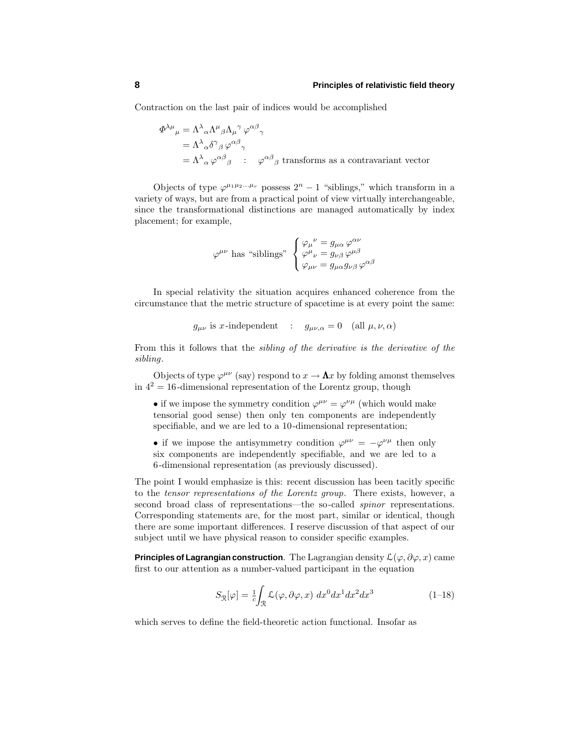Contraction on the last pair of indices would be accomplished

$$
\begin{aligned}
\Phi^{\lambda\mu}{}_{\mu} &= \Lambda^{\lambda}{}_{\alpha}\Lambda^{\mu}{}_{\beta}\Lambda_{\mu}{}^{\gamma}\,\varphi^{\alpha\beta}{}_{\gamma} \\
&= \Lambda^{\lambda}{}_{\alpha}\delta^{\gamma}{}_{\beta}\,\varphi^{\alpha\beta}{}_{\gamma} \\
&= \Lambda^{\lambda}{}_{\alpha}\,\varphi^{\alpha\beta}{}_{\beta} \quad : \quad \varphi^{\alpha\beta}{}_{\beta} \text{ transforms as a contravariant vector}
\end{aligned}
$$

Objects of type $\varphi^{\mu_1\mu_2\cdots\mu_r}$ possess $2^n - 1$ "siblings," which transform in a variety of ways, but are from a practical point of view virtually interchangeable, since the transformational distinctions are managed automatically by index placement; for example,

$$
\varphi^{\mu\nu} \text{ has "siblings" } \begin{cases} \varphi_{\mu}{}^{\nu} = g_{\mu\alpha}\,\varphi^{\alpha\nu} \\ \varphi^{\mu}{}_{\nu} = g_{\nu\beta}\,\varphi^{\mu\beta} \\ \varphi_{\mu\nu} = g_{\mu\alpha}g_{\nu\beta}\,\varphi^{\alpha\beta} \end{cases}
$$

In special relativity the situation acquires enhanced coherence from the circumstance that the metric structure of spacetime is at every point the same:

$$
g_{\mu\nu} \text{ is } x\text{-independent} \quad : \quad g_{\mu\nu,\alpha} = 0 \quad (\text{all } \mu,\nu,\alpha)
$$

From this it follows that the *sibling of the derivative is the derivative of the sibling*.

Objects of type $\varphi^{\mu\nu}$ (say) respond to $x \to \mathbf{\Lambda}x$ by folding amonst themselves in $4^2 = 16$-dimensional representation of the Lorentz group, though

- if we impose the symmetry condition $\varphi^{\mu\nu} = \varphi^{\nu\mu}$ (which would make tensorial good sense) then only ten components are independently specifiable, and we are led to a 10-dimensional representation;
- if we impose the antisymmetry condition $\varphi^{\mu\nu} = -\varphi^{\nu\mu}$ then only six components are independently specifiable, and we are led to a 6-dimensional representation (as previously discussed).

The point I would emphasize is this: recent discussion has been tacitly specific to the *tensor representations of the Lorentz group*. There exists, however, a second broad class of representations—the so-called *spinor* representations. Corresponding statements are, for the most part, similar or identical, though there are some important differences. I reserve discussion of that aspect of our subject until we have physical reason to consider specific examples.

**Principles of Lagrangian construction**. The Lagrangian density $\mathcal{L}(\varphi, \partial\varphi, x)$ came first to our attention as a number-valued participant in the equation

$$
S_{\mathcal{R}}[\varphi] = \tfrac{1}{c}\int_{\mathcal{R}} \mathcal{L}(\varphi, \partial\varphi, x)\; dx^0 dx^1 dx^2 dx^3 \tag{1–18}
$$

which serves to define the field-theoretic action functional. Insofar as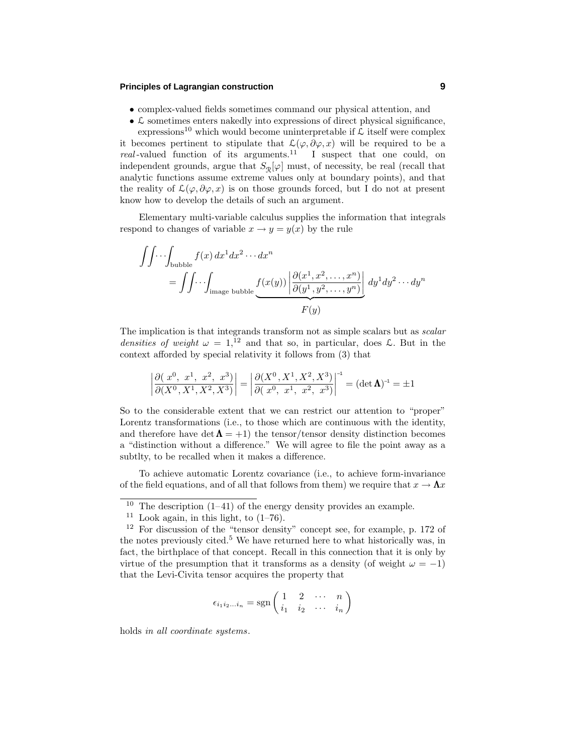- complex-valued fields sometimes command our physical attention, and
- $\mathcal{L}$ sometimes enters nakedly into expressions of direct physical significance, expressions[10] which would become uninterpretable if $\mathcal{L}$ itself were complex

it becomes pertinent to stipulate that $\mathcal{L}(\varphi, \partial\varphi, x)$ will be required to be a *real*-valued function of its arguments.[11] I suspect that one could, on independent grounds, argue that $S_{\mathcal{R}}[\varphi]$ must, of necessity, be real (recall that analytic functions assume extreme values only at boundary points), and that the reality of $\mathcal{L}(\varphi, \partial\varphi, x)$ is on those grounds forced, but I do not at present know how to develop the details of such an argument.

Elementary multi-variable calculus supplies the information that integrals respond to changes of variable $x \to y = y(x)$ by the rule

$$
\begin{aligned}
\iint\cdots\int_{\text{bubble}} f(x)\,dx^1dx^2\cdots dx^n \\
= \iint\cdots\int_{\text{image bubble}} \underbrace{f(x(y))\left|\frac{\partial(x^1,x^2,\ldots,x^n)}{\partial(y^1,y^2,\ldots,y^n)}\right|}_{F(y)} dy^1dy^2\cdots dy^n
\end{aligned}
$$

The implication is that integrands transform not as simple scalars but as *scalar densities of weight* $\omega = 1$,[12] and that so, in particular, does $\mathcal{L}$. But in the context afforded by special relativity it follows from (3) that

$$
\left|\frac{\partial(\,x^0,\;x^1,\;x^2,\;x^3)}{\partial(X^0,X^1,X^2,X^3)}\right| = \left|\frac{\partial(X^0,X^1,X^2,X^3)}{\partial(\,x^0,\;x^1,\;x^2,\;x^3)}\right|^{-1} = (\det\mathbf{\Lambda})^{-1} = \pm 1
$$

So to the considerable extent that we can restrict our attention to "proper" Lorentz transformations (i.e., to those which are continuous with the identity, and therefore have $\det\mathbf{\Lambda} = +1$) the tensor/tensor density distinction becomes a "distinction without a difference." We will agree to file the point away as a subtlty, to be recalled when it makes a difference.

To achieve automatic Lorentz covariance (i.e., to achieve form-invariance of the field equations, and of all that follows from them) we require that $x \to \mathbf{\Lambda}x$

---

[10] The description (1–41) of the energy density provides an example.

[11] Look again, in this light, to (1–76).

[12] For discussion of the "tensor density" concept see, for example, p. 172 of the notes previously cited.[5] We have returned here to what historically was, in fact, the birthplace of that concept. Recall in this connection that it is only by virtue of the presumption that it transforms as a density (of weight $\omega = -1$) that the Levi-Civita tensor acquires the property that

$$
\epsilon_{i_1 i_2 \ldots i_n} = \text{sgn}\begin{pmatrix} 1 & 2 & \cdots & n \\ i_1 & i_2 & \cdots & i_n \end{pmatrix}
$$

holds *in all coordinate systems*.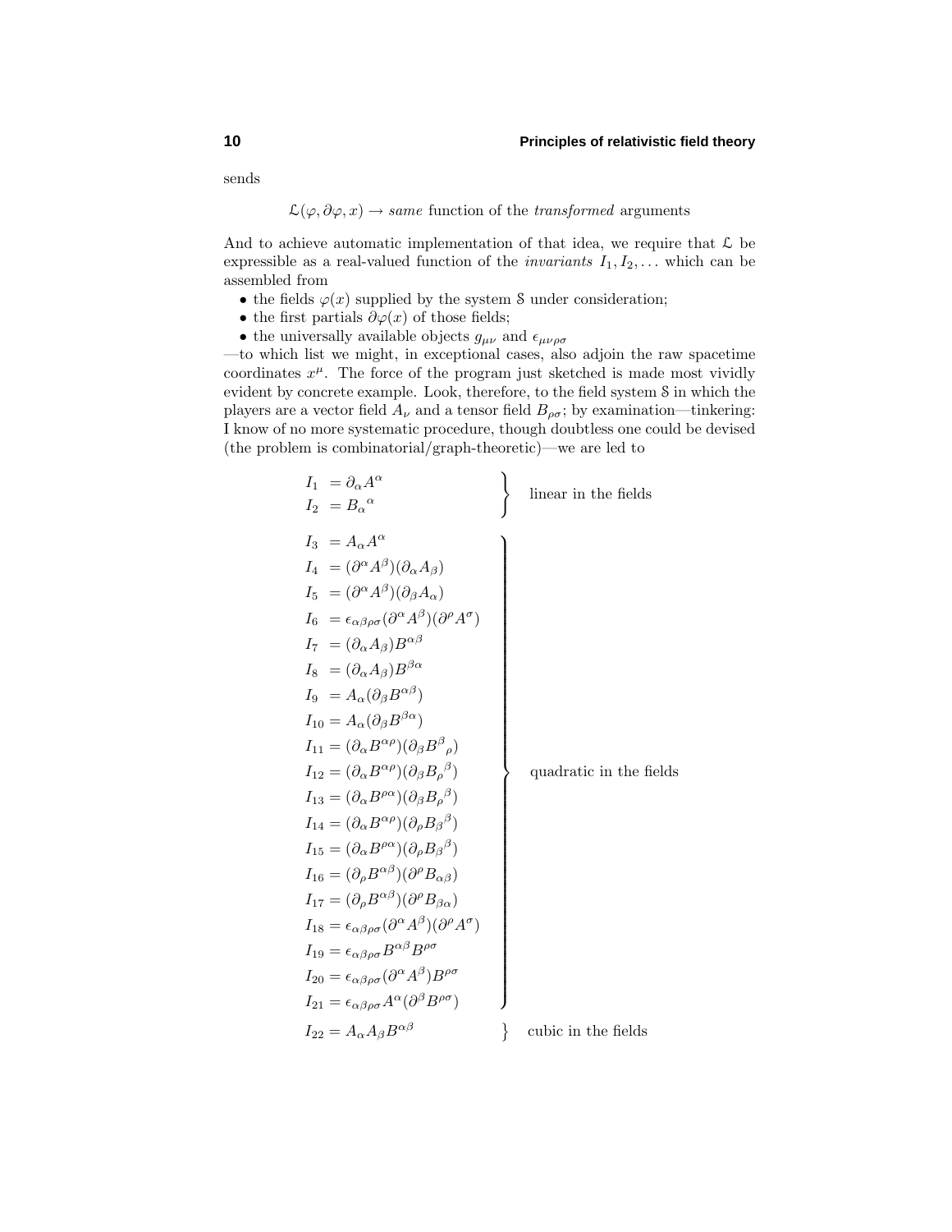sends

$$\mathcal{L}(\varphi, \partial\varphi, x) \rightarrow \textit{same} \text{ function of the } \textit{transformed} \text{ arguments}$$

And to achieve automatic implementation of that idea, we require that $\mathcal{L}$ be expressible as a real-valued function of the *invariants* $I_1, I_2, \ldots$ which can be assembled from

- the fields $\varphi(x)$ supplied by the system $\mathcal{S}$ under consideration;
- the first partials $\partial\varphi(x)$ of those fields;
- the universally available objects $g_{\mu\nu}$ and $\epsilon_{\mu\nu\rho\sigma}$

—to which list we might, in exceptional cases, also adjoin the raw spacetime coordinates $x^\mu$. The force of the program just sketched is made most vividly evident by concrete example. Look, therefore, to the field system $\mathcal{S}$ in which the players are a vector field $A_\nu$ and a tensor field $B_{\rho\sigma}$; by examination—tinkering: I know of no more systematic procedure, though doubtless one could be devised (the problem is combinatorial/graph-theoretic)—we are led to

$$\left.\begin{aligned}
I_1 &= \partial_\alpha A^\alpha \\
I_2 &= B_\alpha{}^\alpha
\end{aligned}\right\} \quad \text{linear in the fields}$$

$$\left.\begin{aligned}
I_3 &= A_\alpha A^\alpha \\
I_4 &= (\partial^\alpha A^\beta)(\partial_\alpha A_\beta) \\
I_5 &= (\partial^\alpha A^\beta)(\partial_\beta A_\alpha) \\
I_6 &= \epsilon_{\alpha\beta\rho\sigma}(\partial^\alpha A^\beta)(\partial^\rho A^\sigma) \\
I_7 &= (\partial_\alpha A_\beta)B^{\alpha\beta} \\
I_8 &= (\partial_\alpha A_\beta)B^{\beta\alpha} \\
I_9 &= A_\alpha(\partial_\beta B^{\alpha\beta}) \\
I_{10} &= A_\alpha(\partial_\beta B^{\beta\alpha}) \\
I_{11} &= (\partial_\alpha B^{\alpha\rho})(\partial_\beta B^\beta{}_\rho) \\
I_{12} &= (\partial_\alpha B^{\alpha\rho})(\partial_\beta B_\rho{}^\beta) \\
I_{13} &= (\partial_\alpha B^{\rho\alpha})(\partial_\beta B_\rho{}^\beta) \\
I_{14} &= (\partial_\alpha B^{\alpha\rho})(\partial_\rho B_\beta{}^\beta) \\
I_{15} &= (\partial_\alpha B^{\rho\alpha})(\partial_\rho B_\beta{}^\beta) \\
I_{16} &= (\partial_\rho B^{\alpha\beta})(\partial^\rho B_{\alpha\beta}) \\
I_{17} &= (\partial_\rho B^{\alpha\beta})(\partial^\rho B_{\beta\alpha}) \\
I_{18} &= \epsilon_{\alpha\beta\rho\sigma}(\partial^\alpha A^\beta)(\partial^\rho A^\sigma) \\
I_{19} &= \epsilon_{\alpha\beta\rho\sigma}B^{\alpha\beta}B^{\rho\sigma} \\
I_{20} &= \epsilon_{\alpha\beta\rho\sigma}(\partial^\alpha A^\beta)B^{\rho\sigma} \\
I_{21} &= \epsilon_{\alpha\beta\rho\sigma}A^\alpha(\partial^\beta B^{\rho\sigma})
\end{aligned}\right\} \quad \text{quadratic in the fields}$$

$$\left.\begin{aligned}
I_{22} &= A_\alpha A_\beta B^{\alpha\beta}
\end{aligned}\right\} \quad \text{cubic in the fields}$$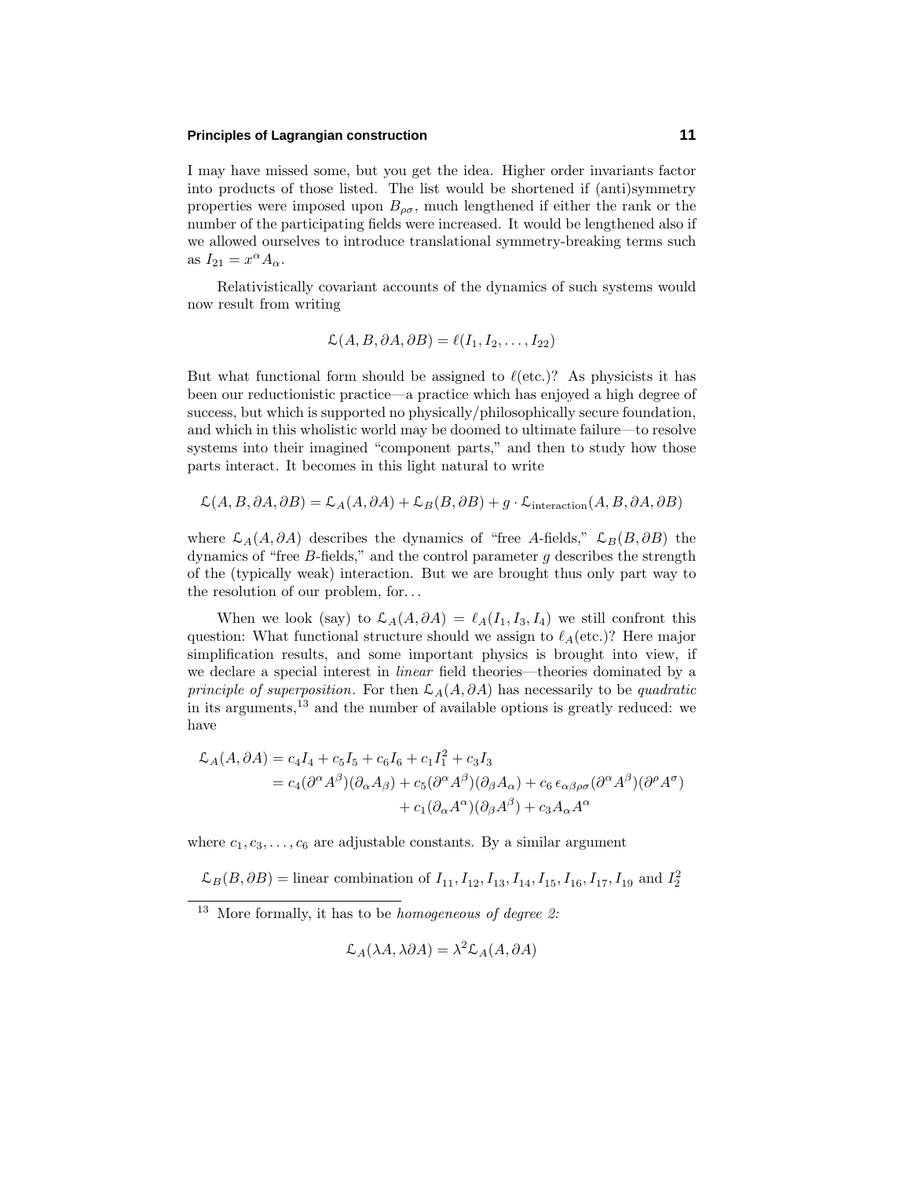I may have missed some, but you get the idea. Higher order invariants factor into products of those listed. The list would be shortened if (anti)symmetry properties were imposed upon $B_{\rho\sigma}$, much lengthened if either the rank or the number of the participating fields were increased. It would be lengthened also if we allowed ourselves to introduce translational symmetry-breaking terms such as $I_{21} = x^\alpha A_\alpha$.

Relativistically covariant accounts of the dynamics of such systems would now result from writing

$$\mathcal{L}(A, B, \partial A, \partial B) = \ell(I_1, I_2, \ldots, I_{22})$$

But what functional form should be assigned to $\ell$(etc.)? As physicists it has been our reductionistic practice—a practice which has enjoyed a high degree of success, but which is supported no physically/philosophically secure foundation, and which in this wholistic world may be doomed to ultimate failure—to resolve systems into their imagined "component parts," and then to study how those parts interact. It becomes in this light natural to write

$$\mathcal{L}(A, B, \partial A, \partial B) = \mathcal{L}_A(A, \partial A) + \mathcal{L}_B(B, \partial B) + g \cdot \mathcal{L}_{\text{interaction}}(A, B, \partial A, \partial B)$$

where $\mathcal{L}_A(A, \partial A)$ describes the dynamics of "free $A$-fields," $\mathcal{L}_B(B, \partial B)$ the dynamics of "free $B$-fields," and the control parameter $g$ describes the strength of the (typically weak) interaction. But we are brought thus only part way to the resolution of our problem, for...

When we look (say) to $\mathcal{L}_A(A, \partial A) = \ell_A(I_1, I_3, I_4)$ we still confront this question: What functional structure should we assign to $\ell_A$(etc.)? Here major simplification results, and some important physics is brought into view, if we declare a special interest in *linear* field theories—theories dominated by a *principle of superposition*. For then $\mathcal{L}_A(A, \partial A)$ has necessarily to be *quadratic* in its arguments,[13] and the number of available options is greatly reduced: we have

$$\begin{aligned}
\mathcal{L}_A(A, \partial A) &= c_4 I_4 + c_5 I_5 + c_6 I_6 + c_1 I_1^2 + c_3 I_3 \\
&= c_4 (\partial^\alpha A^\beta)(\partial_\alpha A_\beta) + c_5 (\partial^\alpha A^\beta)(\partial_\beta A_\alpha) + c_6\, \epsilon_{\alpha\beta\rho\sigma}(\partial^\alpha A^\beta)(\partial^\rho A^\sigma) \\
&\qquad + c_1 (\partial_\alpha A^\alpha)(\partial_\beta A^\beta) + c_3 A_\alpha A^\alpha
\end{aligned}$$

where $c_1, c_3, \ldots, c_6$ are adjustable constants. By a similar argument

$$\mathcal{L}_B(B, \partial B) = \text{linear combination of } I_{11}, I_{12}, I_{13}, I_{14}, I_{15}, I_{16}, I_{17}, I_{19} \text{ and } I_2^2$$

---

[13] More formally, it has to be *homogeneous of degree 2:*

$$\mathcal{L}_A(\lambda A, \lambda \partial A) = \lambda^2 \mathcal{L}_A(A, \partial A)$$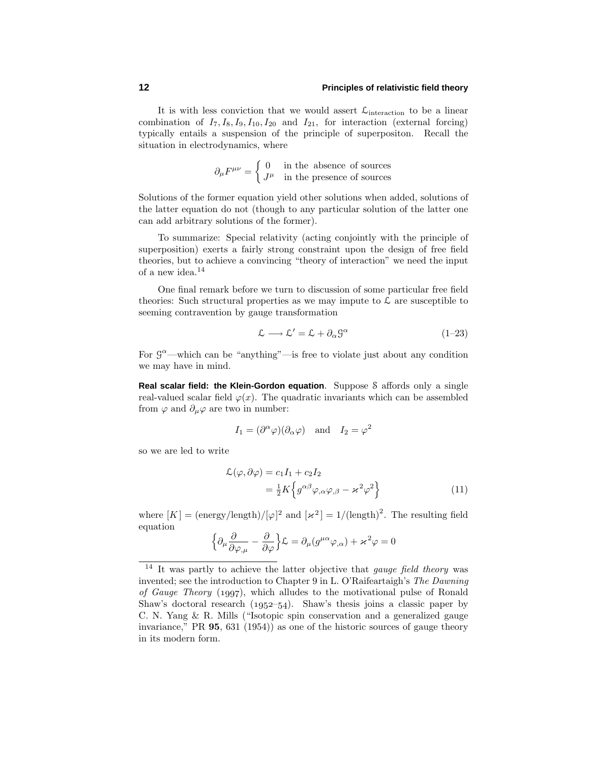It is with less conviction that we would assert $\mathcal{L}_{\text{interaction}}$ to be a linear combination of $I_7, I_8, I_9, I_{10}, I_{20}$ and $I_{21}$, for interaction (external forcing) typically entails a suspension of the principle of superpositon. Recall the situation in electrodynamics, where

$$\partial_\mu F^{\mu\nu} = \begin{cases} 0 & \text{in the absence of sources} \\ J^\mu & \text{in the presence of sources} \end{cases}$$

Solutions of the former equation yield other solutions when added, solutions of the latter equation do not (though to any particular solution of the latter one can add arbitrary solutions of the former).

To summarize: Special relativity (acting conjointly with the principle of superposition) exerts a fairly strong constraint upon the design of free field theories, but to achieve a convincing "theory of interaction" we need the input of a new idea.[14]

One final remark before we turn to discussion of some particular free field theories: Such structural properties as we may impute to $\mathcal{L}$ are susceptible to seeming contravention by gauge transformation

$$\mathcal{L} \longrightarrow \mathcal{L}' = \mathcal{L} + \partial_\alpha \mathcal{G}^\alpha \tag{1–23}$$

For $\mathcal{G}^\alpha$—which can be "anything"—is free to violate just about any condition we may have in mind.

**Real scalar field: the Klein-Gordon equation**. Suppose $\mathcal{S}$ affords only a single real-valued scalar field $\varphi(x)$. The quadratic invariants which can be assembled from $\varphi$ and $\partial_\mu \varphi$ are two in number:

$$I_1 = (\partial^\alpha \varphi)(\partial_\alpha \varphi) \quad \text{and} \quad I_2 = \varphi^2$$

so we are led to write

$$\begin{aligned} \mathcal{L}(\varphi, \partial\varphi) &= c_1 I_1 + c_2 I_2 \\ &= \tfrac{1}{2}K\Big\{g^{\alpha\beta}\varphi_{,\alpha}\varphi_{,\beta} - \varkappa^2\varphi^2\Big\} \end{aligned} \tag{11}$$

where $[K] = (\text{energy/length})/[\varphi]^2$ and $[\varkappa^2] = 1/(\text{length})^2$. The resulting field equation

$$\Big\{\partial_\mu \frac{\partial}{\partial \varphi_{,\mu}} - \frac{\partial}{\partial \varphi}\Big\}\mathcal{L} = \partial_\mu(g^{\mu\alpha}\varphi_{,\alpha}) + \varkappa^2 \varphi = 0$$

---

[14] It was partly to achieve the latter objective that *gauge field theory* was invented; see the introduction to Chapter 9 in L. O'Raifeartaigh's *The Dawning of Gauge Theory* (1997), which alludes to the motivational pulse of Ronald Shaw's doctoral research (1952–54). Shaw's thesis joins a classic paper by C. N. Yang & R. Mills ("Isotopic spin conservation and a generalized gauge invariance," PR **95**, 631 (1954)) as one of the historic sources of gauge theory in its modern form.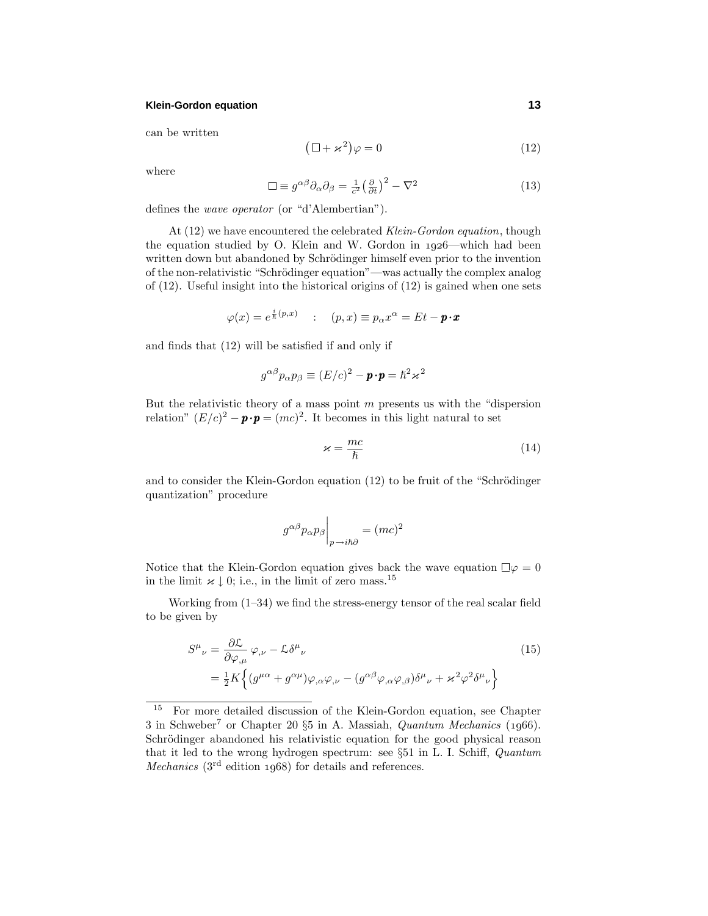can be written

$$\big(\square + \varkappa^2\big)\varphi = 0 \tag{12}$$

where

$$\square \equiv g^{\alpha\beta}\partial_\alpha\partial_\beta = \tfrac{1}{c^2}\big(\tfrac{\partial}{\partial t}\big)^2 - \nabla^2 \tag{13}$$

defines the *wave operator* (or "d'Alembertian").

At (12) we have encountered the celebrated *Klein-Gordon equation*, though the equation studied by O. Klein and W. Gordon in 1926—which had been written down but abandoned by Schrödinger himself even prior to the invention of the non-relativistic "Schrödinger equation"—was actually the complex analog of (12). Useful insight into the historical origins of (12) is gained when one sets

$$\varphi(x) = e^{\frac{i}{\hbar}(p,x)} \quad : \quad (p,x) \equiv p_\alpha x^\alpha = Et - \boldsymbol{p}\cdot\boldsymbol{x}$$

and finds that (12) will be satisfied if and only if

$$g^{\alpha\beta}p_\alpha p_\beta \equiv (E/c)^2 - \boldsymbol{p}\cdot\boldsymbol{p} = \hbar^2\varkappa^2$$

But the relativistic theory of a mass point $m$ presents us with the "dispersion relation" $(E/c)^2 - \boldsymbol{p}\cdot\boldsymbol{p} = (mc)^2$. It becomes in this light natural to set

$$\varkappa = \frac{mc}{\hbar} \tag{14}$$

and to consider the Klein-Gordon equation (12) to be fruit of the "Schrödinger quantization" procedure

$$g^{\alpha\beta}p_\alpha p_\beta\Big|_{p\to i\hbar\partial} = (mc)^2$$

Notice that the Klein-Gordon equation gives back the wave equation $\square\varphi = 0$ in the limit $\varkappa \downarrow 0$; i.e., in the limit of zero mass.[15]

Working from (1–34) we find the stress-energy tensor of the real scalar field to be given by

$$\begin{aligned} S^\mu{}_\nu &= \frac{\partial\mathcal{L}}{\partial\varphi_{,\mu}}\,\varphi_{,\nu} - \mathcal{L}\delta^\mu{}_\nu \\ &= \tfrac{1}{2}K\Big\{(g^{\mu\alpha} + g^{\alpha\mu})\varphi_{,\alpha}\varphi_{,\nu} - (g^{\alpha\beta}\varphi_{,\alpha}\varphi_{,\beta})\delta^\mu{}_\nu + \varkappa^2\varphi^2\delta^\mu{}_\nu\Big\} \end{aligned} \tag{15}$$

---

[15] For more detailed discussion of the Klein-Gordon equation, see Chapter 3 in Schweber[7] or Chapter 20 §5 in A. Massiah, *Quantum Mechanics* (1966). Schrödinger abandoned his relativistic equation for the good physical reason that it led to the wrong hydrogen spectrum: see §51 in L. I. Schiff, *Quantum Mechanics* (3rd edition 1968) for details and references.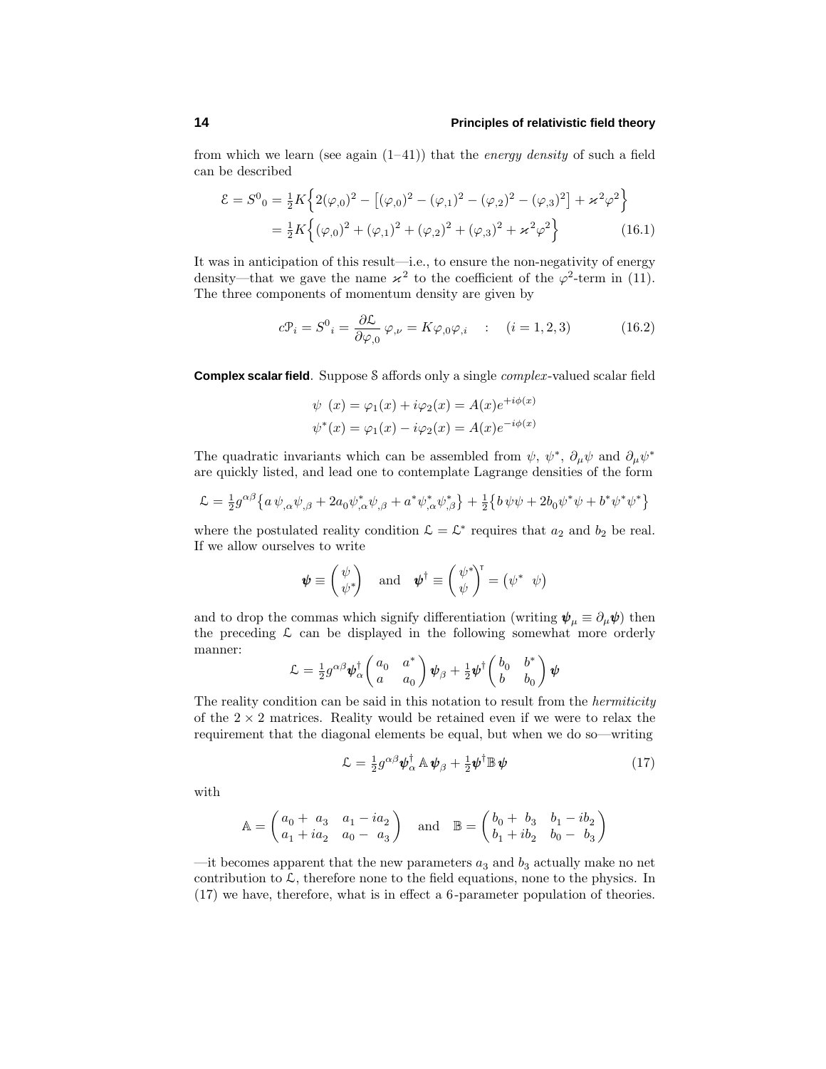from which we learn (see again (1–41)) that the *energy density* of such a field can be described

$$
\begin{aligned}
\mathcal{E} = S^0{}_0 &= \tfrac{1}{2}K\Big\{2(\varphi_{,0})^2 - \big[(\varphi_{,0})^2 - (\varphi_{,1})^2 - (\varphi_{,2})^2 - (\varphi_{,3})^2\big] + \varkappa^2\varphi^2\Big\} \\
&= \tfrac{1}{2}K\Big\{(\varphi_{,0})^2 + (\varphi_{,1})^2 + (\varphi_{,2})^2 + (\varphi_{,3})^2 + \varkappa^2\varphi^2\Big\} \qquad (16.1)
\end{aligned}
$$

It was in anticipation of this result—i.e., to ensure the non-negativity of energy density—that we gave the name $\varkappa^2$ to the coefficient of the $\varphi^2$-term in (11). The three components of momentum density are given by

$$
c\mathcal{P}_i = S^0{}_i = \frac{\partial \mathcal{L}}{\partial \varphi_{,0}}\,\varphi_{,\nu} = K\varphi_{,0}\varphi_{,i} \quad : \quad (i = 1,2,3) \qquad (16.2)
$$

**Complex scalar field**. Suppose $\mathcal{S}$ affords only a single *complex*-valued scalar field

$$
\begin{aligned}
\psi\ \,(x) &= \varphi_1(x) + i\varphi_2(x) = A(x)e^{+i\phi(x)} \\
\psi^*(x) &= \varphi_1(x) - i\varphi_2(x) = A(x)e^{-i\phi(x)}
\end{aligned}
$$

The quadratic invariants which can be assembled from $\psi$, $\psi^*$, $\partial_\mu\psi$ and $\partial_\mu\psi^*$ are quickly listed, and lead one to contemplate Lagrange densities of the form

$$
\mathcal{L} = \tfrac{1}{2}g^{\alpha\beta}\big\{a\,\psi_{,\alpha}\psi_{,\beta} + 2a_0\psi^*_{,\alpha}\psi_{,\beta} + a^*\psi^*_{,\alpha}\psi^*_{,\beta}\big\} + \tfrac{1}{2}\big\{b\,\psi\psi + 2b_0\psi^*\psi + b^*\psi^*\psi^*\big\}
$$

where the postulated reality condition $\mathcal{L} = \mathcal{L}^*$ requires that $a_2$ and $b_2$ be real. If we allow ourselves to write

$$
\boldsymbol{\psi} \equiv \begin{pmatrix}\psi\\ \psi^*\end{pmatrix} \quad \text{and} \quad \boldsymbol{\psi}^\dagger \equiv \begin{pmatrix}\psi^*\\ \psi\end{pmatrix}^{\mathsf{T}} = \begin{pmatrix}\psi^* & \psi\end{pmatrix}
$$

and to drop the commas which signify differentiation (writing $\boldsymbol{\psi}_\mu \equiv \partial_\mu\boldsymbol{\psi}$) then the preceding $\mathcal{L}$ can be displayed in the following somewhat more orderly manner:

$$
\mathcal{L} = \tfrac{1}{2}g^{\alpha\beta}\boldsymbol{\psi}^\dagger_\alpha\begin{pmatrix}a_0 & a^*\\ a & a_0\end{pmatrix}\boldsymbol{\psi}_\beta + \tfrac{1}{2}\boldsymbol{\psi}^\dagger\begin{pmatrix}b_0 & b^*\\ b & b_0\end{pmatrix}\boldsymbol{\psi}
$$

The reality condition can be said in this notation to result from the *hermiticity* of the $2\times 2$ matrices. Reality would be retained even if we were to relax the requirement that the diagonal elements be equal, but when we do so—writing

$$
\mathcal{L} = \tfrac{1}{2}g^{\alpha\beta}\boldsymbol{\psi}^\dagger_\alpha\,\mathbb{A}\,\boldsymbol{\psi}_\beta + \tfrac{1}{2}\boldsymbol{\psi}^\dagger\mathbb{B}\,\boldsymbol{\psi} \qquad (17)
$$

with

$$
\mathbb{A} = \begin{pmatrix}a_0 +\ a_3 & a_1 - ia_2\\ a_1 + ia_2 & a_0 -\ a_3\end{pmatrix} \quad \text{and} \quad \mathbb{B} = \begin{pmatrix}b_0 +\ b_3 & b_1 - ib_2\\ b_1 + ib_2 & b_0 -\ b_3\end{pmatrix}
$$

—it becomes apparent that the new parameters $a_3$ and $b_3$ actually make no net contribution to $\mathcal{L}$, therefore none to the field equations, none to the physics. In (17) we have, therefore, what is in effect a 6-parameter population of theories.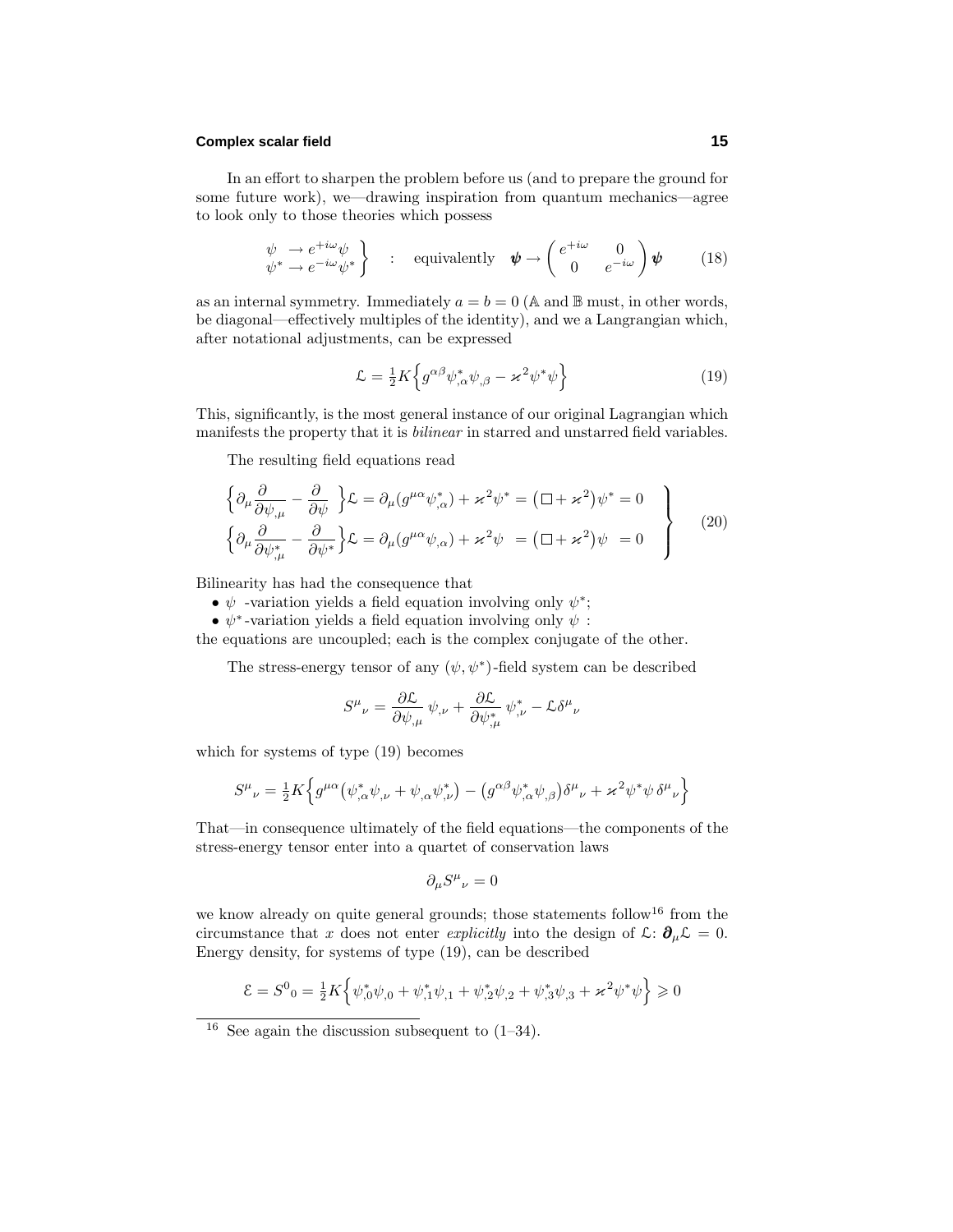In an effort to sharpen the problem before us (and to prepare the ground for some future work), we—drawing inspiration from quantum mechanics—agree to look only to those theories which possess

$$\left.\begin{array}{l}\psi \;\;\to e^{+i\omega}\psi\\ \psi^* \to e^{-i\omega}\psi^*\end{array}\right\} \quad : \quad \text{equivalently} \quad \boldsymbol{\psi} \to \begin{pmatrix} e^{+i\omega} & 0 \\ 0 & e^{-i\omega}\end{pmatrix}\boldsymbol{\psi} \tag{18}$$

as an internal symmetry. Immediately $a = b = 0$ ($\mathbb{A}$ and $\mathbb{B}$ must, in other words, be diagonal—effectively multiples of the identity), and we a Langrangian which, after notational adjustments, can be expressed

$$\mathcal{L} = \tfrac{1}{2}K\Big\{g^{\alpha\beta}\psi^*_{,\alpha}\psi_{,\beta} - \varkappa^2\psi^*\psi\Big\} \tag{19}$$

This, significantly, is the most general instance of our original Lagrangian which manifests the property that it is *bilinear* in starred and unstarred field variables.

The resulting field equations read

$$\left.\begin{array}{l}\Big\{\partial_\mu \dfrac{\partial}{\partial\psi_{,\mu}} - \dfrac{\partial}{\partial\psi}\;\Big\}\mathcal{L} = \partial_\mu(g^{\mu\alpha}\psi^*_{,\alpha}) + \varkappa^2\psi^* = \big(\square + \varkappa^2\big)\psi^* = 0\\[2ex] \Big\{\partial_\mu \dfrac{\partial}{\partial\psi^*_{,\mu}} - \dfrac{\partial}{\partial\psi^*}\Big\}\mathcal{L} = \partial_\mu(g^{\mu\alpha}\psi_{,\alpha}) + \varkappa^2\psi \;\;= \big(\square + \varkappa^2\big)\psi \;\;= 0\end{array}\right\} \tag{20}$$

Bilinearity has had the consequence that

- $\psi$ -variation yields a field equation involving only $\psi^*$;
- $\psi^*$-variation yields a field equation involving only $\psi$ :

the equations are uncoupled; each is the complex conjugate of the other.

The stress-energy tensor of any $(\psi,\psi^*)$-field system can be described

$$S^\mu{}_\nu = \frac{\partial\mathcal{L}}{\partial\psi_{,\mu}}\,\psi_{,\nu} + \frac{\partial\mathcal{L}}{\partial\psi^*_{,\mu}}\,\psi^*_{,\nu} - \mathcal{L}\delta^\mu{}_\nu$$

which for systems of type (19) becomes

$$S^\mu{}_\nu = \tfrac{1}{2}K\Big\{g^{\mu\alpha}\big(\psi^*_{,\alpha}\psi_{,\nu} + \psi_{,\alpha}\psi^*_{,\nu}\big) - \big(g^{\alpha\beta}\psi^*_{,\alpha}\psi_{,\beta}\big)\delta^\mu{}_\nu + \varkappa^2\psi^*\psi\,\delta^\mu{}_\nu\Big\}$$

That—in consequence ultimately of the field equations—the components of the stress-energy tensor enter into a quartet of conservation laws

$$\partial_\mu S^\mu{}_\nu = 0$$

we know already on quite general grounds; those statements follow[16] from the circumstance that $x$ does not enter *explicitly* into the design of $\mathcal{L}$: $\boldsymbol{\partial}_\mu\mathcal{L} = 0$. Energy density, for systems of type (19), can be described

$$\mathcal{E} = S^0{}_0 = \tfrac{1}{2}K\Big\{\psi^*_{,0}\psi_{,0} + \psi^*_{,1}\psi_{,1} + \psi^*_{,2}\psi_{,2} + \psi^*_{,3}\psi_{,3} + \varkappa^2\psi^*\psi\Big\} \geqslant 0$$

[16] See again the discussion subsequent to (1–34).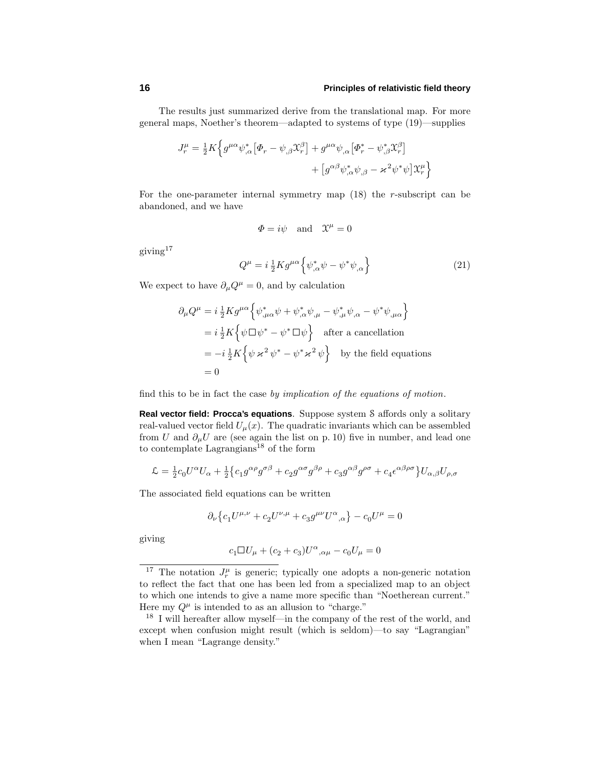The results just summarized derive from the translational map. For more general maps, Noether's theorem—adapted to systems of type (19)—supplies

$$J^\mu_r = \tfrac{1}{2}K\Big\{g^{\mu\alpha}\psi^*_{,\alpha}\big[\varPhi_r - \psi_{,\beta}\mathcal{X}^\beta_r\big] + g^{\mu\alpha}\psi_{,\alpha}\big[\varPhi^*_r - \psi^*_{,\beta}\mathcal{X}^\beta_r\big] + \big[g^{\alpha\beta}\psi^*_{,\alpha}\psi_{,\beta} - \varkappa^2\psi^*\psi\big]\mathcal{X}^\mu_r\Big\}$$

For the one-parameter internal symmetry map (18) the $r$-subscript can be abandoned, and we have

$$\varPhi = i\psi \quad\text{and}\quad \mathcal{X}^\mu = 0$$

giving[17]

$$Q^\mu = i\,\tfrac{1}{2}Kg^{\mu\alpha}\Big\{\psi^*_{,\alpha}\psi - \psi^*\psi_{,\alpha}\Big\} \tag{21}$$

We expect to have $\partial_\mu Q^\mu = 0$, and by calculation

$$\begin{aligned}
\partial_\mu Q^\mu &= i\,\tfrac{1}{2}Kg^{\mu\alpha}\Big\{\psi^*_{,\mu\alpha}\psi + \psi^*_{,\alpha}\psi_{,\mu} - \psi^*_{,\mu}\psi_{,\alpha} - \psi^*\psi_{,\mu\alpha}\Big\}\\
&= i\,\tfrac{1}{2}K\Big\{\psi\,\Box\,\psi^* - \psi^*\,\Box\,\psi\Big\} \quad \text{after a cancellation}\\
&= -i\,\tfrac{1}{2}K\Big\{\psi\,\varkappa^2\,\psi^* - \psi^*\varkappa^2\,\psi\Big\} \quad \text{by the field equations}\\
&= 0
\end{aligned}$$

find this to be in fact the case *by implication of the equations of motion*.

**Real vector field: Procca's equations**. Suppose system $\mathcal{S}$ affords only a solitary real-valued vector field $U_\mu(x)$. The quadratic invariants which can be assembled from $U$ and $\partial_\mu U$ are (see again the list on p. 10) five in number, and lead one to contemplate Lagrangians[18] of the form

$$\mathcal{L} = \tfrac{1}{2}c_0 U^\alpha U_\alpha + \tfrac{1}{2}\big\{c_1 g^{\alpha\rho}g^{\sigma\beta} + c_2 g^{\alpha\sigma}g^{\beta\rho} + c_3 g^{\alpha\beta}g^{\rho\sigma} + c_4\epsilon^{\alpha\beta\rho\sigma}\big\}U_{\alpha,\beta}U_{\rho,\sigma}$$

The associated field equations can be written

$$\partial_\nu\big\{c_1 U^{\mu,\nu} + c_2 U^{\nu,\mu} + c_3 g^{\mu\nu}U^\alpha{}_{,\alpha}\big\} - c_0 U^\mu = 0$$

giving

$$c_1\Box U_\mu + (c_2 + c_3)U^\alpha{}_{,\alpha\mu} - c_0 U_\mu = 0$$

---

[17] The notation $J^\mu_r$ is generic; typically one adopts a non-generic notation to reflect the fact that one has been led from a specialized map to an object to which one intends to give a name more specific than "Noetherean current." Here my $Q^\mu$ is intended to as an allusion to "charge."

[18] I will hereafter allow myself—in the company of the rest of the world, and except when confusion might result (which is seldom)—to say "Lagrangian" when I mean "Lagrange density."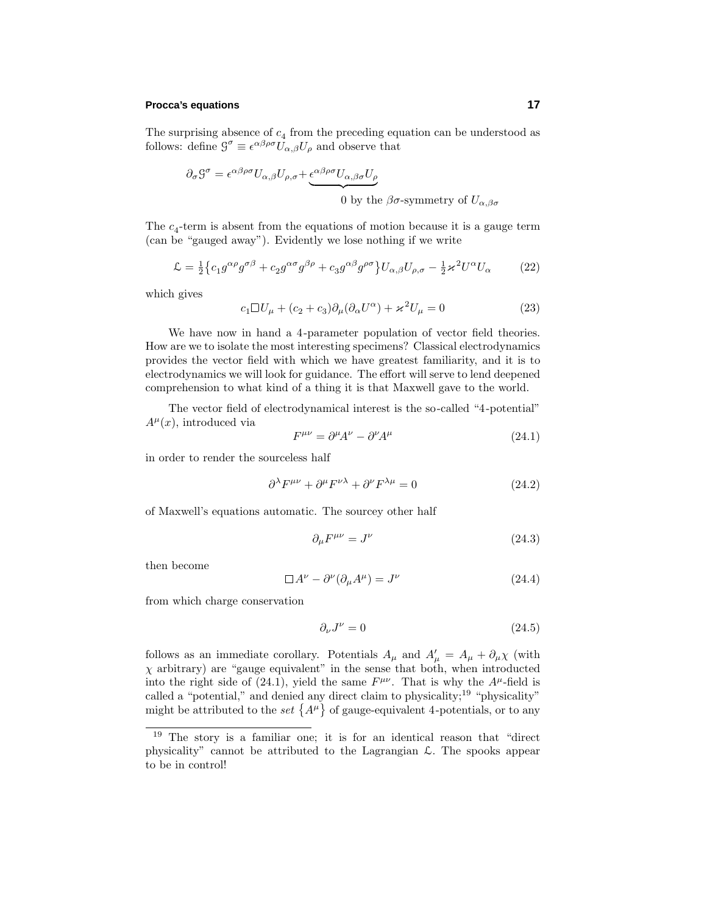The surprising absence of $c_4$ from the preceding equation can be understood as follows: define $\mathcal{G}^\sigma \equiv \epsilon^{\alpha\beta\rho\sigma} U_{\alpha,\beta} U_\rho$ and observe that

$$\partial_\sigma \mathcal{G}^\sigma = \epsilon^{\alpha\beta\rho\sigma} U_{\alpha,\beta} U_{\rho,\sigma} + \underbrace{\epsilon^{\alpha\beta\rho\sigma} U_{\alpha,\beta\sigma} U_\rho}_{0 \text{ by the } \beta\sigma\text{-symmetry of } U_{\alpha,\beta\sigma}}$$

The $c_4$-term is absent from the equations of motion because it is a gauge term (can be "gauged away"). Evidently we lose nothing if we write

$$\mathcal{L} = \tfrac{1}{2}\big\{c_1 g^{\alpha\rho} g^{\sigma\beta} + c_2 g^{\alpha\sigma} g^{\beta\rho} + c_3 g^{\alpha\beta} g^{\rho\sigma}\big\} U_{\alpha,\beta} U_{\rho,\sigma} - \tfrac{1}{2}\varkappa^2 U^\alpha U_\alpha \tag{22}$$

which gives

$$c_1 \square U_\mu + (c_2 + c_3)\partial_\mu(\partial_\alpha U^\alpha) + \varkappa^2 U_\mu = 0 \tag{23}$$

We have now in hand a 4-parameter population of vector field theories. How are we to isolate the most interesting specimens? Classical electrodynamics provides the vector field with which we have greatest familiarity, and it is to electrodynamics we will look for guidance. The effort will serve to lend deepened comprehension to what kind of a thing it is that Maxwell gave to the world.

The vector field of electrodynamical interest is the so-called "4-potential" $A^\mu(x)$, introduced via

$$F^{\mu\nu} = \partial^\mu A^\nu - \partial^\nu A^\mu \tag{24.1}$$

in order to render the sourceless half

$$\partial^\lambda F^{\mu\nu} + \partial^\mu F^{\nu\lambda} + \partial^\nu F^{\lambda\mu} = 0 \tag{24.2}$$

of Maxwell's equations automatic. The sourcey other half

$$\partial_\mu F^{\mu\nu} = J^\nu \tag{24.3}$$

then become

$$\square A^\nu - \partial^\nu(\partial_\mu A^\mu) = J^\nu \tag{24.4}$$

from which charge conservation

$$\partial_\nu J^\nu = 0 \tag{24.5}$$

follows as an immediate corollary. Potentials $A_\mu$ and $A'_\mu = A_\mu + \partial_\mu \chi$ (with $\chi$ arbitrary) are "gauge equivalent" in the sense that both, when introducted into the right side of (24.1), yield the same $F^{\mu\nu}$. That is why the $A^\mu$-field is called a "potential," and denied any direct claim to physicality;[19] "physicality" might be attributed to the *set* $\{A^\mu\}$ of gauge-equivalent 4-potentials, or to any

[19] The story is a familiar one; it is for an identical reason that "direct physicality" cannot be attributed to the Lagrangian $\mathcal{L}$. The spooks appear to be in control!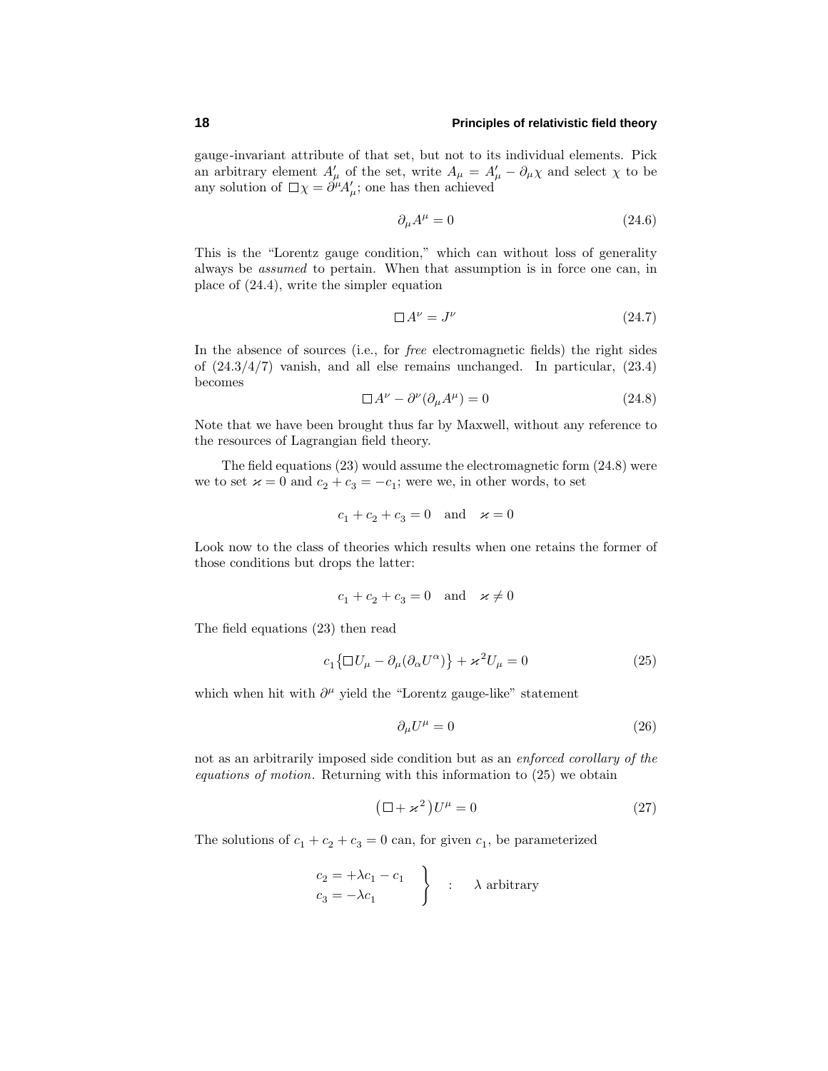gauge-invariant attribute of that set, but not to its individual elements. Pick an arbitrary element $A'_\mu$ of the set, write $A_\mu = A'_\mu - \partial_\mu\chi$ and select $\chi$ to be any solution of $\Box\chi = \partial^\mu A'_\mu$; one has then achieved

$$\partial_\mu A^\mu = 0 \tag{24.6}$$

This is the "Lorentz gauge condition," which can without loss of generality always be *assumed* to pertain. When that assumption is in force one can, in place of (24.4), write the simpler equation

$$\Box A^\nu = J^\nu \tag{24.7}$$

In the absence of sources (i.e., for *free* electromagnetic fields) the right sides of (24.3/4/7) vanish, and all else remains unchanged. In particular, (23.4) becomes

$$\Box A^\nu - \partial^\nu(\partial_\mu A^\mu) = 0 \tag{24.8}$$

Note that we have been brought thus far by Maxwell, without any reference to the resources of Lagrangian field theory.

The field equations (23) would assume the electromagnetic form (24.8) were we to set $\varkappa = 0$ and $c_2 + c_3 = -c_1$; were we, in other words, to set

$$c_1 + c_2 + c_3 = 0 \quad \text{and} \quad \varkappa = 0$$

Look now to the class of theories which results when one retains the former of those conditions but drops the latter:

$$c_1 + c_2 + c_3 = 0 \quad \text{and} \quad \varkappa \neq 0$$

The field equations (23) then read

$$c_1\big\{\Box U_\mu - \partial_\mu(\partial_\alpha U^\alpha)\big\} + \varkappa^2 U_\mu = 0 \tag{25}$$

which when hit with $\partial^\mu$ yield the "Lorentz gauge-like" statement

$$\partial_\mu U^\mu = 0 \tag{26}$$

not as an arbitrarily imposed side condition but as an *enforced corollary of the equations of motion.* Returning with this information to (25) we obtain

$$\big(\Box + \varkappa^2\big)U^\mu = 0 \tag{27}$$

The solutions of $c_1 + c_2 + c_3 = 0$ can, for given $c_1$, be parameterized

$$\left.\begin{aligned} c_2 &= +\lambda c_1 - c_1 \\ c_3 &= -\lambda c_1 \end{aligned}\right\} \quad : \quad \lambda \text{ arbitrary}$$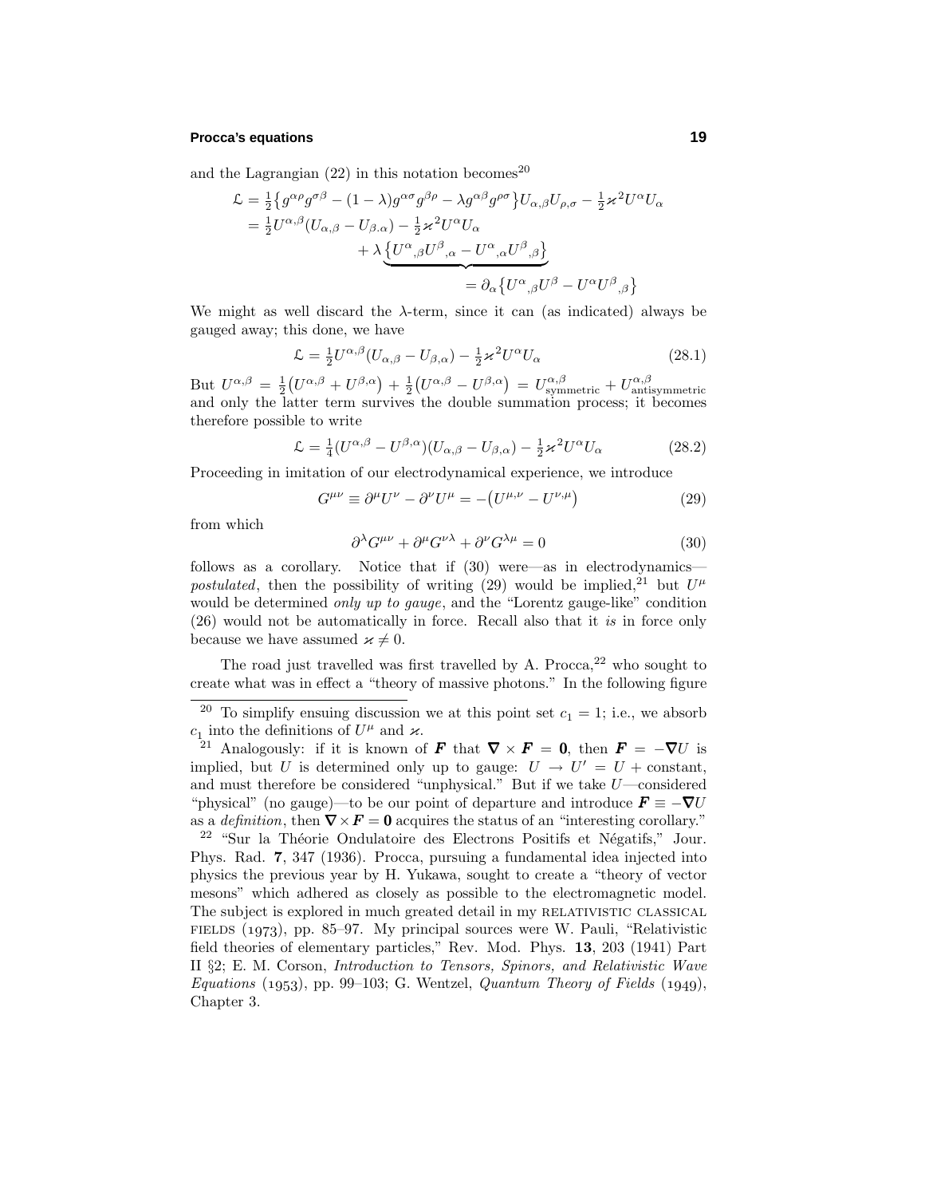and the Lagrangian (22) in this notation becomes[20]

$$
\begin{aligned}
\mathcal{L} &= \tfrac{1}{2}\big\{g^{\alpha\rho}g^{\sigma\beta} - (1-\lambda)g^{\alpha\sigma}g^{\beta\rho} - \lambda g^{\alpha\beta}g^{\rho\sigma}\big\}U_{\alpha,\beta}U_{\rho,\sigma} - \tfrac{1}{2}\varkappa^2 U^\alpha U_\alpha \\
&= \tfrac{1}{2}U^{\alpha,\beta}(U_{\alpha,\beta} - U_{\beta.\alpha}) - \tfrac{1}{2}\varkappa^2 U^\alpha U_\alpha \\
&\qquad + \lambda\underbrace{\big\{U^\alpha{}_{,\beta}U^\beta{}_{,\alpha} - U^\alpha{}_{,\alpha}U^\beta{}_{,\beta}\big\}} \\
&\qquad\qquad\qquad = \partial_\alpha\big\{U^\alpha{}_{,\beta}U^\beta - U^\alpha U^\beta{}_{,\beta}\big\}
\end{aligned}
$$

We might as well discard the $\lambda$-term, since it can (as indicated) always be gauged away; this done, we have

$$
\mathcal{L} = \tfrac{1}{2}U^{\alpha,\beta}(U_{\alpha,\beta} - U_{\beta,\alpha}) - \tfrac{1}{2}\varkappa^2 U^\alpha U_\alpha \tag{28.1}
$$

But $U^{\alpha,\beta} = \frac{1}{2}\big(U^{\alpha,\beta} + U^{\beta,\alpha}\big) + \frac{1}{2}\big(U^{\alpha,\beta} - U^{\beta,\alpha}\big) = U^{\alpha,\beta}_{\text{symmetric}} + U^{\alpha,\beta}_{\text{antisymmetric}}$ and only the latter term survives the double summation process; it becomes therefore possible to write

$$
\mathcal{L} = \tfrac{1}{4}(U^{\alpha,\beta} - U^{\beta,\alpha})(U_{\alpha,\beta} - U_{\beta,\alpha}) - \tfrac{1}{2}\varkappa^2 U^\alpha U_\alpha \tag{28.2}
$$

Proceeding in imitation of our electrodynamical experience, we introduce

$$
G^{\mu\nu} \equiv \partial^\mu U^\nu - \partial^\nu U^\mu = -\big(U^{\mu,\nu} - U^{\nu,\mu}\big) \tag{29}
$$

from which

$$
\partial^\lambda G^{\mu\nu} + \partial^\mu G^{\nu\lambda} + \partial^\nu G^{\lambda\mu} = 0 \tag{30}
$$

follows as a corollary. Notice that if (30) were—as in electrodynamics—*postulated*, then the possibility of writing (29) would be implied,[21] but $U^\mu$ would be determined *only up to gauge*, and the "Lorentz gauge-like" condition (26) would not be automatically in force. Recall also that it *is* in force only because we have assumed $\varkappa \neq 0$.

The road just travelled was first travelled by A. Procca,[22] who sought to create what was in effect a "theory of massive photons." In the following figure

---

[20] To simplify ensuing discussion we at this point set $c_1 = 1$; i.e., we absorb $c_1$ into the definitions of $U^\mu$ and $\varkappa$.

[21] Analogously: if it is known of $\boldsymbol{F}$ that $\boldsymbol{\nabla}\times\boldsymbol{F} = \boldsymbol{0}$, then $\boldsymbol{F} = -\boldsymbol{\nabla}U$ is implied, but $U$ is determined only up to gauge: $U \to U' = U + \text{constant}$, and must therefore be considered "unphysical." But if we take $U$—considered "physical" (no gauge)—to be our point of departure and introduce $\boldsymbol{F} \equiv -\boldsymbol{\nabla}U$ as a *definition*, then $\boldsymbol{\nabla}\times\boldsymbol{F} = \boldsymbol{0}$ acquires the status of an "interesting corollary."

[22] "Sur la Théorie Ondulatoire des Electrons Positifs et Négatifs," Jour. Phys. Rad. **7**, 347 (1936). Procca, pursuing a fundamental idea injected into physics the previous year by H. Yukawa, sought to create a "theory of vector mesons" which adhered as closely as possible to the electromagnetic model. The subject is explored in much greated detail in my RELATIVISTIC CLASSICAL FIELDS (1973), pp. 85–97. My principal sources were W. Pauli, "Relativistic field theories of elementary particles," Rev. Mod. Phys. **13**, 203 (1941) Part II §2; E. M. Corson, *Introduction to Tensors, Spinors, and Relativistic Wave Equations* (1953), pp. 99–103; G. Wentzel, *Quantum Theory of Fields* (1949), Chapter 3.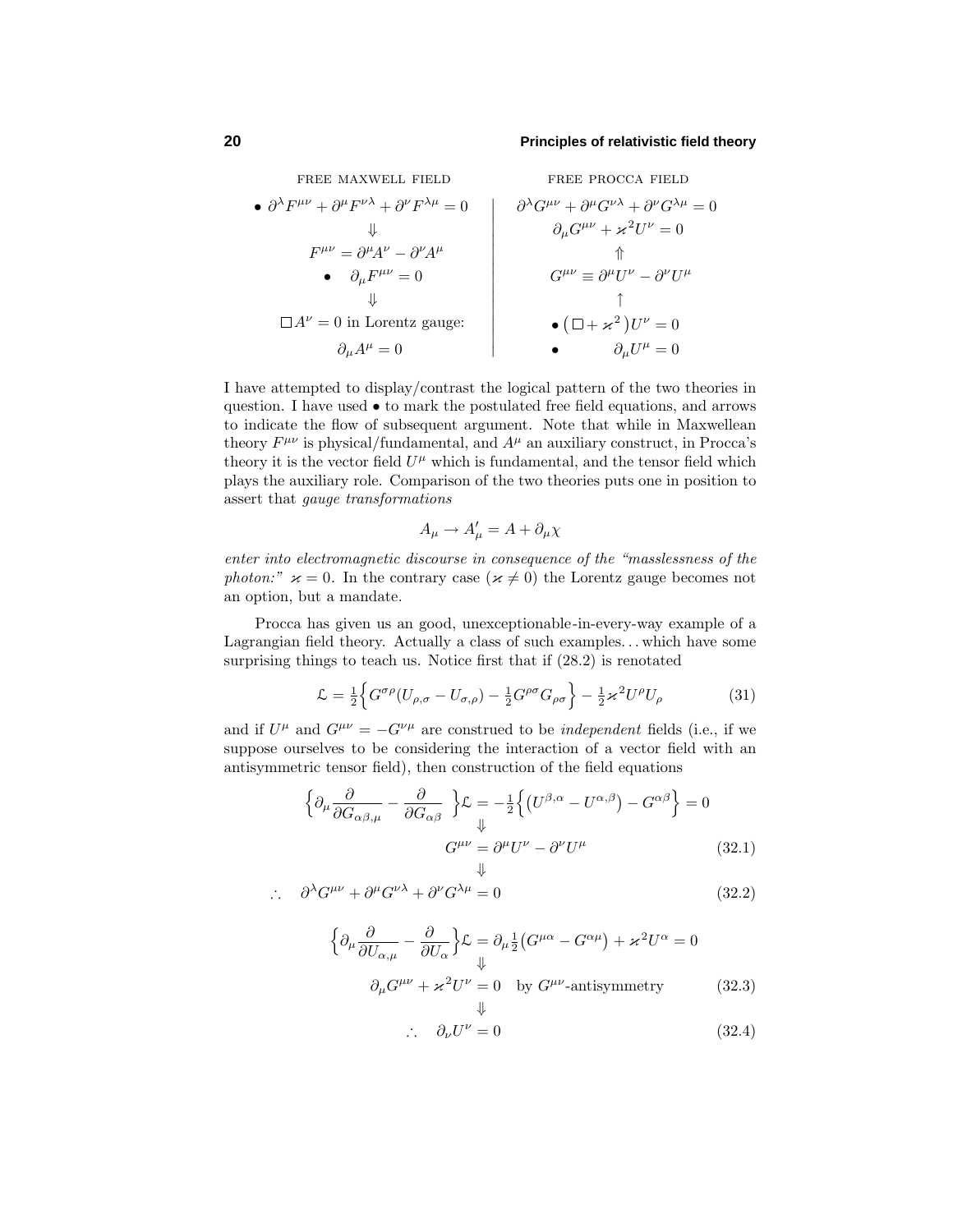| FREE MAXWELL FIELD | FREE PROCCA FIELD |
|---|---|
| • $\partial^\lambda F^{\mu\nu} + \partial^\mu F^{\nu\lambda} + \partial^\nu F^{\lambda\mu} = 0$ | $\partial^\lambda G^{\mu\nu} + \partial^\mu G^{\nu\lambda} + \partial^\nu G^{\lambda\mu} = 0$ |
| $\Downarrow$ | $\partial_\mu G^{\mu\nu} + \varkappa^2 U^\nu = 0$ |
| $F^{\mu\nu} = \partial^\mu A^\nu - \partial^\nu A^\mu$ | $\Uparrow$ |
| • $\partial_\mu F^{\mu\nu} = 0$ | $G^{\mu\nu} \equiv \partial^\mu U^\nu - \partial^\nu U^\mu$ |
| $\Downarrow$ | $\uparrow$ |
| $\Box A^\nu = 0$ in Lorentz gauge: | • $(\Box + \varkappa^2)U^\nu = 0$ |
| $\partial_\mu A^\mu = 0$ | • $\partial_\mu U^\mu = 0$ |

I have attempted to display/contrast the logical pattern of the two theories in question. I have used • to mark the postulated free field equations, and arrows to indicate the flow of subsequent argument. Note that while in Maxwellean theory $F^{\mu\nu}$ is physical/fundamental, and $A^\mu$ an auxiliary construct, in Procca's theory it is the vector field $U^\mu$ which is fundamental, and the tensor field which plays the auxiliary role. Comparison of the two theories puts one in position to assert that *gauge transformations*

$$A_\mu \to A'_\mu = A + \partial_\mu \chi$$

*enter into electromagnetic discourse in consequence of the "masslessness of the photon:"* $\varkappa = 0$. In the contrary case ($\varkappa \neq 0$) the Lorentz gauge becomes not an option, but a mandate.

Procca has given us an good, unexceptionable-in-every-way example of a Lagrangian field theory. Actually a class of such examples... which have some surprising things to teach us. Notice first that if (28.2) is renotated

$$\mathcal{L} = \tfrac{1}{2}\Big\{G^{\sigma\rho}(U_{\rho,\sigma} - U_{\sigma,\rho}) - \tfrac{1}{2}G^{\rho\sigma}G_{\rho\sigma}\Big\} - \tfrac{1}{2}\varkappa^2 U^\rho U_\rho \tag{31}$$

and if $U^\mu$ and $G^{\mu\nu} = -G^{\nu\mu}$ are construed to be *independent* fields (i.e., if we suppose ourselves to be considering the interaction of a vector field with an antisymmetric tensor field), then construction of the field equations

$$\Big\{\partial_\mu \frac{\partial}{\partial G_{\alpha\beta,\mu}} - \frac{\partial}{\partial G_{\alpha\beta}}\Big\}\mathcal{L} = -\tfrac{1}{2}\Big\{\big(U^{\beta,\alpha} - U^{\alpha,\beta}\big) - G^{\alpha\beta}\Big\} = 0$$

$$\Downarrow$$

$$G^{\mu\nu} = \partial^\mu U^\nu - \partial^\nu U^\mu \tag{32.1}$$

$$\Downarrow$$

$$\therefore \quad \partial^\lambda G^{\mu\nu} + \partial^\mu G^{\nu\lambda} + \partial^\nu G^{\lambda\mu} = 0 \tag{32.2}$$

$$\Big\{\partial_\mu \frac{\partial}{\partial U_{\alpha,\mu}} - \frac{\partial}{\partial U_\alpha}\Big\}\mathcal{L} = \partial_\mu \tfrac{1}{2}\big(G^{\mu\alpha} - G^{\alpha\mu}\big) + \varkappa^2 U^\alpha = 0$$

$$\Downarrow$$

$$\partial_\mu G^{\mu\nu} + \varkappa^2 U^\nu = 0 \quad \text{by } G^{\mu\nu}\text{-antisymmetry} \tag{32.3}$$

$$\Downarrow$$

$$\therefore \quad \partial_\nu U^\nu = 0 \tag{32.4}$$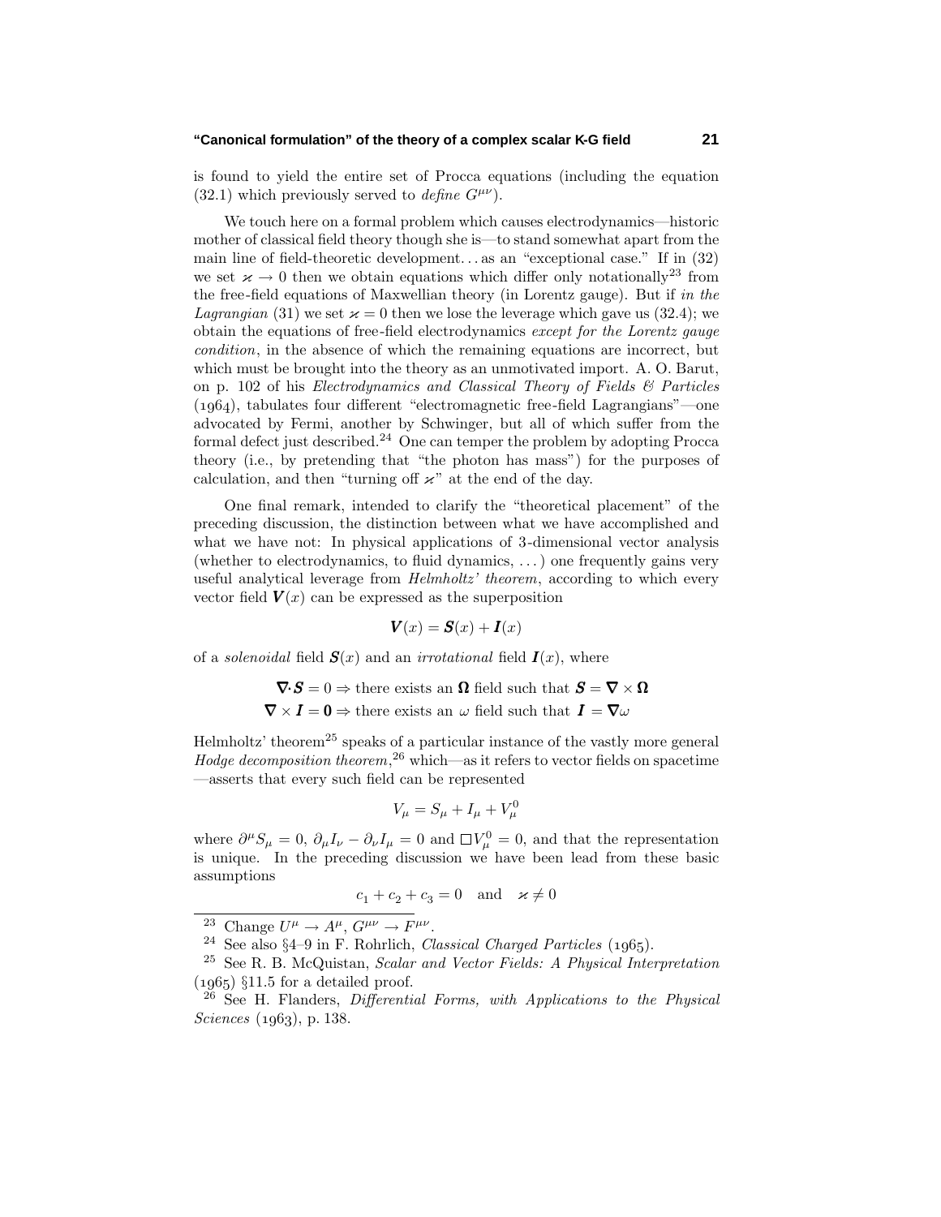is found to yield the entire set of Procca equations (including the equation (32.1) which previously served to *define* $G^{\mu\nu}$).

We touch here on a formal problem which causes electrodynamics—historic mother of classical field theory though she is—to stand somewhat apart from the main line of field-theoretic development. . . as an "exceptional case." If in (32) we set $\varkappa \to 0$ then we obtain equations which differ only notationally[23] from the free-field equations of Maxwellian theory (in Lorentz gauge). But if *in the Lagrangian* (31) we set $\varkappa = 0$ then we lose the leverage which gave us (32.4); we obtain the equations of free-field electrodynamics *except for the Lorentz gauge condition*, in the absence of which the remaining equations are incorrect, but which must be brought into the theory as an unmotivated import. A. O. Barut, on p. 102 of his *Electrodynamics and Classical Theory of Fields & Particles* (1964), tabulates four different "electromagnetic free-field Lagrangians"—one advocated by Fermi, another by Schwinger, but all of which suffer from the formal defect just described.[24] One can temper the problem by adopting Procca theory (i.e., by pretending that "the photon has mass") for the purposes of calculation, and then "turning off $\varkappa$" at the end of the day.

One final remark, intended to clarify the "theoretical placement" of the preceding discussion, the distinction between what we have accomplished and what we have not: In physical applications of 3-dimensional vector analysis (whether to electrodynamics, to fluid dynamics, . . . ) one frequently gains very useful analytical leverage from *Helmholtz' theorem*, according to which every vector field $\boldsymbol{V}(x)$ can be expressed as the superposition

$$\boldsymbol{V}(x) = \boldsymbol{S}(x) + \boldsymbol{I}(x)$$

of a *solenoidal* field $\boldsymbol{S}(x)$ and an *irrotational* field $\boldsymbol{I}(x)$, where

$$\begin{aligned}\boldsymbol{\nabla}\cdot\boldsymbol{S} = 0 &\Rightarrow \text{there exists an } \boldsymbol{\Omega} \text{ field such that } \boldsymbol{S} = \boldsymbol{\nabla}\times\boldsymbol{\Omega}\\ \boldsymbol{\nabla}\times\boldsymbol{I} = \boldsymbol{0} &\Rightarrow \text{there exists an } \omega \text{ field such that } \boldsymbol{I} = \boldsymbol{\nabla}\omega\end{aligned}$$

Helmholtz' theorem[25] speaks of a particular instance of the vastly more general *Hodge decomposition theorem*,[26] which—as it refers to vector fields on spacetime—asserts that every such field can be represented

$$V_\mu = S_\mu + I_\mu + V_\mu^0$$

where $\partial^\mu S_\mu = 0$, $\partial_\mu I_\nu - \partial_\nu I_\mu = 0$ and $\square V_\mu^0 = 0$, and that the representation is unique. In the preceding discussion we have been lead from these basic assumptions

$$c_1 + c_2 + c_3 = 0 \quad \text{and} \quad \varkappa \neq 0$$

---

[23] Change $U^\mu \to A^\mu$, $G^{\mu\nu} \to F^{\mu\nu}$.

[24] See also §4–9 in F. Rohrlich, *Classical Charged Particles* (1965).

[25] See R. B. McQuistan, *Scalar and Vector Fields: A Physical Interpretation* (1965) §11.5 for a detailed proof.

[26] See H. Flanders, *Differential Forms, with Applications to the Physical Sciences* (1963), p. 138.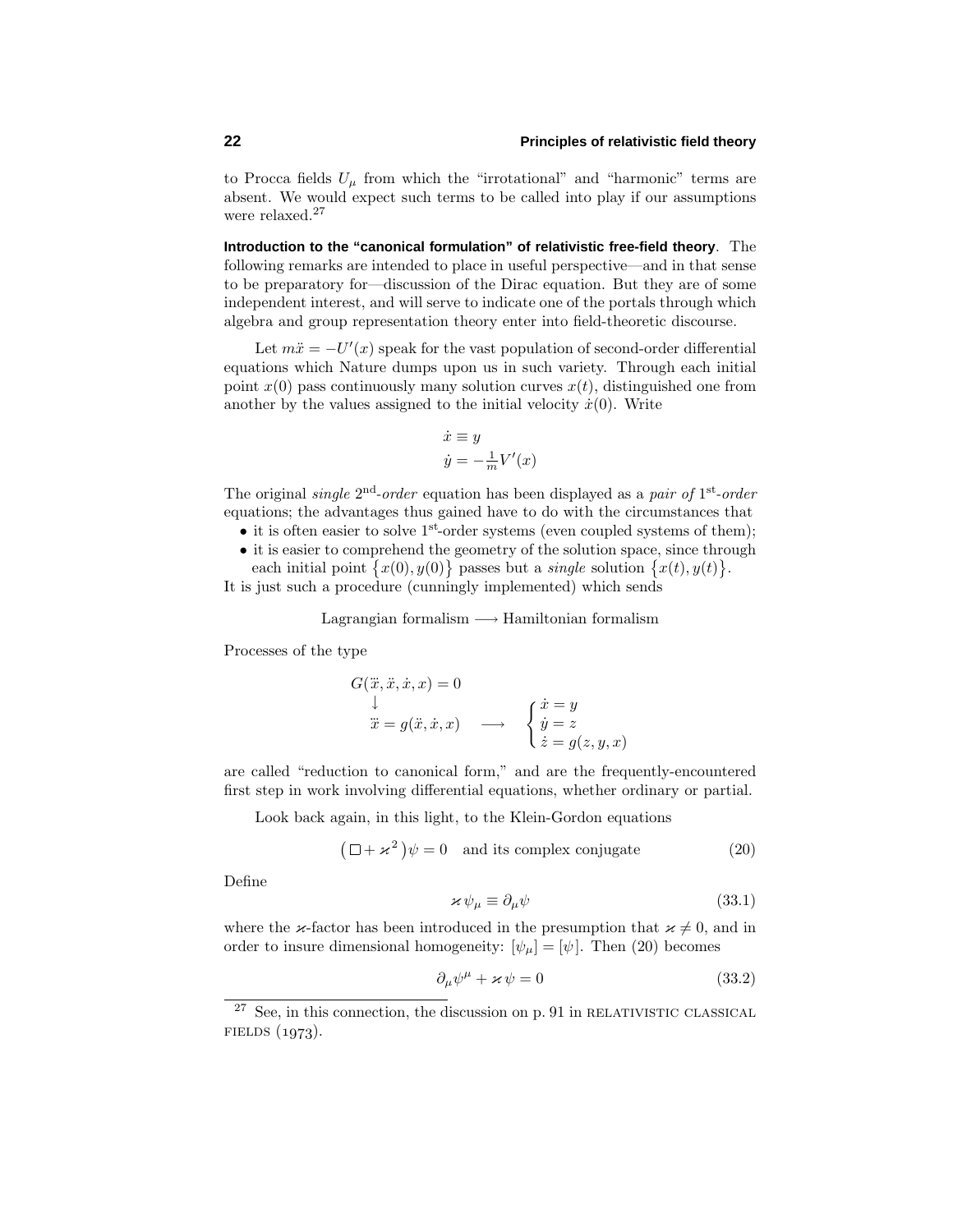to Procca fields $U_\mu$ from which the "irrotational" and "harmonic" terms are absent. We would expect such terms to be called into play if our assumptions were relaxed.[27]

**Introduction to the "canonical formulation" of relativistic free-field theory**. The following remarks are intended to place in useful perspective—and in that sense to be preparatory for—discussion of the Dirac equation. But they are of some independent interest, and will serve to indicate one of the portals through which algebra and group representation theory enter into field-theoretic discourse.

Let $m\ddot{x} = -U'(x)$ speak for the vast population of second-order differential equations which Nature dumps upon us in such variety. Through each initial point $x(0)$ pass continuously many solution curves $x(t)$, distinguished one from another by the values assigned to the initial velocity $\dot{x}(0)$. Write

$$\begin{aligned} \dot{x} &\equiv y \\ \dot{y} &= -\tfrac{1}{m}V'(x) \end{aligned}$$

The original *single* $2^{\text{nd}}$-*order* equation has been displayed as a *pair of* $1^{\text{st}}$-*order* equations; the advantages thus gained have to do with the circumstances that

- it is often easier to solve $1^{\text{st}}$-order systems (even coupled systems of them);
- it is easier to comprehend the geometry of the solution space, since through each initial point $\{x(0), y(0)\}$ passes but a *single* solution $\{x(t), y(t)\}$.

It is just such a procedure (cunningly implemented) which sends

$$\text{Lagrangian formalism} \longrightarrow \text{Hamiltonian formalism}$$

Processes of the type

$$\begin{aligned} &G(\dddot{x}, \ddot{x}, \dot{x}, x) = 0 \\ &\quad\downarrow \\ &\quad\dddot{x} = g(\ddot{x}, \dot{x}, x) \quad \longrightarrow \quad \begin{cases} \dot{x} = y \\ \dot{y} = z \\ \dot{z} = g(z, y, x) \end{cases} \end{aligned}$$

are called "reduction to canonical form," and are the frequently-encountered first step in work involving differential equations, whether ordinary or partial.

Look back again, in this light, to the Klein-Gordon equations

$$\big(\,\square + \varkappa^2\big)\psi = 0 \quad \text{and its complex conjugate} \tag{20}$$

Define

$$\varkappa\,\psi_\mu \equiv \partial_\mu \psi \tag{33.1}$$

where the $\varkappa$-factor has been introduced in the presumption that $\varkappa \neq 0$, and in order to insure dimensional homogeneity: $[\psi_\mu] = [\psi]$. Then (20) becomes

$$\partial_\mu \psi^\mu + \varkappa\,\psi = 0 \tag{33.2}$$

[27] See, in this connection, the discussion on p. 91 in RELATIVISTIC CLASSICAL FIELDS (1973).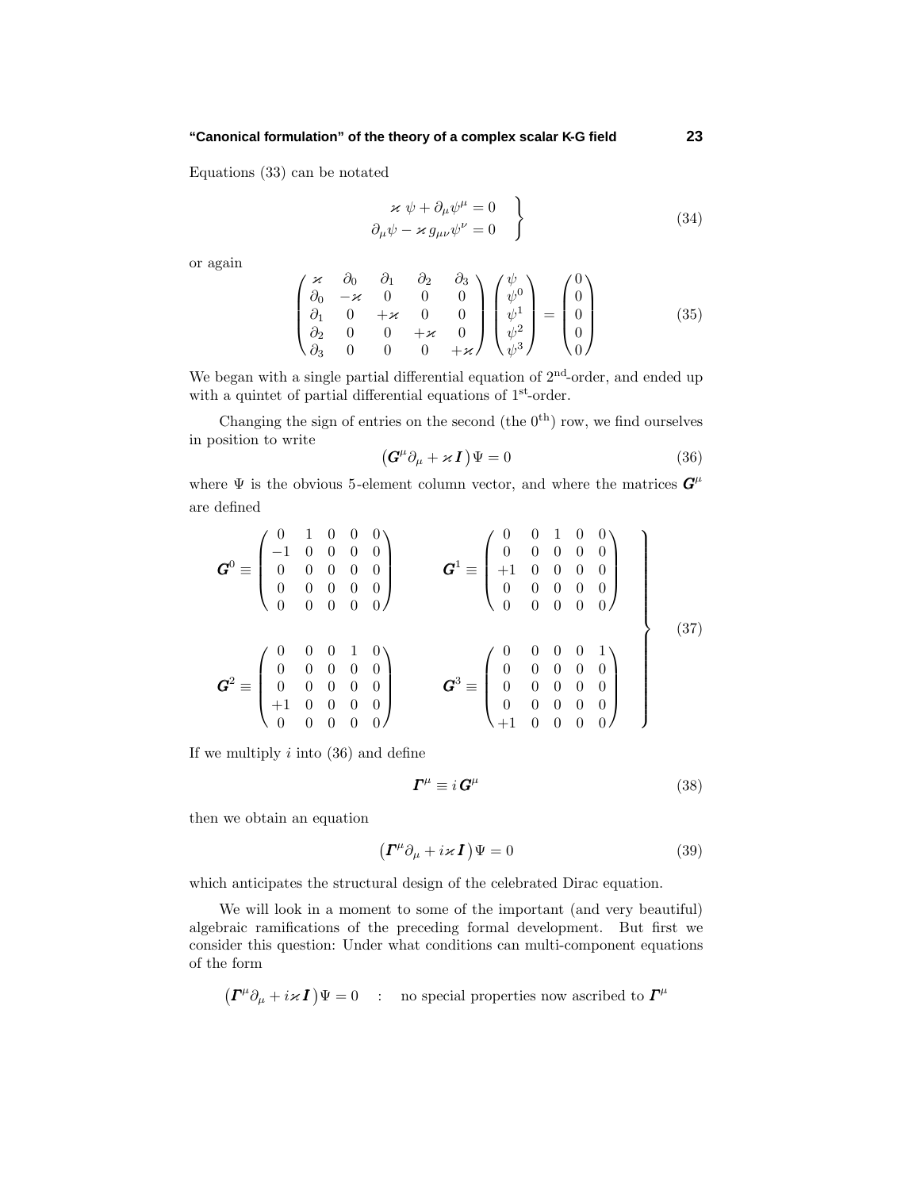Equations (33) can be notated

$$\left.\begin{aligned} \varkappa\,\psi + \partial_\mu \psi^\mu = 0 \\ \partial_\mu \psi - \varkappa\, g_{\mu\nu}\psi^\nu = 0 \end{aligned}\right\} \tag{34}$$

or again

$$\begin{pmatrix} \varkappa & \partial_0 & \partial_1 & \partial_2 & \partial_3 \\ \partial_0 & -\varkappa & 0 & 0 & 0 \\ \partial_1 & 0 & +\varkappa & 0 & 0 \\ \partial_2 & 0 & 0 & +\varkappa & 0 \\ \partial_3 & 0 & 0 & 0 & +\varkappa \end{pmatrix} \begin{pmatrix} \psi \\ \psi^0 \\ \psi^1 \\ \psi^2 \\ \psi^3 \end{pmatrix} = \begin{pmatrix} 0 \\ 0 \\ 0 \\ 0 \\ 0 \end{pmatrix} \tag{35}$$

We began with a single partial differential equation of $2^{\text{nd}}$-order, and ended up with a quintet of partial differential equations of $1^{\text{st}}$-order.

Changing the sign of entries on the second (the $0^{\text{th}}$) row, we find ourselves in position to write

$$\big(\boldsymbol{G}^\mu \partial_\mu + \varkappa\, \boldsymbol{I}\big)\Psi = 0 \tag{36}$$

where $\Psi$ is the obvious 5-element column vector, and where the matrices $\boldsymbol{G}^\mu$ are defined

$$\left.\begin{aligned}
\boldsymbol{G}^0 &\equiv \begin{pmatrix} 0 & 1 & 0 & 0 & 0 \\ -1 & 0 & 0 & 0 & 0 \\ 0 & 0 & 0 & 0 & 0 \\ 0 & 0 & 0 & 0 & 0 \\ 0 & 0 & 0 & 0 & 0 \end{pmatrix} \qquad
\boldsymbol{G}^1 \equiv \begin{pmatrix} 0 & 0 & 1 & 0 & 0 \\ 0 & 0 & 0 & 0 & 0 \\ +1 & 0 & 0 & 0 & 0 \\ 0 & 0 & 0 & 0 & 0 \\ 0 & 0 & 0 & 0 & 0 \end{pmatrix} \\
\boldsymbol{G}^2 &\equiv \begin{pmatrix} 0 & 0 & 0 & 1 & 0 \\ 0 & 0 & 0 & 0 & 0 \\ 0 & 0 & 0 & 0 & 0 \\ +1 & 0 & 0 & 0 & 0 \\ 0 & 0 & 0 & 0 & 0 \end{pmatrix} \qquad
\boldsymbol{G}^3 \equiv \begin{pmatrix} 0 & 0 & 0 & 0 & 1 \\ 0 & 0 & 0 & 0 & 0 \\ 0 & 0 & 0 & 0 & 0 \\ 0 & 0 & 0 & 0 & 0 \\ +1 & 0 & 0 & 0 & 0 \end{pmatrix}
\end{aligned}\right\} \tag{37}$$

If we multiply $i$ into (36) and define

$$\boldsymbol{\Gamma}^\mu \equiv i\,\boldsymbol{G}^\mu \tag{38}$$

then we obtain an equation

$$\big(\boldsymbol{\Gamma}^\mu \partial_\mu + i\varkappa\, \boldsymbol{I}\big)\Psi = 0 \tag{39}$$

which anticipates the structural design of the celebrated Dirac equation.

We will look in a moment to some of the important (and very beautiful) algebraic ramifications of the preceding formal development. But first we consider this question: Under what conditions can multi-component equations of the form

$$\big(\boldsymbol{\Gamma}^\mu \partial_\mu + i\varkappa\, \boldsymbol{I}\big)\Psi = 0 \quad : \quad \text{no special properties now ascribed to } \boldsymbol{\Gamma}^\mu$$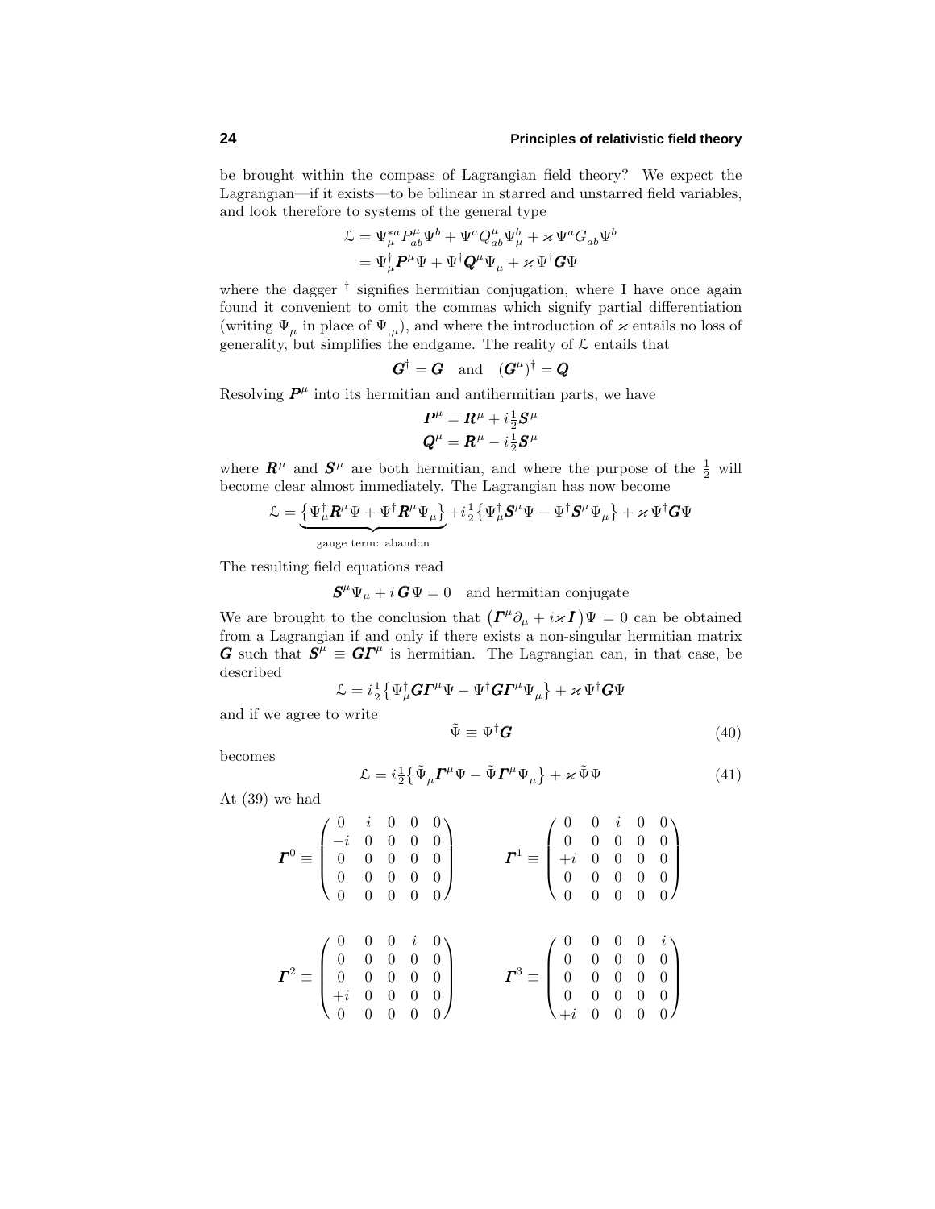be brought within the compass of Lagrangian field theory? We expect the Lagrangian—if it exists—to be bilinear in starred and unstarred field variables, and look therefore to systems of the general type

$$
\begin{aligned}
\mathcal{L} &= \Psi^{*a}_{\mu} P^{\mu}_{ab} \Psi^{b} + \Psi^{a} Q^{\mu}_{ab} \Psi^{b}_{\mu} + \varkappa\, \Psi^{a} G_{ab} \Psi^{b} \\
&= \Psi^{\dagger}_{\mu} \boldsymbol{P}^{\mu} \Psi + \Psi^{\dagger} \boldsymbol{Q}^{\mu} \Psi_{\mu} + \varkappa\, \Psi^{\dagger} \boldsymbol{G} \Psi
\end{aligned}
$$

where the dagger $^\dagger$ signifies hermitian conjugation, where I have once again found it convenient to omit the commas which signify partial differentiation (writing $\Psi_{\mu}$ in place of $\Psi_{,\mu}$), and where the introduction of $\varkappa$ entails no loss of generality, but simplifies the endgame. The reality of $\mathcal{L}$ entails that

$$
\boldsymbol{G}^{\dagger} = \boldsymbol{G} \quad \text{and} \quad (\boldsymbol{G}^{\mu})^{\dagger} = \boldsymbol{Q}
$$

Resolving $\boldsymbol{P}^{\mu}$ into its hermitian and antihermitian parts, we have

$$
\begin{aligned}
\boldsymbol{P}^{\mu} &= \boldsymbol{R}^{\mu} + i\tfrac{1}{2}\boldsymbol{S}^{\mu} \\
\boldsymbol{Q}^{\mu} &= \boldsymbol{R}^{\mu} - i\tfrac{1}{2}\boldsymbol{S}^{\mu}
\end{aligned}
$$

where $\boldsymbol{R}^{\mu}$ and $\boldsymbol{S}^{\mu}$ are both hermitian, and where the purpose of the $\frac{1}{2}$ will become clear almost immediately. The Lagrangian has now become

$$
\mathcal{L} = \underbrace{\big\{\Psi^{\dagger}_{\mu}\boldsymbol{R}^{\mu}\Psi + \Psi^{\dagger}\boldsymbol{R}^{\mu}\Psi_{\mu}\big\}}_{\text{gauge term: abandon}} + i\tfrac{1}{2}\big\{\Psi^{\dagger}_{\mu}\boldsymbol{S}^{\mu}\Psi - \Psi^{\dagger}\boldsymbol{S}^{\mu}\Psi_{\mu}\big\} + \varkappa\,\Psi^{\dagger}\boldsymbol{G}\Psi
$$

The resulting field equations read

$$
\boldsymbol{S}^{\mu}\Psi_{\mu} + i\,\boldsymbol{G}\,\Psi = 0 \quad \text{and hermitian conjugate}
$$

We are brought to the conclusion that $\big(\boldsymbol{\Gamma}^{\mu}\partial_{\mu} + i\varkappa\boldsymbol{I}\big)\Psi = 0$ can be obtained from a Lagrangian if and only if there exists a non-singular hermitian matrix $\boldsymbol{G}$ such that $\boldsymbol{S}^{\mu} \equiv \boldsymbol{G}\boldsymbol{\Gamma}^{\mu}$ is hermitian. The Lagrangian can, in that case, be described

$$
\mathcal{L} = i\tfrac{1}{2}\big\{\Psi^{\dagger}_{\mu}\boldsymbol{G}\boldsymbol{\Gamma}^{\mu}\Psi - \Psi^{\dagger}\boldsymbol{G}\boldsymbol{\Gamma}^{\mu}\Psi_{\mu}\big\} + \varkappa\,\Psi^{\dagger}\boldsymbol{G}\Psi
$$

and if we agree to write

$$
\tilde{\Psi} \equiv \Psi^{\dagger}\boldsymbol{G} \tag{40}
$$

becomes

$$
\mathcal{L} = i\tfrac{1}{2}\big\{\tilde{\Psi}_{\mu}\boldsymbol{\Gamma}^{\mu}\Psi - \tilde{\Psi}\boldsymbol{\Gamma}^{\mu}\Psi_{\mu}\big\} + \varkappa\,\tilde{\Psi}\Psi \tag{41}
$$

At (39) we had

$$
\boldsymbol{\Gamma}^{0} \equiv \begin{pmatrix} 0 & i & 0 & 0 & 0 \\ -i & 0 & 0 & 0 & 0 \\ 0 & 0 & 0 & 0 & 0 \\ 0 & 0 & 0 & 0 & 0 \\ 0 & 0 & 0 & 0 & 0 \end{pmatrix} \qquad
\boldsymbol{\Gamma}^{1} \equiv \begin{pmatrix} 0 & 0 & i & 0 & 0 \\ 0 & 0 & 0 & 0 & 0 \\ +i & 0 & 0 & 0 & 0 \\ 0 & 0 & 0 & 0 & 0 \\ 0 & 0 & 0 & 0 & 0 \end{pmatrix}
$$

$$
\boldsymbol{\Gamma}^{2} \equiv \begin{pmatrix} 0 & 0 & 0 & i & 0 \\ 0 & 0 & 0 & 0 & 0 \\ 0 & 0 & 0 & 0 & 0 \\ +i & 0 & 0 & 0 & 0 \\ 0 & 0 & 0 & 0 & 0 \end{pmatrix} \qquad
\boldsymbol{\Gamma}^{3} \equiv \begin{pmatrix} 0 & 0 & 0 & 0 & i \\ 0 & 0 & 0 & 0 & 0 \\ 0 & 0 & 0 & 0 & 0 \\ 0 & 0 & 0 & 0 & 0 \\ +i & 0 & 0 & 0 & 0 \end{pmatrix}
$$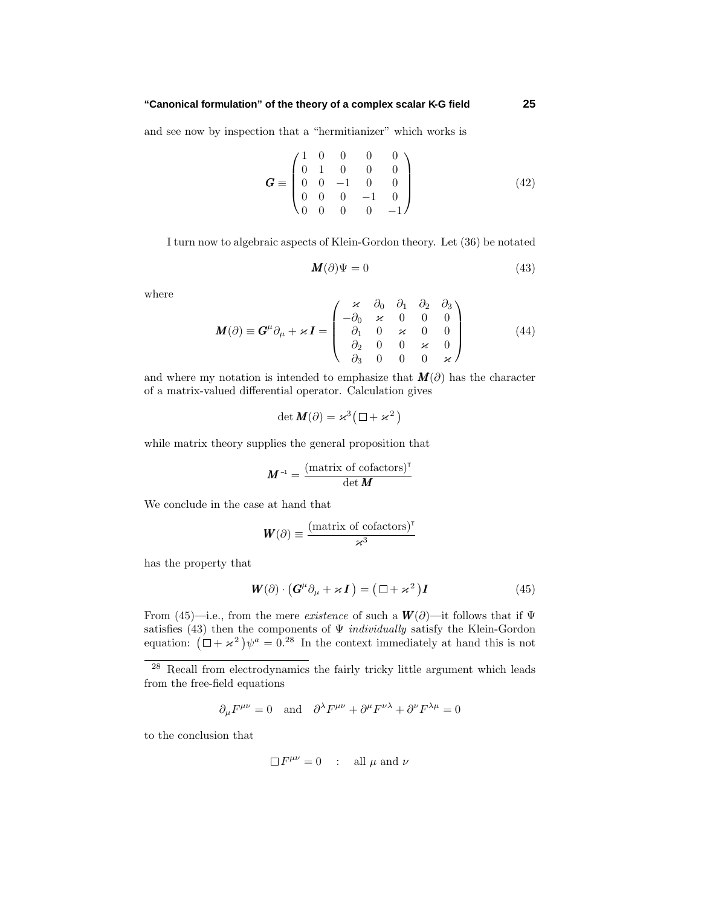and see now by inspection that a "hermitianizer" which works is

$$\boldsymbol{G} \equiv \begin{pmatrix} 1 & 0 & 0 & 0 & 0 \\ 0 & 1 & 0 & 0 & 0 \\ 0 & 0 & -1 & 0 & 0 \\ 0 & 0 & 0 & -1 & 0 \\ 0 & 0 & 0 & 0 & -1 \end{pmatrix} \tag{42}$$

I turn now to algebraic aspects of Klein-Gordon theory. Let (36) be notated

$$\boldsymbol{M}(\partial)\Psi = 0 \tag{43}$$

where

$$\boldsymbol{M}(\partial) \equiv \boldsymbol{G}^\mu \partial_\mu + \varkappa \boldsymbol{I} = \begin{pmatrix} \varkappa & \partial_0 & \partial_1 & \partial_2 & \partial_3 \\ -\partial_0 & \varkappa & 0 & 0 & 0 \\ \partial_1 & 0 & \varkappa & 0 & 0 \\ \partial_2 & 0 & 0 & \varkappa & 0 \\ \partial_3 & 0 & 0 & 0 & \varkappa \end{pmatrix} \tag{44}$$

and where my notation is intended to emphasize that $\boldsymbol{M}(\partial)$ has the character of a matrix-valued differential operator. Calculation gives

$$\det \boldsymbol{M}(\partial) = \varkappa^3\big(\square + \varkappa^2\big)$$

while matrix theory supplies the general proposition that

$$\boldsymbol{M}^{-1} = \frac{(\text{matrix of cofactors})^{\mathsf{T}}}{\det \boldsymbol{M}}$$

We conclude in the case at hand that

$$\boldsymbol{W}(\partial) \equiv \frac{(\text{matrix of cofactors})^{\mathsf{T}}}{\varkappa^3}$$

has the property that

$$\boldsymbol{W}(\partial) \cdot \big(\boldsymbol{G}^\mu \partial_\mu + \varkappa \boldsymbol{I}\big) = \big(\square + \varkappa^2\big)\boldsymbol{I} \tag{45}$$

From (45)—i.e., from the mere *existence* of such a $\boldsymbol{W}(\partial)$—it follows that if $\Psi$ satisfies (43) then the components of $\Psi$ *individually* satisfy the Klein-Gordon equation: $\big(\square + \varkappa^2\big)\psi^a = 0$.[28] In the context immediately at hand this is not

---

[28] Recall from electrodynamics the fairly tricky little argument which leads from the free-field equations

$$\partial_\mu F^{\mu\nu} = 0 \quad \text{and} \quad \partial^\lambda F^{\mu\nu} + \partial^\mu F^{\nu\lambda} + \partial^\nu F^{\lambda\mu} = 0$$

to the conclusion that

$$\square F^{\mu\nu} = 0 \quad : \quad \text{all } \mu \text{ and } \nu$$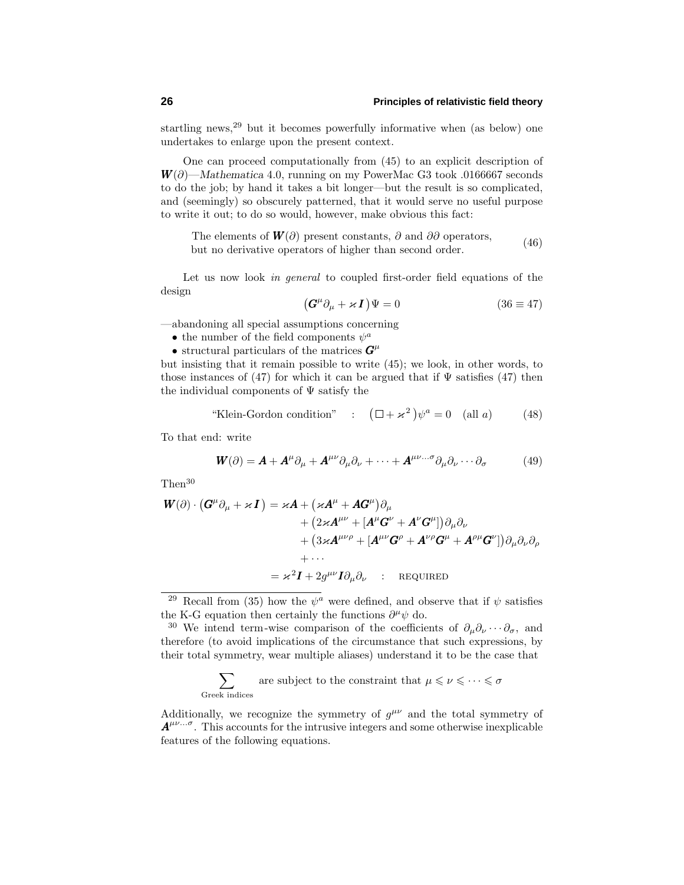startling news,[29] but it becomes powerfully informative when (as below) one undertakes to enlarge upon the present context.

One can proceed computationally from (45) to an explicit description of $\boldsymbol{W}(\partial)$—*Mathematica* 4.0, running on my PowerMac G3 took .0166667 seconds to do the job; by hand it takes a bit longer—but the result is so complicated, and (seemingly) so obscurely patterned, that it would serve no useful purpose to write it out; to do so would, however, make obvious this fact:

$$\text{The elements of } \boldsymbol{W}(\partial) \text{ present constants, } \partial \text{ and } \partial\partial \text{ operators, but no derivative operators of higher than second order.} \tag{46}$$

Let us now look *in general* to coupled first-order field equations of the design

$$\big(\boldsymbol{G}^\mu \partial_\mu + \varkappa \boldsymbol{I}\big)\Psi = 0 \tag{$36 \equiv 47$}$$

—abandoning all special assumptions concerning

- the number of the field components $\psi^a$
- structural particulars of the matrices $\boldsymbol{G}^\mu$

but insisting that it remain possible to write (45); we look, in other words, to those instances of (47) for which it can be argued that if $\Psi$ satisfies (47) then the individual components of $\Psi$ satisfy the

$$\text{“Klein-Gordon condition”} \quad : \quad \big(\square + \varkappa^2\big)\psi^a = 0 \quad (\text{all } a) \tag{48}$$

To that end: write

$$\boldsymbol{W}(\partial) = \boldsymbol{A} + \boldsymbol{A}^\mu \partial_\mu + \boldsymbol{A}^{\mu\nu}\partial_\mu\partial_\nu + \cdots + \boldsymbol{A}^{\mu\nu\ldots\sigma}\partial_\mu\partial_\nu\cdots\partial_\sigma \tag{49}$$

Then[30]

$$\begin{aligned}
\boldsymbol{W}(\partial)\cdot\big(\boldsymbol{G}^\mu\partial_\mu + \varkappa\boldsymbol{I}\big) &= \varkappa\boldsymbol{A} + \big(\varkappa\boldsymbol{A}^\mu + \boldsymbol{A}\boldsymbol{G}^\mu\big)\partial_\mu \\
&\quad + \big(2\varkappa\boldsymbol{A}^{\mu\nu} + [\boldsymbol{A}^\mu\boldsymbol{G}^\nu + \boldsymbol{A}^\nu\boldsymbol{G}^\mu]\big)\partial_\mu\partial_\nu \\
&\quad + \big(3\varkappa\boldsymbol{A}^{\mu\nu\rho} + [\boldsymbol{A}^{\mu\nu}\boldsymbol{G}^\rho + \boldsymbol{A}^{\nu\rho}\boldsymbol{G}^\mu + \boldsymbol{A}^{\rho\mu}\boldsymbol{G}^\nu]\big)\partial_\mu\partial_\nu\partial_\rho \\
&\quad + \cdots \\
&= \varkappa^2\boldsymbol{I} + 2g^{\mu\nu}\boldsymbol{I}\partial_\mu\partial_\nu \quad : \quad \text{REQUIRED}
\end{aligned}$$

---

[29] Recall from (35) how the $\psi^a$ were defined, and observe that if $\psi$ satisfies the K-G equation then certainly the functions $\partial^\mu\psi$ do.

[30] We intend term-wise comparison of the coefficients of $\partial_\mu\partial_\nu\cdots\partial_\sigma$, and therefore (to avoid implications of the circumstance that such expressions, by their total symmetry, wear multiple aliases) understand it to be the case that

$$\sum_{\text{Greek indices}} \quad \text{are subject to the constraint that } \mu \leqslant \nu \leqslant \cdots \leqslant \sigma$$

Additionally, we recognize the symmetry of $g^{\mu\nu}$ and the total symmetry of $\boldsymbol{A}^{\mu\nu\ldots\sigma}$. This accounts for the intrusive integers and some otherwise inexplicable features of the following equations.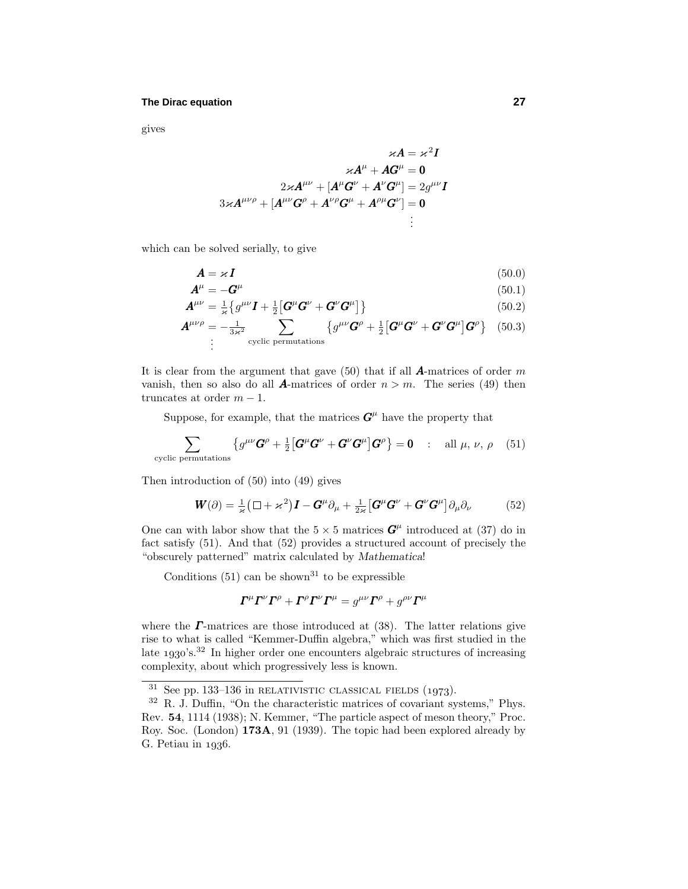gives

$$
\begin{aligned}
\varkappa \boldsymbol{A} &= \varkappa^2 \boldsymbol{I} \\
\varkappa \boldsymbol{A}^\mu + \boldsymbol{A}\boldsymbol{G}^\mu &= \boldsymbol{0} \\
2\varkappa \boldsymbol{A}^{\mu\nu} + [\boldsymbol{A}^\mu \boldsymbol{G}^\nu + \boldsymbol{A}^\nu \boldsymbol{G}^\mu] &= 2g^{\mu\nu}\boldsymbol{I} \\
3\varkappa \boldsymbol{A}^{\mu\nu\rho} + [\boldsymbol{A}^{\mu\nu}\boldsymbol{G}^\rho + \boldsymbol{A}^{\nu\rho}\boldsymbol{G}^\mu + \boldsymbol{A}^{\rho\mu}\boldsymbol{G}^\nu] &= \boldsymbol{0} \\
&\vdots
\end{aligned}
$$

which can be solved serially, to give

$$
\boldsymbol{A} = \varkappa \boldsymbol{I} \tag{50.0}
$$

$$
\boldsymbol{A}^\mu = -\boldsymbol{G}^\mu \tag{50.1}
$$

$$
\boldsymbol{A}^{\mu\nu} = \tfrac{1}{\varkappa}\big\{g^{\mu\nu}\boldsymbol{I} + \tfrac{1}{2}\big[\boldsymbol{G}^\mu\boldsymbol{G}^\nu + \boldsymbol{G}^\nu\boldsymbol{G}^\mu\big]\big\} \tag{50.2}
$$

$$
\boldsymbol{A}^{\mu\nu\rho} = -\tfrac{1}{3\varkappa^2}\sum_{\text{cyclic permutations}}\big\{g^{\mu\nu}\boldsymbol{G}^\rho + \tfrac{1}{2}\big[\boldsymbol{G}^\mu\boldsymbol{G}^\nu + \boldsymbol{G}^\nu\boldsymbol{G}^\mu\big]\boldsymbol{G}^\rho\big\} \tag{50.3}
$$

$$
\vdots
$$

It is clear from the argument that gave (50) that if all $\boldsymbol{A}$-matrices of order $m$ vanish, then so also do all $\boldsymbol{A}$-matrices of order $n > m$. The series (49) then truncates at order $m-1$.

Suppose, for example, that the matrices $\boldsymbol{G}^\mu$ have the property that

$$
\sum_{\text{cyclic permutations}}\big\{g^{\mu\nu}\boldsymbol{G}^\rho + \tfrac{1}{2}\big[\boldsymbol{G}^\mu\boldsymbol{G}^\nu + \boldsymbol{G}^\nu\boldsymbol{G}^\mu\big]\boldsymbol{G}^\rho\big\} = \boldsymbol{0} \quad : \quad \text{all } \mu,\, \nu,\, \rho \tag{51}
$$

Then introduction of (50) into (49) gives

$$
\boldsymbol{W}(\partial) = \tfrac{1}{\varkappa}\big(\square + \varkappa^2\big)\boldsymbol{I} - \boldsymbol{G}^\mu\partial_\mu + \tfrac{1}{2\varkappa}\big[\boldsymbol{G}^\mu\boldsymbol{G}^\nu + \boldsymbol{G}^\nu\boldsymbol{G}^\mu\big]\partial_\mu\partial_\nu \tag{52}
$$

One can with labor show that the $5\times 5$ matrices $\boldsymbol{G}^\mu$ introduced at (37) do in fact satisfy (51). And that (52) provides a structured account of precisely the "obscurely patterned" matrix calculated by *Mathematica*!

Conditions (51) can be shown[31] to be expressible

$$
\boldsymbol{\Gamma}^\mu\boldsymbol{\Gamma}^\nu\boldsymbol{\Gamma}^\rho + \boldsymbol{\Gamma}^\rho\boldsymbol{\Gamma}^\nu\boldsymbol{\Gamma}^\mu = g^{\mu\nu}\boldsymbol{\Gamma}^\rho + g^{\rho\nu}\boldsymbol{\Gamma}^\mu
$$

where the $\boldsymbol{\Gamma}$-matrices are those introduced at (38). The latter relations give rise to what is called "Kemmer-Duffin algebra," which was first studied in the late 1930's.[32] In higher order one encounters algebraic structures of increasing complexity, about which progressively less is known.

---

[31] See pp. 133–136 in RELATIVISTIC CLASSICAL FIELDS (1973).

[32] R. J. Duffin, "On the characteristic matrices of covariant systems," Phys. Rev. **54**, 1114 (1938); N. Kemmer, "The particle aspect of meson theory," Proc. Roy. Soc. (London) **173A**, 91 (1939). The topic had been explored already by G. Petiau in 1936.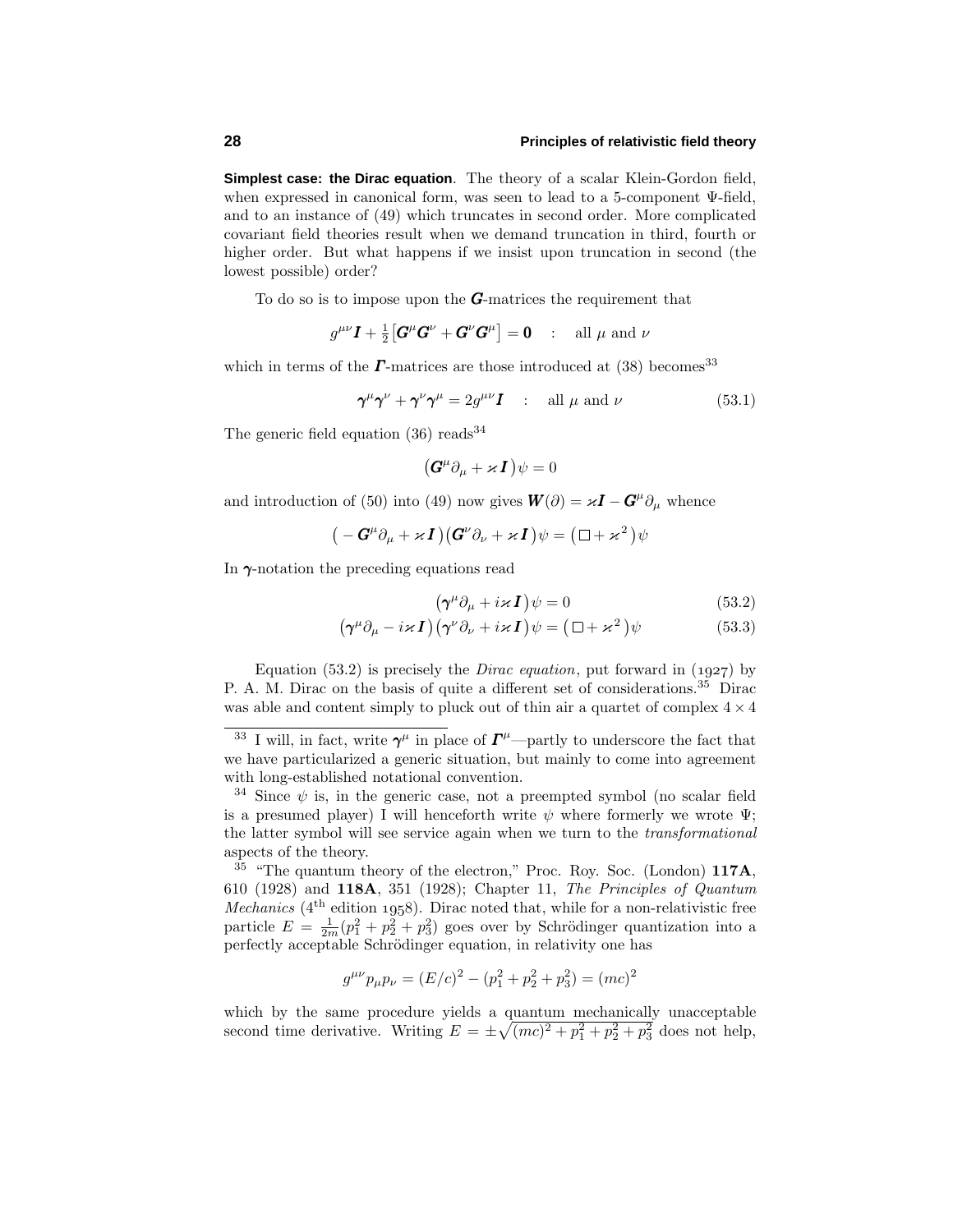**Simplest case: the Dirac equation**. The theory of a scalar Klein-Gordon field, when expressed in canonical form, was seen to lead to a 5-component $\Psi$-field, and to an instance of (49) which truncates in second order. More complicated covariant field theories result when we demand truncation in third, fourth or higher order. But what happens if we insist upon truncation in second (the lowest possible) order?

To do so is to impose upon the $\boldsymbol{G}$-matrices the requirement that

$$g^{\mu\nu}\boldsymbol{I} + \tfrac{1}{2}\big[\boldsymbol{G}^\mu\boldsymbol{G}^\nu + \boldsymbol{G}^\nu\boldsymbol{G}^\mu\big] = \boldsymbol{0} \quad : \quad \text{all } \mu \text{ and } \nu$$

which in terms of the $\boldsymbol{\Gamma}$-matrices are those introduced at (38) becomes[33]

$$\boldsymbol{\gamma}^\mu\boldsymbol{\gamma}^\nu + \boldsymbol{\gamma}^\nu\boldsymbol{\gamma}^\mu = 2g^{\mu\nu}\boldsymbol{I} \quad : \quad \text{all } \mu \text{ and } \nu \tag{53.1}$$

The generic field equation (36) reads[34]

$$\big(\boldsymbol{G}^\mu\partial_\mu + \varkappa\boldsymbol{I}\big)\psi = 0$$

and introduction of (50) into (49) now gives $\boldsymbol{W}(\partial) = \varkappa\boldsymbol{I} - \boldsymbol{G}^\mu\partial_\mu$ whence

$$\big(-\boldsymbol{G}^\mu\partial_\mu + \varkappa\boldsymbol{I}\big)\big(\boldsymbol{G}^\nu\partial_\nu + \varkappa\boldsymbol{I}\big)\psi = \big(\square + \varkappa^2\big)\psi$$

In $\boldsymbol{\gamma}$-notation the preceding equations read

$$\big(\boldsymbol{\gamma}^\mu\partial_\mu + i\varkappa\boldsymbol{I}\big)\psi = 0 \tag{53.2}$$

$$\big(\boldsymbol{\gamma}^\mu\partial_\mu - i\varkappa\boldsymbol{I}\big)\big(\boldsymbol{\gamma}^\nu\partial_\nu + i\varkappa\boldsymbol{I}\big)\psi = \big(\square + \varkappa^2\big)\psi \tag{53.3}$$

Equation (53.2) is precisely the *Dirac equation*, put forward in (1927) by P. A. M. Dirac on the basis of quite a different set of considerations.[35] Dirac was able and content simply to pluck out of thin air a quartet of complex $4\times 4$

---

[33] I will, in fact, write $\boldsymbol{\gamma}^\mu$ in place of $\boldsymbol{\Gamma}^\mu$—partly to underscore the fact that we have particularized a generic situation, but mainly to come into agreement with long-established notational convention.

[34] Since $\psi$ is, in the generic case, not a preempted symbol (no scalar field is a presumed player) I will henceforth write $\psi$ where formerly we wrote $\Psi$; the latter symbol will see service again when we turn to the *transformational* aspects of the theory.

[35] "The quantum theory of the electron," Proc. Roy. Soc. (London) **117A**, 610 (1928) and **118A**, 351 (1928); Chapter 11, *The Principles of Quantum Mechanics* (4th edition 1958). Dirac noted that, while for a non-relativistic free particle $E = \frac{1}{2m}(p_1^2 + p_2^2 + p_3^2)$ goes over by Schrödinger quantization into a perfectly acceptable Schrödinger equation, in relativity one has

$$g^{\mu\nu}p_\mu p_\nu = (E/c)^2 - (p_1^2 + p_2^2 + p_3^2) = (mc)^2$$

which by the same procedure yields a quantum mechanically unacceptable second time derivative. Writing $E = \pm\sqrt{(mc)^2 + p_1^2 + p_2^2 + p_3^2}$ does not help,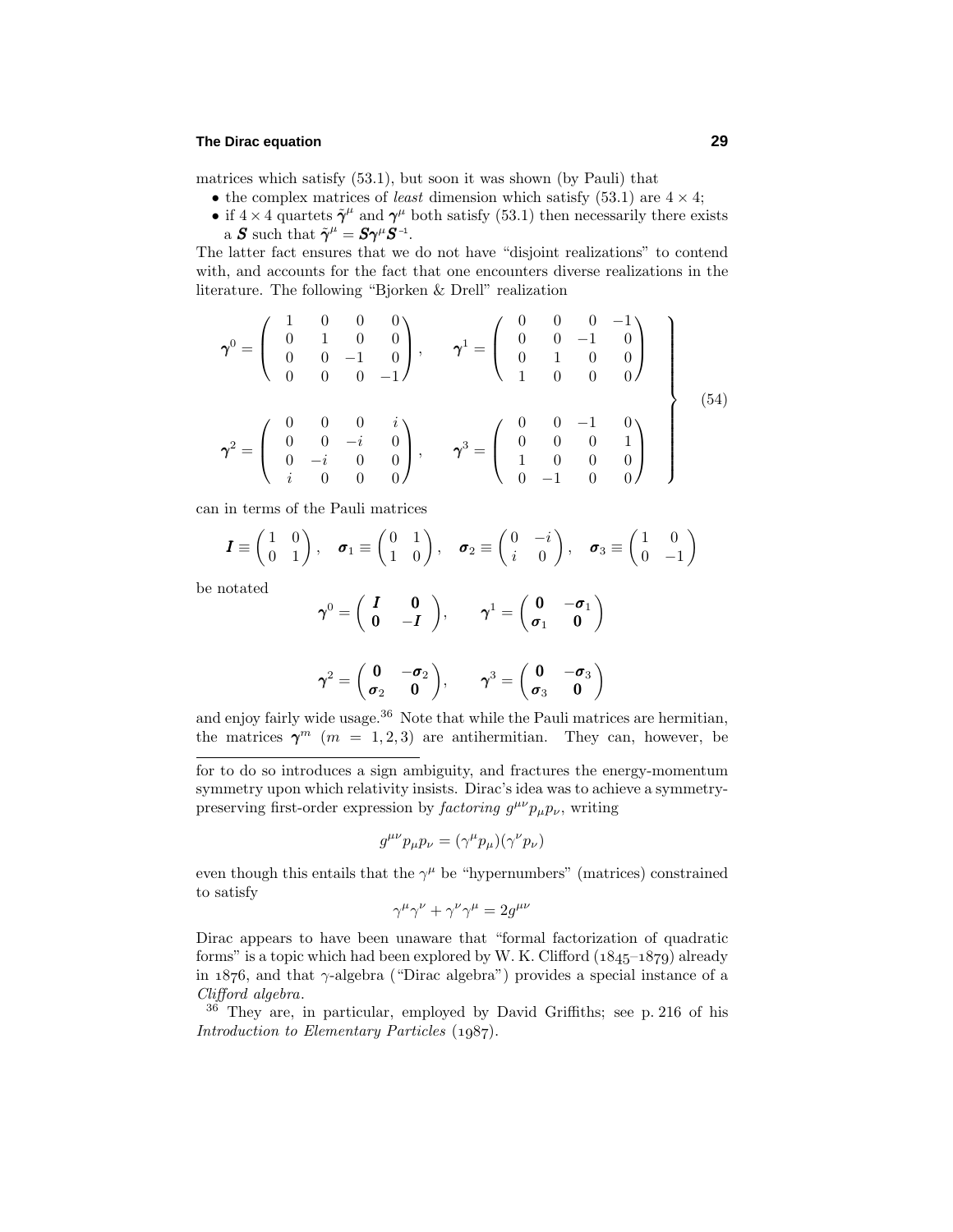matrices which satisfy (53.1), but soon it was shown (by Pauli) that

- the complex matrices of *least* dimension which satisfy (53.1) are $4 \times 4$;
- if $4 \times 4$ quartets $\tilde{\boldsymbol{\gamma}}^\mu$ and $\boldsymbol{\gamma}^\mu$ both satisfy (53.1) then necessarily there exists a $\boldsymbol{S}$ such that $\tilde{\boldsymbol{\gamma}}^\mu = \boldsymbol{S}\boldsymbol{\gamma}^\mu\boldsymbol{S}^{-1}$.

The latter fact ensures that we do not have "disjoint realizations" to contend with, and accounts for the fact that one encounters diverse realizations in the literature. The following "Bjorken & Drell" realization

$$
\left.
\begin{aligned}
\boldsymbol{\gamma}^0 &= \begin{pmatrix} 1 & 0 & 0 & 0 \\ 0 & 1 & 0 & 0 \\ 0 & 0 & -1 & 0 \\ 0 & 0 & 0 & -1 \end{pmatrix}, \qquad
\boldsymbol{\gamma}^1 = \begin{pmatrix} 0 & 0 & 0 & -1 \\ 0 & 0 & -1 & 0 \\ 0 & 1 & 0 & 0 \\ 1 & 0 & 0 & 0 \end{pmatrix} \\
\boldsymbol{\gamma}^2 &= \begin{pmatrix} 0 & 0 & 0 & i \\ 0 & 0 & -i & 0 \\ 0 & -i & 0 & 0 \\ i & 0 & 0 & 0 \end{pmatrix}, \qquad
\boldsymbol{\gamma}^3 = \begin{pmatrix} 0 & 0 & -1 & 0 \\ 0 & 0 & 0 & 1 \\ 1 & 0 & 0 & 0 \\ 0 & -1 & 0 & 0 \end{pmatrix}
\end{aligned}
\right\} \tag{54}
$$

can in terms of the Pauli matrices

$$
\boldsymbol{I} \equiv \begin{pmatrix} 1 & 0 \\ 0 & 1 \end{pmatrix}, \quad
\boldsymbol{\sigma}_1 \equiv \begin{pmatrix} 0 & 1 \\ 1 & 0 \end{pmatrix}, \quad
\boldsymbol{\sigma}_2 \equiv \begin{pmatrix} 0 & -i \\ i & 0 \end{pmatrix}, \quad
\boldsymbol{\sigma}_3 \equiv \begin{pmatrix} 1 & 0 \\ 0 & -1 \end{pmatrix}
$$

be notated

$$
\boldsymbol{\gamma}^0 = \begin{pmatrix} \boldsymbol{I} & \boldsymbol{0} \\ \boldsymbol{0} & -\boldsymbol{I} \end{pmatrix}, \qquad
\boldsymbol{\gamma}^1 = \begin{pmatrix} \boldsymbol{0} & -\boldsymbol{\sigma}_1 \\ \boldsymbol{\sigma}_1 & \boldsymbol{0} \end{pmatrix}
$$

$$
\boldsymbol{\gamma}^2 = \begin{pmatrix} \boldsymbol{0} & -\boldsymbol{\sigma}_2 \\ \boldsymbol{\sigma}_2 & \boldsymbol{0} \end{pmatrix}, \qquad
\boldsymbol{\gamma}^3 = \begin{pmatrix} \boldsymbol{0} & -\boldsymbol{\sigma}_3 \\ \boldsymbol{\sigma}_3 & \boldsymbol{0} \end{pmatrix}
$$

and enjoy fairly wide usage.[36] Note that while the Pauli matrices are hermitian, the matrices $\boldsymbol{\gamma}^m$ $(m = 1, 2, 3)$ are antihermitian. They can, however, be

---

for to do so introduces a sign ambiguity, and fractures the energy-momentum symmetry upon which relativity insists. Dirac's idea was to achieve a symmetry-preserving first-order expression by *factoring* $g^{\mu\nu}p_\mu p_\nu$, writing

$$
g^{\mu\nu}p_\mu p_\nu = (\gamma^\mu p_\mu)(\gamma^\nu p_\nu)
$$

even though this entails that the $\gamma^\mu$ be "hypernumbers" (matrices) constrained to satisfy

$$
\gamma^\mu\gamma^\nu + \gamma^\nu\gamma^\mu = 2g^{\mu\nu}
$$

Dirac appears to have been unaware that "formal factorization of quadratic forms" is a topic which had been explored by W. K. Clifford (1845–1879) already in 1876, and that $\gamma$-algebra ("Dirac algebra") provides a special instance of a *Clifford algebra*.

[36] They are, in particular, employed by David Griffiths; see p. 216 of his *Introduction to Elementary Particles* (1987).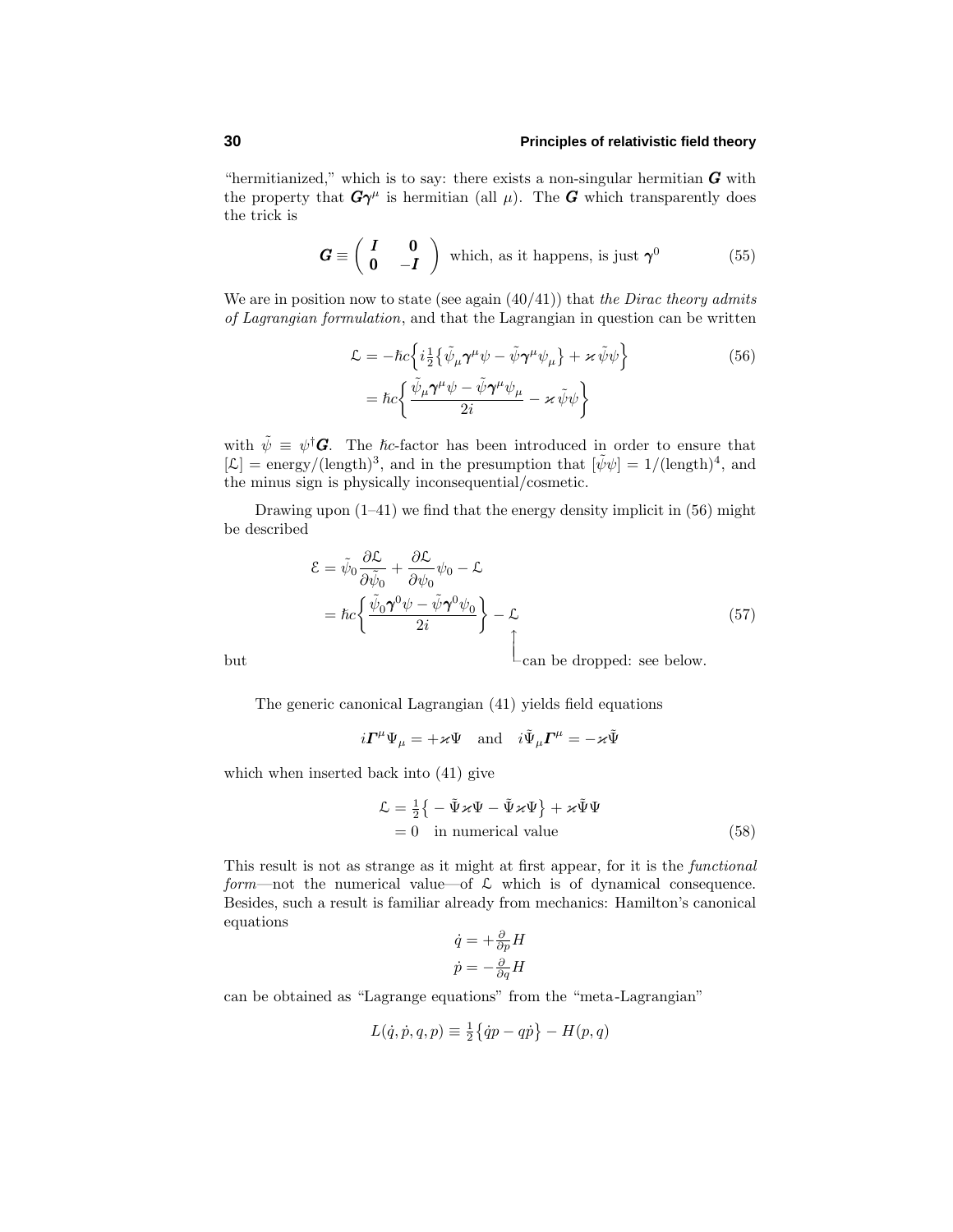"hermitianized," which is to say: there exists a non-singular hermitian $\boldsymbol{G}$ with the property that $\boldsymbol{G}\boldsymbol{\gamma}^\mu$ is hermitian (all $\mu$). The $\boldsymbol{G}$ which transparently does the trick is

$$\boldsymbol{G} \equiv \begin{pmatrix} \boldsymbol{I} & \boldsymbol{0} \\ \boldsymbol{0} & -\boldsymbol{I} \end{pmatrix} \text{ which, as it happens, is just } \boldsymbol{\gamma}^0 \tag{55}$$

We are in position now to state (see again (40/41)) that *the Dirac theory admits of Lagrangian formulation*, and that the Lagrangian in question can be written

$$\begin{aligned} \mathcal{L} &= -\hbar c\Big\{ i\tfrac{1}{2}\big\{ \tilde{\psi}_\mu \boldsymbol{\gamma}^\mu \psi - \tilde{\psi}\boldsymbol{\gamma}^\mu \psi_\mu \big\} + \varkappa\, \tilde{\psi}\psi \Big\} \\ &= \hbar c\Big\{ \frac{\tilde{\psi}_\mu \boldsymbol{\gamma}^\mu \psi - \tilde{\psi}\boldsymbol{\gamma}^\mu \psi_\mu}{2i} - \varkappa\, \tilde{\psi}\psi \Big\} \end{aligned} \tag{56}$$

with $\tilde{\psi} \equiv \psi^\dagger \boldsymbol{G}$. The $\hbar c$-factor has been introduced in order to ensure that $[\mathcal{L}] = \text{energy}/(\text{length})^3$, and in the presumption that $[\tilde{\psi}\psi] = 1/(\text{length})^4$, and the minus sign is physically inconsequential/cosmetic.

Drawing upon (1–41) we find that the energy density implicit in (56) might be described

$$\begin{aligned} \mathcal{E} &= \tilde{\psi}_0 \frac{\partial \mathcal{L}}{\partial \tilde{\psi}_0} + \frac{\partial \mathcal{L}}{\partial \psi_0}\psi_0 - \mathcal{L} \\ &= \hbar c\Big\{ \frac{\tilde{\psi}_0 \boldsymbol{\gamma}^0 \psi - \tilde{\psi}\boldsymbol{\gamma}^0 \psi_0}{2i} \Big\} - \mathcal{L} \end{aligned} \tag{57}$$

but $\qquad\qquad\qquad\qquad\qquad\qquad\qquad\quad$ ↑ can be dropped: see below.

The generic canonical Lagrangian (41) yields field equations

$$i\boldsymbol{\Gamma}^\mu \Psi_\mu = +\varkappa\Psi \quad \text{and} \quad i\tilde{\Psi}_\mu \boldsymbol{\Gamma}^\mu = -\varkappa\tilde{\Psi}$$

which when inserted back into (41) give

$$\begin{aligned} \mathcal{L} &= \tfrac{1}{2}\big\{ -\tilde{\Psi}\varkappa\Psi - \tilde{\Psi}\varkappa\Psi \big\} + \varkappa\tilde{\Psi}\Psi \\ &= 0 \quad \text{in numerical value} \end{aligned} \tag{58}$$

This result is not as strange as it might at first appear, for it is the *functional form*—not the numerical value—of $\mathcal{L}$ which is of dynamical consequence. Besides, such a result is familiar already from mechanics: Hamilton's canonical equations

$$\begin{aligned} \dot{q} &= +\tfrac{\partial}{\partial p}H \\ \dot{p} &= -\tfrac{\partial}{\partial q}H \end{aligned}$$

can be obtained as "Lagrange equations" from the "meta-Lagrangian"

$$L(\dot{q}, \dot{p}, q, p) \equiv \tfrac{1}{2}\big\{ \dot{q}p - q\dot{p} \big\} - H(p, q)$$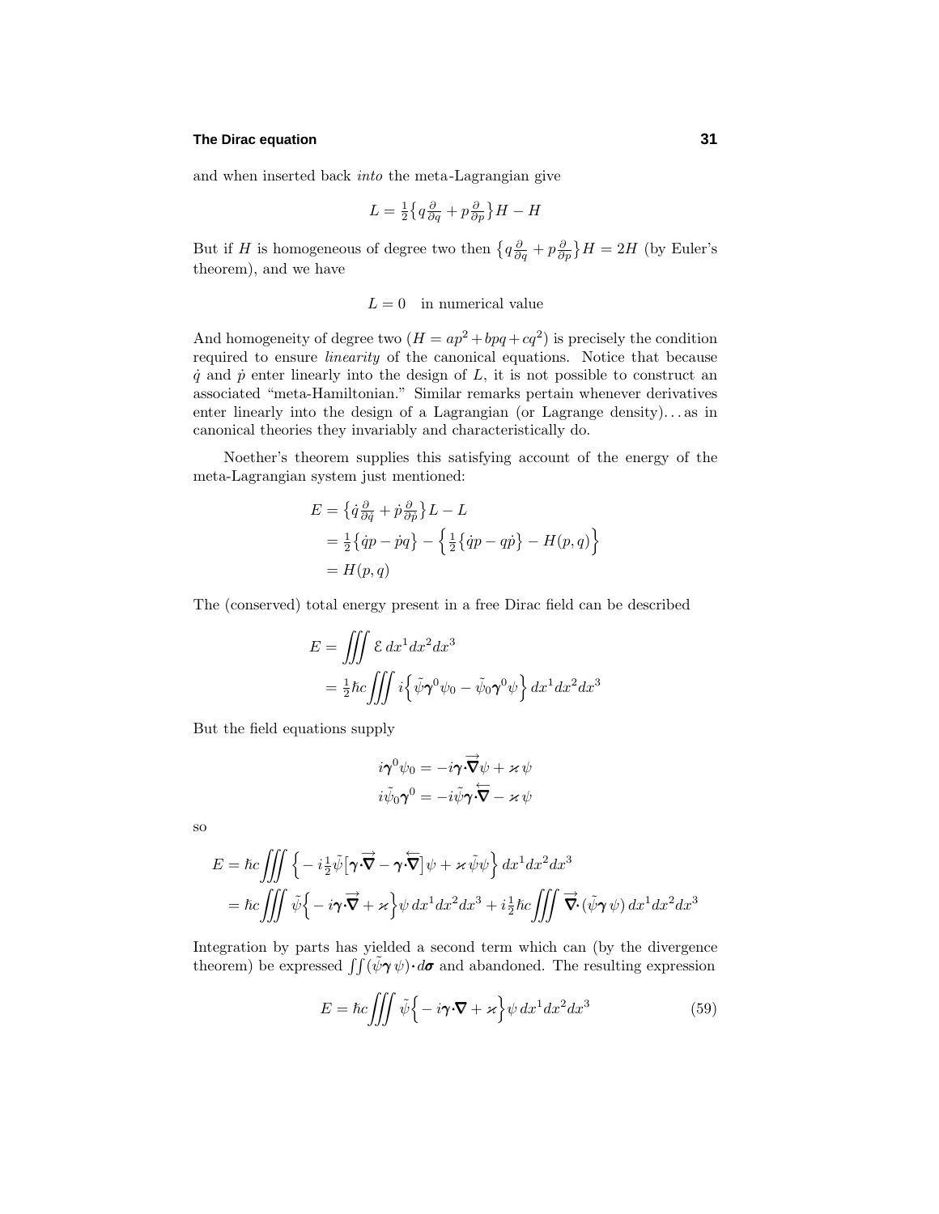and when inserted back *into* the meta-Lagrangian give

$$L = \tfrac{1}{2}\big\{q\tfrac{\partial}{\partial q} + p\tfrac{\partial}{\partial p}\big\}H - H$$

But if $H$ is homogeneous of degree two then $\big\{q\frac{\partial}{\partial q} + p\frac{\partial}{\partial p}\big\}H = 2H$ (by Euler's theorem), and we have

$$L = 0 \quad \text{in numerical value}$$

And homogeneity of degree two ($H = ap^2 + bpq + cq^2$) is precisely the condition required to ensure *linearity* of the canonical equations. Notice that because $\dot{q}$ and $\dot{p}$ enter linearly into the design of $L$, it is not possible to construct an associated "meta-Hamiltonian." Similar remarks pertain whenever derivatives enter linearly into the design of a Lagrangian (or Lagrange density)... as in canonical theories they invariably and characteristically do.

Noether's theorem supplies this satisfying account of the energy of the meta-Lagrangian system just mentioned:

$$\begin{aligned}
E &= \big\{\dot{q}\tfrac{\partial}{\partial \dot{q}} + \dot{p}\tfrac{\partial}{\partial \dot{p}}\big\}L - L \\
&= \tfrac{1}{2}\big\{\dot{q}p - \dot{p}q\big\} - \Big\{\tfrac{1}{2}\big\{\dot{q}p - q\dot{p}\big\} - H(p,q)\Big\} \\
&= H(p,q)
\end{aligned}$$

The (conserved) total energy present in a free Dirac field can be described

$$\begin{aligned}
E &= \iiint \mathcal{E}\, dx^1 dx^2 dx^3 \\
&= \tfrac{1}{2}\hbar c \iiint i\Big\{\tilde{\psi}\boldsymbol{\gamma}^0\psi_0 - \tilde{\psi}_0\boldsymbol{\gamma}^0\psi\Big\}\, dx^1 dx^2 dx^3
\end{aligned}$$

But the field equations supply

$$\begin{aligned}
i\boldsymbol{\gamma}^0\psi_0 &= -i\boldsymbol{\gamma}\cdot\overrightarrow{\boldsymbol{\nabla}}\psi + \varkappa\,\psi \\
i\tilde{\psi}_0\boldsymbol{\gamma}^0 &= -i\tilde{\psi}\boldsymbol{\gamma}\cdot\overleftarrow{\boldsymbol{\nabla}} - \varkappa\,\psi
\end{aligned}$$

so

$$\begin{aligned}
E &= \hbar c \iiint \Big\{ - i\tfrac{1}{2}\tilde{\psi}\big[\boldsymbol{\gamma}\cdot\overrightarrow{\boldsymbol{\nabla}} - \boldsymbol{\gamma}\cdot\overleftarrow{\boldsymbol{\nabla}}\big]\psi + \varkappa\,\tilde{\psi}\psi\Big\}\, dx^1 dx^2 dx^3 \\
&= \hbar c \iiint \tilde{\psi}\Big\{ - i\boldsymbol{\gamma}\cdot\overrightarrow{\boldsymbol{\nabla}} + \varkappa\Big\}\psi\, dx^1 dx^2 dx^3 + i\tfrac{1}{2}\hbar c \iiint \overrightarrow{\boldsymbol{\nabla}}\cdot(\tilde{\psi}\boldsymbol{\gamma}\,\psi)\, dx^1 dx^2 dx^3
\end{aligned}$$

Integration by parts has yielded a second term which can (by the divergence theorem) be expressed $\iint(\tilde{\psi}\boldsymbol{\gamma}\,\psi)\cdot d\boldsymbol{\sigma}$ and abandoned. The resulting expression

$$E = \hbar c \iiint \tilde{\psi}\Big\{ - i\boldsymbol{\gamma}\cdot\boldsymbol{\nabla} + \varkappa\Big\}\psi\, dx^1 dx^2 dx^3 \tag{59}$$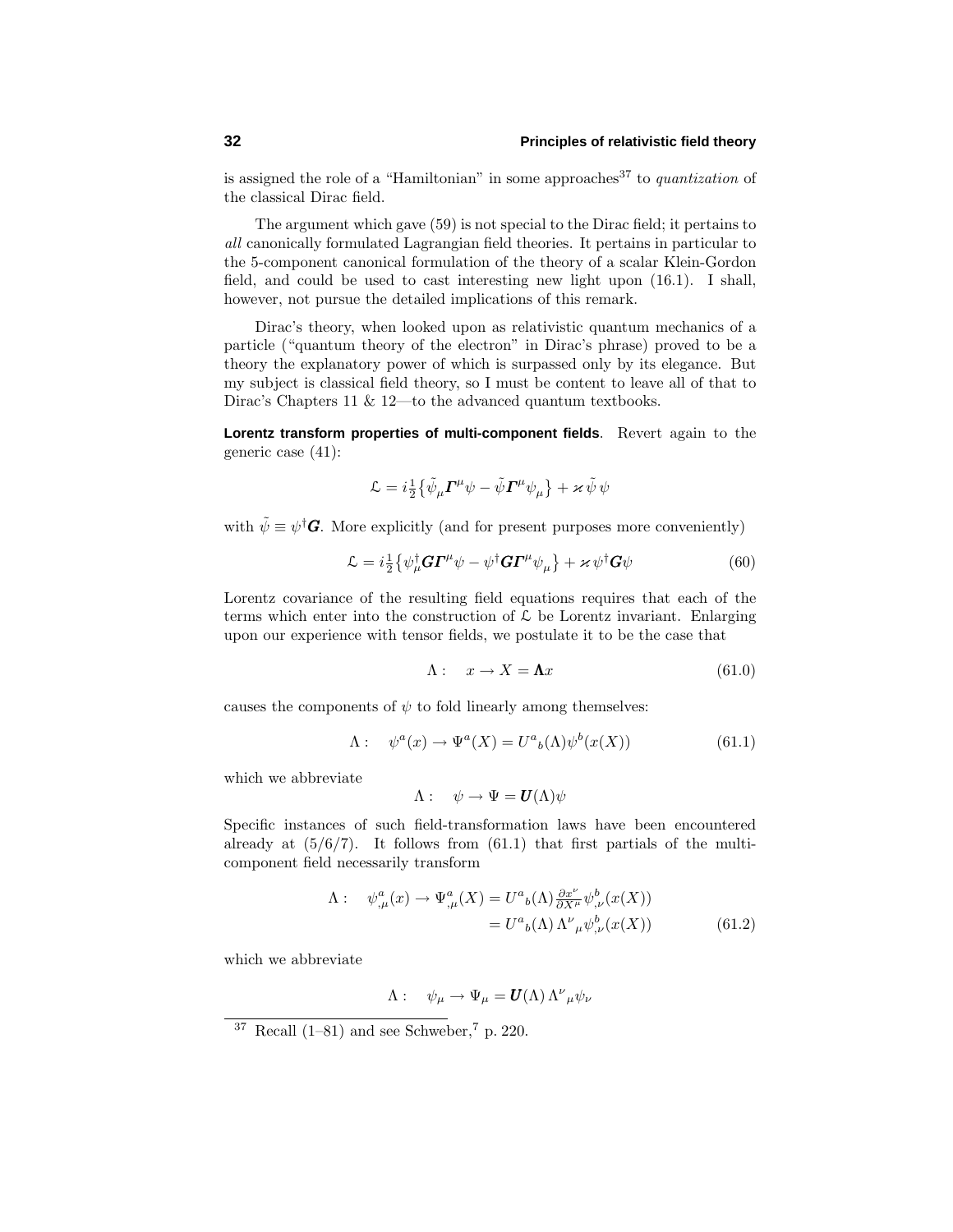is assigned the role of a "Hamiltonian" in some approaches[37] to *quantization* of the classical Dirac field.

The argument which gave (59) is not special to the Dirac field; it pertains to *all* canonically formulated Lagrangian field theories. It pertains in particular to the 5-component canonical formulation of the theory of a scalar Klein-Gordon field, and could be used to cast interesting new light upon (16.1). I shall, however, not pursue the detailed implications of this remark.

Dirac's theory, when looked upon as relativistic quantum mechanics of a particle ("quantum theory of the electron" in Dirac's phrase) proved to be a theory the explanatory power of which is surpassed only by its elegance. But my subject is classical field theory, so I must be content to leave all of that to Dirac's Chapters 11 & 12—to the advanced quantum textbooks.

**Lorentz transform properties of multi-component fields**. Revert again to the generic case (41):

$$\mathcal{L} = i\tfrac{1}{2}\big\{\tilde{\psi}_\mu \boldsymbol{\Gamma}^\mu \psi - \tilde{\psi}\boldsymbol{\Gamma}^\mu \psi_\mu\big\} + \varkappa\,\tilde{\psi}\,\psi$$

with $\tilde{\psi} \equiv \psi^\dagger \boldsymbol{G}$. More explicitly (and for present purposes more conveniently)

$$\mathcal{L} = i\tfrac{1}{2}\big\{\psi^\dagger_\mu \boldsymbol{G}\boldsymbol{\Gamma}^\mu \psi - \psi^\dagger \boldsymbol{G}\boldsymbol{\Gamma}^\mu \psi_\mu\big\} + \varkappa\,\psi^\dagger \boldsymbol{G}\psi \tag{60}$$

Lorentz covariance of the resulting field equations requires that each of the terms which enter into the construction of $\mathcal{L}$ be Lorentz invariant. Enlarging upon our experience with tensor fields, we postulate it to be the case that

$$\Lambda: \quad x \to X = \boldsymbol{\Lambda}x \tag{61.0}$$

causes the components of $\psi$ to fold linearly among themselves:

$$\Lambda: \quad \psi^a(x) \to \Psi^a(X) = U^a{}_b(\Lambda)\psi^b(x(X)) \tag{61.1}$$

which we abbreviate

$$\Lambda: \quad \psi \to \Psi = \boldsymbol{U}(\Lambda)\psi$$

Specific instances of such field-transformation laws have been encountered already at (5/6/7). It follows from (61.1) that first partials of the multi-component field necessarily transform

$$\begin{aligned}\Lambda: \quad \psi^a_{,\mu}(x) \to \Psi^a_{,\mu}(X) &= U^a{}_b(\Lambda)\tfrac{\partial x^\nu}{\partial X^\mu}\psi^b_{,\nu}(x(X))\\ &= U^a{}_b(\Lambda)\,\Lambda^\nu{}_\mu \psi^b_{,\nu}(x(X))\end{aligned} \tag{61.2}$$

which we abbreviate

$$\Lambda: \quad \psi_\mu \to \Psi_\mu = \boldsymbol{U}(\Lambda)\,\Lambda^\nu{}_\mu \psi_\nu$$

[37] Recall (1–81) and see Schweber,[7] p. 220.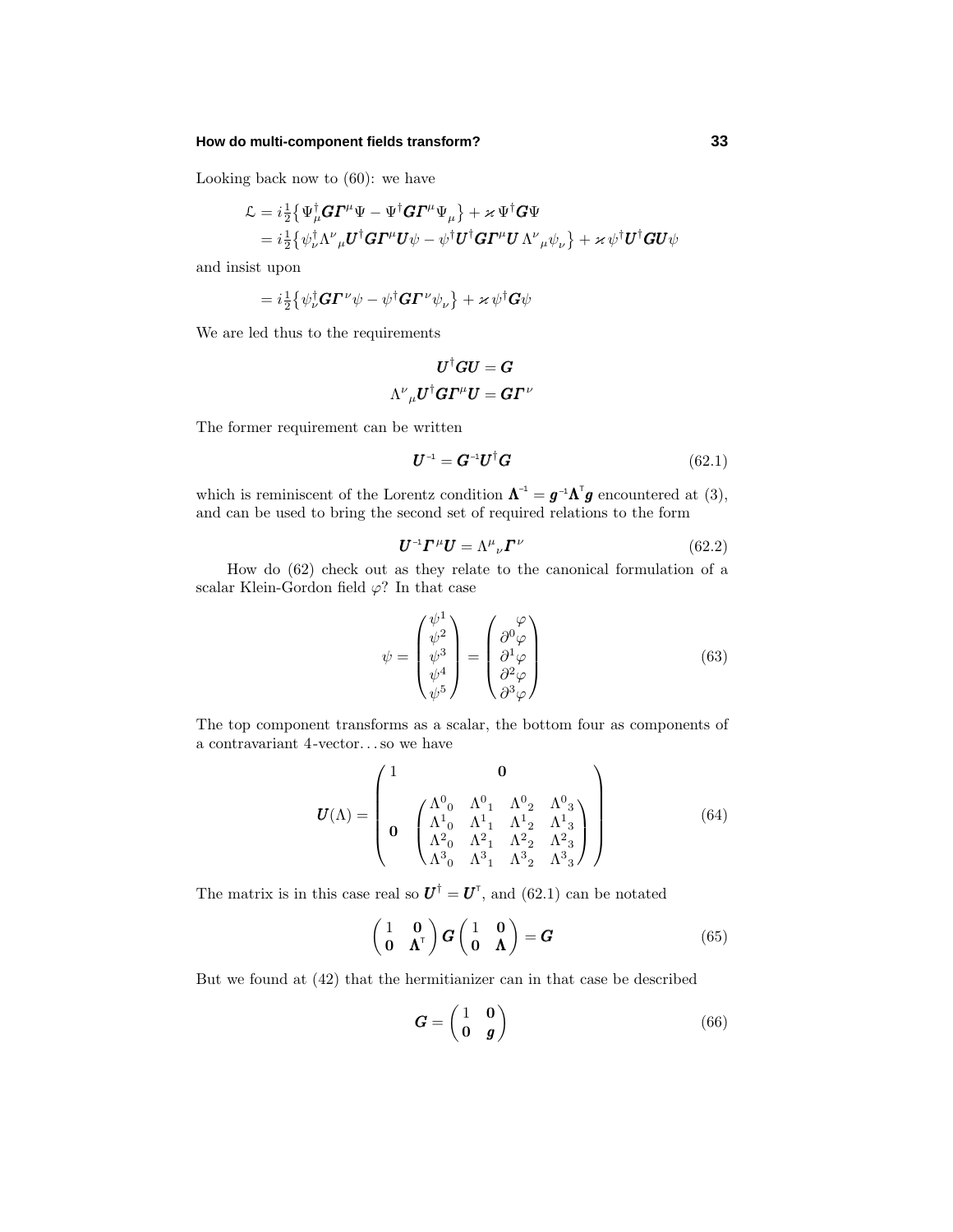Looking back now to (60): we have

$$
\begin{aligned}
\mathcal{L} &= i\tfrac{1}{2}\big\{\Psi^\dagger_\mu \boldsymbol{G}\boldsymbol{\Gamma}^\mu\Psi - \Psi^\dagger\boldsymbol{G}\boldsymbol{\Gamma}^\mu\Psi_\mu\big\} + \varkappa\,\Psi^\dagger\boldsymbol{G}\Psi \\
&= i\tfrac{1}{2}\big\{\psi^\dagger_\nu \Lambda^\nu{}_\mu \boldsymbol{U}^\dagger\boldsymbol{G}\boldsymbol{\Gamma}^\mu\boldsymbol{U}\psi - \psi^\dagger\boldsymbol{U}^\dagger\boldsymbol{G}\boldsymbol{\Gamma}^\mu\boldsymbol{U}\,\Lambda^\nu{}_\mu\psi_\nu\big\} + \varkappa\,\psi^\dagger\boldsymbol{U}^\dagger\boldsymbol{G}\boldsymbol{U}\psi
\end{aligned}
$$

and insist upon

$$
= i\tfrac{1}{2}\big\{\psi^\dagger_\nu\boldsymbol{G}\boldsymbol{\Gamma}^\nu\psi - \psi^\dagger\boldsymbol{G}\boldsymbol{\Gamma}^\nu\psi_\nu\big\} + \varkappa\,\psi^\dagger\boldsymbol{G}\psi
$$

We are led thus to the requirements

$$
\begin{aligned}
\boldsymbol{U}^\dagger\boldsymbol{G}\boldsymbol{U} &= \boldsymbol{G} \\
\Lambda^\nu{}_\mu\boldsymbol{U}^\dagger\boldsymbol{G}\boldsymbol{\Gamma}^\mu\boldsymbol{U} &= \boldsymbol{G}\boldsymbol{\Gamma}^\nu
\end{aligned}
$$

The former requirement can be written

$$
\boldsymbol{U}^{-1} = \boldsymbol{G}^{-1}\boldsymbol{U}^\dagger\boldsymbol{G} \tag{62.1}
$$

which is reminiscent of the Lorentz condition $\boldsymbol{\Lambda}^{-1} = \boldsymbol{g}^{-1}\boldsymbol{\Lambda}^{\mathsf{T}}\boldsymbol{g}$ encountered at (3), and can be used to bring the second set of required relations to the form

$$
\boldsymbol{U}^{-1}\boldsymbol{\Gamma}^\mu\boldsymbol{U} = \Lambda^\mu{}_\nu\boldsymbol{\Gamma}^\nu \tag{62.2}
$$

How do (62) check out as they relate to the canonical formulation of a scalar Klein-Gordon field $\varphi$? In that case

$$
\psi = \begin{pmatrix}\psi^1\\ \psi^2\\ \psi^3\\ \psi^4\\ \psi^5\end{pmatrix} = \begin{pmatrix}\varphi\\ \partial^0\varphi\\ \partial^1\varphi\\ \partial^2\varphi\\ \partial^3\varphi\end{pmatrix} \tag{63}
$$

The top component transforms as a scalar, the bottom four as components of a contravariant 4-vector...so we have

$$
\boldsymbol{U}(\Lambda) = \begin{pmatrix} 1 & \boldsymbol{0} \\ \boldsymbol{0} & \begin{pmatrix} \Lambda^0{}_0 & \Lambda^0{}_1 & \Lambda^0{}_2 & \Lambda^0{}_3 \\ \Lambda^1{}_0 & \Lambda^1{}_1 & \Lambda^1{}_2 & \Lambda^1{}_3 \\ \Lambda^2{}_0 & \Lambda^2{}_1 & \Lambda^2{}_2 & \Lambda^2{}_3 \\ \Lambda^3{}_0 & \Lambda^3{}_1 & \Lambda^3{}_2 & \Lambda^3{}_3 \end{pmatrix} \end{pmatrix} \tag{64}
$$

The matrix is in this case real so $\boldsymbol{U}^\dagger = \boldsymbol{U}^{\mathsf{T}}$, and (62.1) can be notated

$$
\begin{pmatrix} 1 & \boldsymbol{0} \\ \boldsymbol{0} & \boldsymbol{\Lambda}^{\mathsf{T}} \end{pmatrix} \boldsymbol{G} \begin{pmatrix} 1 & \boldsymbol{0} \\ \boldsymbol{0} & \boldsymbol{\Lambda} \end{pmatrix} = \boldsymbol{G} \tag{65}
$$

But we found at (42) that the hermitianizer can in that case be described

$$
\boldsymbol{G} = \begin{pmatrix} 1 & \boldsymbol{0} \\ \boldsymbol{0} & \boldsymbol{g} \end{pmatrix} \tag{66}
$$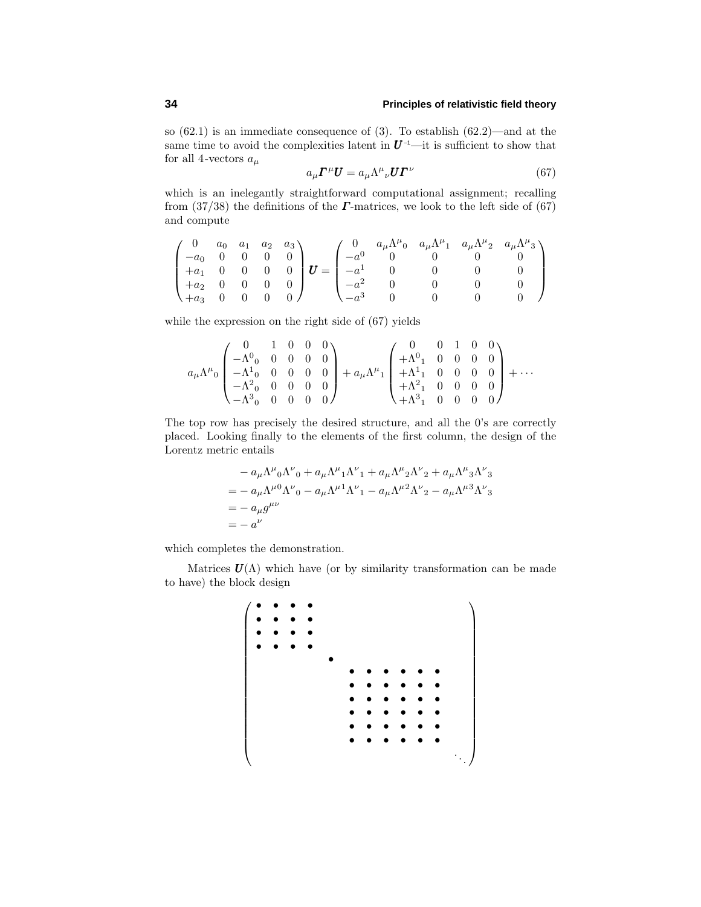so (62.1) is an immediate consequence of (3). To establish (62.2)—and at the same time to avoid the complexities latent in $\boldsymbol{U}^{-1}$—it is sufficient to show that for all 4-vectors $a_\mu$

$$a_\mu \boldsymbol{\Gamma}^\mu \boldsymbol{U} = a_\mu \Lambda^\mu{}_\nu \boldsymbol{U}\boldsymbol{\Gamma}^\nu \tag{67}$$

which is an inelegantly straightforward computational assignment; recalling from (37/38) the definitions of the $\boldsymbol{\Gamma}$-matrices, we look to the left side of (67) and compute

$$\begin{pmatrix} 0 & a_0 & a_1 & a_2 & a_3 \\ -a_0 & 0 & 0 & 0 & 0 \\ +a_1 & 0 & 0 & 0 & 0 \\ +a_2 & 0 & 0 & 0 & 0 \\ +a_3 & 0 & 0 & 0 & 0 \end{pmatrix} \boldsymbol{U} = \begin{pmatrix} 0 & a_\mu\Lambda^\mu{}_0 & a_\mu\Lambda^\mu{}_1 & a_\mu\Lambda^\mu{}_2 & a_\mu\Lambda^\mu{}_3 \\ -a^0 & 0 & 0 & 0 & 0 \\ -a^1 & 0 & 0 & 0 & 0 \\ -a^2 & 0 & 0 & 0 & 0 \\ -a^3 & 0 & 0 & 0 & 0 \end{pmatrix}$$

while the expression on the right side of (67) yields

$$a_\mu\Lambda^\mu{}_0 \begin{pmatrix} 0 & 1 & 0 & 0 & 0 \\ -\Lambda^0{}_0 & 0 & 0 & 0 & 0 \\ -\Lambda^1{}_0 & 0 & 0 & 0 & 0 \\ -\Lambda^2{}_0 & 0 & 0 & 0 & 0 \\ -\Lambda^3{}_0 & 0 & 0 & 0 & 0 \end{pmatrix} + a_\mu\Lambda^\mu{}_1 \begin{pmatrix} 0 & 0 & 1 & 0 & 0 \\ +\Lambda^0{}_1 & 0 & 0 & 0 & 0 \\ +\Lambda^1{}_1 & 0 & 0 & 0 & 0 \\ +\Lambda^2{}_1 & 0 & 0 & 0 & 0 \\ +\Lambda^3{}_1 & 0 & 0 & 0 & 0 \end{pmatrix} + \cdots$$

The top row has precisely the desired structure, and all the 0's are correctly placed. Looking finally to the elements of the first column, the design of the Lorentz metric entails

$$\begin{aligned}
& -a_\mu\Lambda^\mu{}_0\Lambda^\nu{}_0 + a_\mu\Lambda^\mu{}_1\Lambda^\nu{}_1 + a_\mu\Lambda^\mu{}_2\Lambda^\nu{}_2 + a_\mu\Lambda^\mu{}_3\Lambda^\nu{}_3 \\
&= -a_\mu\Lambda^{\mu 0}\Lambda^\nu{}_0 - a_\mu\Lambda^{\mu 1}\Lambda^\nu{}_1 - a_\mu\Lambda^{\mu 2}\Lambda^\nu{}_2 - a_\mu\Lambda^{\mu 3}\Lambda^\nu{}_3 \\
&= -a_\mu g^{\mu\nu} \\
&= -a^\nu
\end{aligned}$$

which completes the demonstration.

Matrices $\boldsymbol{U}(\Lambda)$ which have (or by similarity transformation can be made to have) the block design

$$\begin{pmatrix}
\bullet & \bullet & \bullet & \bullet & & & & & & & & \\
\bullet & \bullet & \bullet & \bullet & & & & & & & & \\
\bullet & \bullet & \bullet & \bullet & & & & & & & & \\
\bullet & \bullet & \bullet & \bullet & & & & & & & & \\
& & & & \bullet & & & & & & & \\
& & & & & \bullet & \bullet & \bullet & \bullet & \bullet & \bullet & \\
& & & & & \bullet & \bullet & \bullet & \bullet & \bullet & \bullet & \\
& & & & & \bullet & \bullet & \bullet & \bullet & \bullet & \bullet & \\
& & & & & \bullet & \bullet & \bullet & \bullet & \bullet & \bullet & \\
& & & & & \bullet & \bullet & \bullet & \bullet & \bullet & \bullet & \\
& & & & & \bullet & \bullet & \bullet & \bullet & \bullet & \bullet & \\
& & & & & & & & & & & \ddots
\end{pmatrix}$$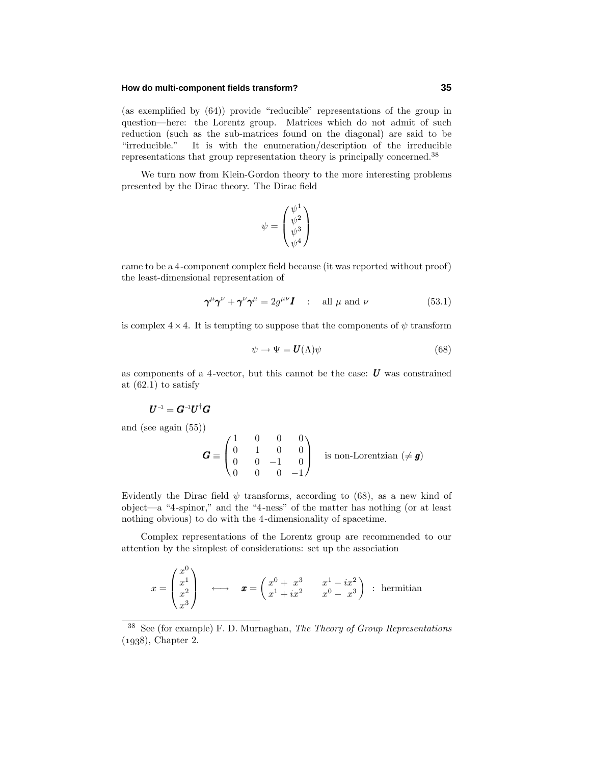(as exemplified by (64)) provide "reducible" representations of the group in question—here: the Lorentz group. Matrices which do not admit of such reduction (such as the sub-matrices found on the diagonal) are said to be "irreducible." It is with the enumeration/description of the irreducible representations that group representation theory is principally concerned.[38]

We turn now from Klein-Gordon theory to the more interesting problems presented by the Dirac theory. The Dirac field

$$\psi = \begin{pmatrix} \psi^1 \\ \psi^2 \\ \psi^3 \\ \psi^4 \end{pmatrix}$$

came to be a 4-component complex field because (it was reported without proof) the least-dimensional representation of

$$\boldsymbol{\gamma}^\mu \boldsymbol{\gamma}^\nu + \boldsymbol{\gamma}^\nu \boldsymbol{\gamma}^\mu = 2g^{\mu\nu}\boldsymbol{I} \quad : \quad \text{all } \mu \text{ and } \nu \tag{53.1}$$

is complex $4 \times 4$. It is tempting to suppose that the components of $\psi$ transform

$$\psi \to \Psi = \boldsymbol{U}(\Lambda)\psi \tag{68}$$

as components of a 4-vector, but this cannot be the case: $\boldsymbol{U}$ was constrained at (62.1) to satisfy

$$\boldsymbol{U}^{-1} = \boldsymbol{G}^{-1}\boldsymbol{U}^\dagger \boldsymbol{G}$$

and (see again (55))

$$\boldsymbol{G} \equiv \begin{pmatrix} 1 & 0 & 0 & 0 \\ 0 & 1 & 0 & 0 \\ 0 & 0 & -1 & 0 \\ 0 & 0 & 0 & -1 \end{pmatrix} \quad \text{is non-Lorentzian } (\neq \boldsymbol{g})$$

Evidently the Dirac field $\psi$ transforms, according to (68), as a new kind of object—a "4-spinor," and the "4-ness" of the matter has nothing (or at least nothing obvious) to do with the 4-dimensionality of spacetime.

Complex representations of the Lorentz group are recommended to our attention by the simplest of considerations: set up the association

$$x = \begin{pmatrix} x^0 \\ x^1 \\ x^2 \\ x^3 \end{pmatrix} \quad \longleftrightarrow \quad \boldsymbol{x} = \begin{pmatrix} x^0 + x^3 & x^1 - ix^2 \\ x^1 + ix^2 & x^0 - x^3 \end{pmatrix} \;:\; \text{hermitian}$$

[38] See (for example) F. D. Murnaghan, *The Theory of Group Representations* (1938), Chapter 2.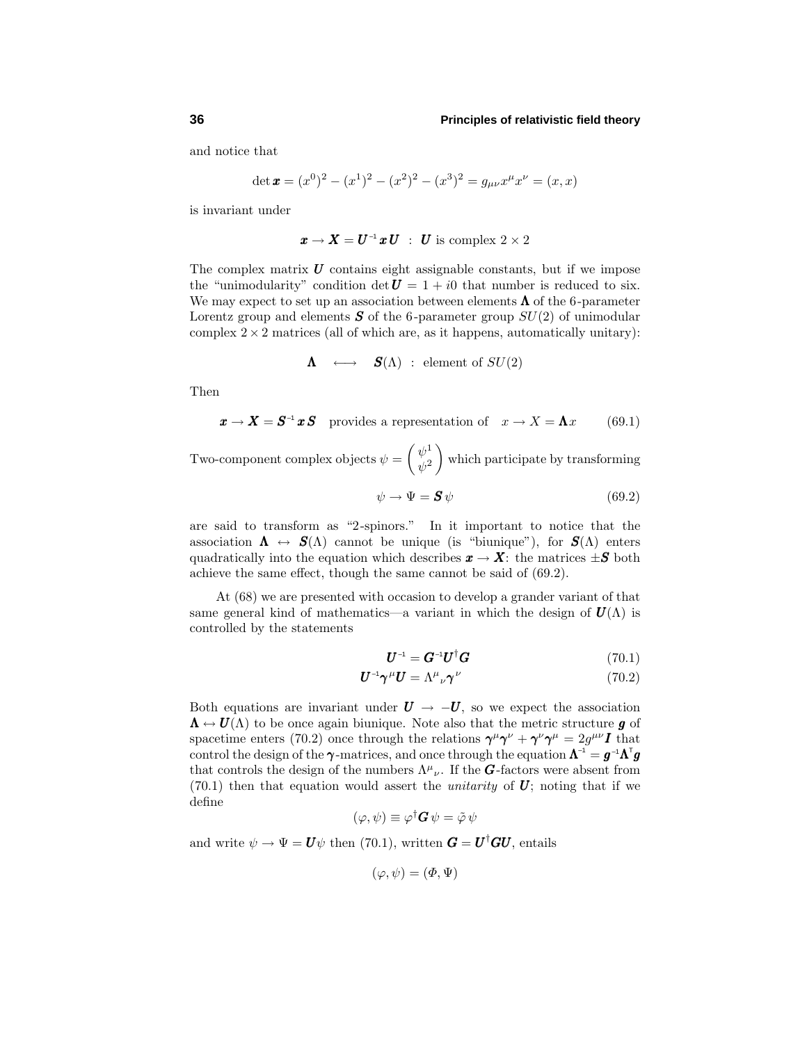and notice that

$$\det \boldsymbol{x} = (x^0)^2 - (x^1)^2 - (x^2)^2 - (x^3)^2 = g_{\mu\nu}x^\mu x^\nu = (x, x)$$

is invariant under

$$\boldsymbol{x} \to \boldsymbol{X} = \boldsymbol{U}^{-1}\boldsymbol{x}\,\boldsymbol{U} \;\;:\;\; \boldsymbol{U} \text{ is complex } 2\times 2$$

The complex matrix $\boldsymbol{U}$ contains eight assignable constants, but if we impose the "unimodularity" condition $\det \boldsymbol{U} = 1 + i0$ that number is reduced to six. We may expect to set up an association between elements $\boldsymbol{\Lambda}$ of the 6-parameter Lorentz group and elements $\boldsymbol{S}$ of the 6-parameter group $SU(2)$ of unimodular complex $2\times 2$ matrices (all of which are, as it happens, automatically unitary):

$$\boldsymbol{\Lambda} \quad\longleftrightarrow\quad \boldsymbol{S}(\Lambda) \;\;:\;\; \text{element of } SU(2)$$

Then

$$\boldsymbol{x} \to \boldsymbol{X} = \boldsymbol{S}^{-1}\boldsymbol{x}\,\boldsymbol{S} \quad \text{provides a representation of} \quad x \to X = \boldsymbol{\Lambda}x \tag{69.1}$$

Two-component complex objects $\psi = \begin{pmatrix}\psi^1\\ \psi^2\end{pmatrix}$ which participate by transforming

$$\psi \to \Psi = \boldsymbol{S}\,\psi \tag{69.2}$$

are said to transform as "2-spinors." In it important to notice that the association $\boldsymbol{\Lambda} \leftrightarrow \boldsymbol{S}(\Lambda)$ cannot be unique (is "biunique"), for $\boldsymbol{S}(\Lambda)$ enters quadratically into the equation which describes $\boldsymbol{x} \to \boldsymbol{X}$: the matrices $\pm\boldsymbol{S}$ both achieve the same effect, though the same cannot be said of (69.2).

At (68) we are presented with occasion to develop a grander variant of that same general kind of mathematics—a variant in which the design of $\boldsymbol{U}(\Lambda)$ is controlled by the statements

$$\boldsymbol{U}^{-1} = \boldsymbol{G}^{-1}\boldsymbol{U}^{\dagger}\boldsymbol{G} \tag{70.1}$$

$$\boldsymbol{U}^{-1}\boldsymbol{\gamma}^\mu\boldsymbol{U} = \Lambda^\mu{}_\nu\boldsymbol{\gamma}^\nu \tag{70.2}$$

Both equations are invariant under $\boldsymbol{U} \to -\boldsymbol{U}$, so we expect the association $\boldsymbol{\Lambda} \leftrightarrow \boldsymbol{U}(\Lambda)$ to be once again biunique. Note also that the metric structure $\boldsymbol{g}$ of spacetime enters (70.2) once through the relations $\boldsymbol{\gamma}^\mu\boldsymbol{\gamma}^\nu + \boldsymbol{\gamma}^\nu\boldsymbol{\gamma}^\mu = 2g^{\mu\nu}\boldsymbol{I}$ that control the design of the $\boldsymbol{\gamma}$-matrices, and once through the equation $\boldsymbol{\Lambda}^{-1} = \boldsymbol{g}^{-1}\boldsymbol{\Lambda}^{\mathsf{T}}\boldsymbol{g}$ that controls the design of the numbers $\Lambda^\mu{}_\nu$. If the $\boldsymbol{G}$-factors were absent from (70.1) then that equation would assert the *unitarity* of $\boldsymbol{U}$; noting that if we define

$$(\varphi, \psi) \equiv \varphi^{\dagger}\boldsymbol{G}\,\psi = \tilde{\varphi}\,\psi$$

and write $\psi \to \Psi = \boldsymbol{U}\psi$ then (70.1), written $\boldsymbol{G} = \boldsymbol{U}^{\dagger}\boldsymbol{G}\boldsymbol{U}$, entails

$$(\varphi, \psi) = (\Phi, \Psi)$$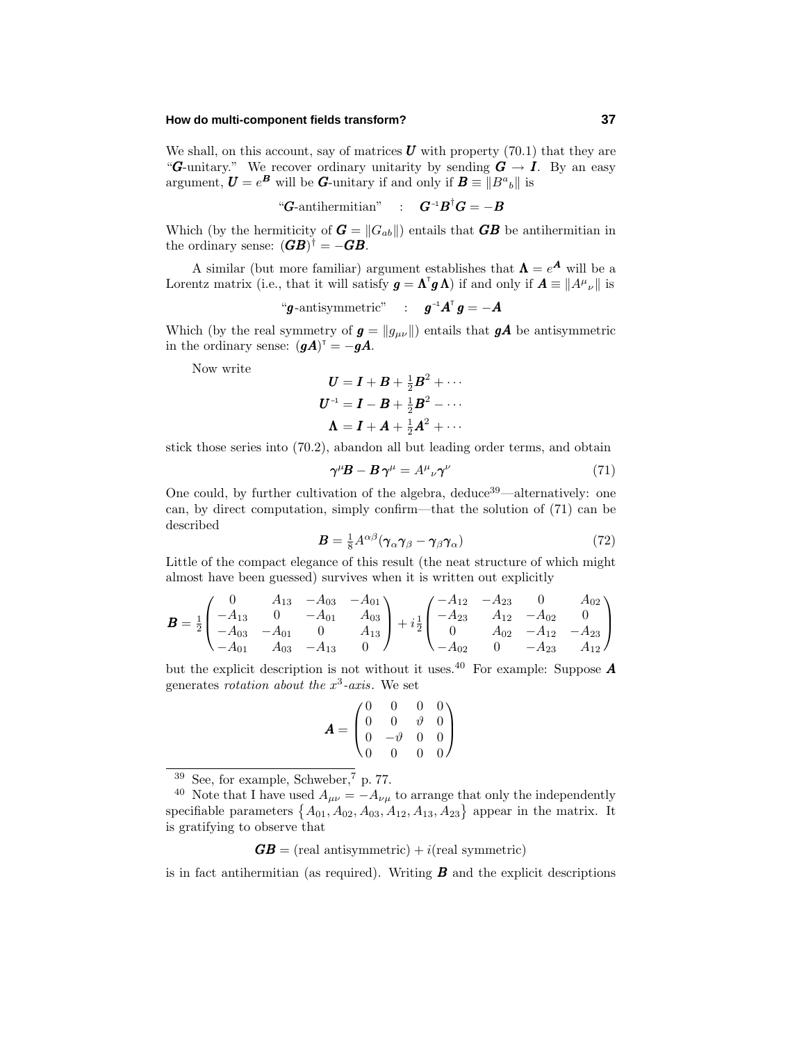We shall, on this account, say of matrices $\boldsymbol{U}$ with property (70.1) that they are "$\boldsymbol{G}$-unitary." We recover ordinary unitarity by sending $\boldsymbol{G} \to \boldsymbol{I}$. By an easy argument, $\boldsymbol{U} = e^{\boldsymbol{B}}$ will be $\boldsymbol{G}$-unitary if and only if $\boldsymbol{B} \equiv \|B^a{}_b\|$ is

$$\text{“}\boldsymbol{G}\text{-antihermitian”} \quad : \quad \boldsymbol{G}^{-1}\boldsymbol{B}^\dagger\boldsymbol{G} = -\boldsymbol{B}$$

Which (by the hermiticity of $\boldsymbol{G} = \|G_{ab}\|$) entails that $\boldsymbol{GB}$ be antihermitian in the ordinary sense: $(\boldsymbol{GB})^\dagger = -\boldsymbol{GB}$.

A similar (but more familiar) argument establishes that $\boldsymbol{\Lambda} = e^{\boldsymbol{A}}$ will be a Lorentz matrix (i.e., that it will satisfy $\boldsymbol{g} = \boldsymbol{\Lambda}^\mathsf{T}\boldsymbol{g}\,\boldsymbol{\Lambda}$) if and only if $\boldsymbol{A} \equiv \|A^\mu{}_\nu\|$ is

$$\text{“}\boldsymbol{g}\text{-antisymmetric”} \quad : \quad \boldsymbol{g}^{-1}\boldsymbol{A}^\mathsf{T}\,\boldsymbol{g} = -\boldsymbol{A}$$

Which (by the real symmetry of $\boldsymbol{g} = \|g_{\mu\nu}\|$) entails that $\boldsymbol{gA}$ be antisymmetric in the ordinary sense: $(\boldsymbol{gA})^\mathsf{T} = -\boldsymbol{gA}$.

Now write

$$\begin{aligned}
\boldsymbol{U} &= \boldsymbol{I} + \boldsymbol{B} + \tfrac{1}{2}\boldsymbol{B}^2 + \cdots \\
\boldsymbol{U}^{-1} &= \boldsymbol{I} - \boldsymbol{B} + \tfrac{1}{2}\boldsymbol{B}^2 - \cdots \\
\boldsymbol{\Lambda} &= \boldsymbol{I} + \boldsymbol{A} + \tfrac{1}{2}\boldsymbol{A}^2 + \cdots
\end{aligned}$$

stick those series into (70.2), abandon all but leading order terms, and obtain

$$\boldsymbol{\gamma}^\mu\boldsymbol{B} - \boldsymbol{B}\,\boldsymbol{\gamma}^\mu = A^\mu{}_\nu\boldsymbol{\gamma}^\nu \tag{71}$$

One could, by further cultivation of the algebra, deduce[39]—alternatively: one can, by direct computation, simply confirm—that the solution of (71) can be described

$$\boldsymbol{B} = \tfrac{1}{8}A^{\alpha\beta}(\boldsymbol{\gamma}_\alpha\boldsymbol{\gamma}_\beta - \boldsymbol{\gamma}_\beta\boldsymbol{\gamma}_\alpha) \tag{72}$$

Little of the compact elegance of this result (the neat structure of which might almost have been guessed) survives when it is written out explicitly

$$\boldsymbol{B} = \tfrac{1}{2}\begin{pmatrix} 0 & A_{13} & -A_{03} & -A_{01} \\ -A_{13} & 0 & -A_{01} & A_{03} \\ -A_{03} & -A_{01} & 0 & A_{13} \\ -A_{01} & A_{03} & -A_{13} & 0 \end{pmatrix} + i\tfrac{1}{2}\begin{pmatrix} -A_{12} & -A_{23} & 0 & A_{02} \\ -A_{23} & A_{12} & -A_{02} & 0 \\ 0 & A_{02} & -A_{12} & -A_{23} \\ -A_{02} & 0 & -A_{23} & A_{12} \end{pmatrix}$$

but the explicit description is not without it uses.[40] For example: Suppose $\boldsymbol{A}$ generates *rotation about the $x^3$-axis*. We set

$$\boldsymbol{A} = \begin{pmatrix} 0 & 0 & 0 & 0 \\ 0 & 0 & \vartheta & 0 \\ 0 & -\vartheta & 0 & 0 \\ 0 & 0 & 0 & 0 \end{pmatrix}$$

---

[39] See, for example, Schweber,[7] p. 77.

[40] Note that I have used $A_{\mu\nu} = -A_{\nu\mu}$ to arrange that only the independently specifiable parameters $\{A_{01}, A_{02}, A_{03}, A_{12}, A_{13}, A_{23}\}$ appear in the matrix. It is gratifying to observe that

$$\boldsymbol{GB} = (\text{real antisymmetric}) + i(\text{real symmetric})$$

is in fact antihermitian (as required). Writing $\boldsymbol{B}$ and the explicit descriptions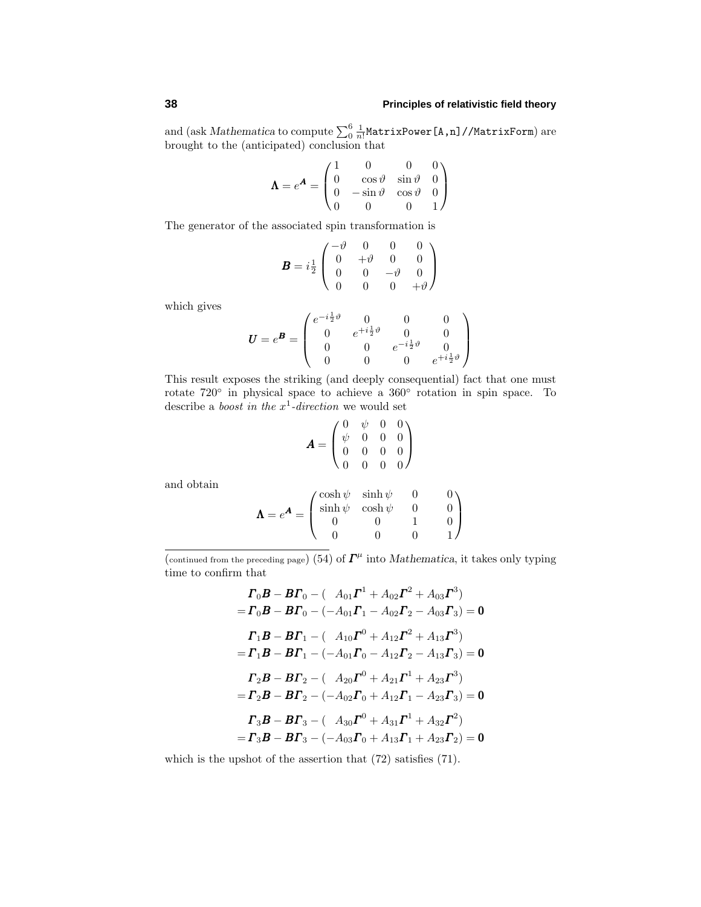and (ask *Mathematica* to compute $\sum_0^6 \frac{1}{n!}$`MatrixPower[A,n]//MatrixForm`) are brought to the (anticipated) conclusion that

$$\boldsymbol{\Lambda} = e^{\boldsymbol{A}} = \begin{pmatrix} 1 & 0 & 0 & 0 \\ 0 & \cos\vartheta & \sin\vartheta & 0 \\ 0 & -\sin\vartheta & \cos\vartheta & 0 \\ 0 & 0 & 0 & 1 \end{pmatrix}$$

The generator of the associated spin transformation is

$$\boldsymbol{B} = i\tfrac{1}{2}\begin{pmatrix} -\vartheta & 0 & 0 & 0 \\ 0 & +\vartheta & 0 & 0 \\ 0 & 0 & -\vartheta & 0 \\ 0 & 0 & 0 & +\vartheta \end{pmatrix}$$

which gives

$$\boldsymbol{U} = e^{\boldsymbol{B}} = \begin{pmatrix} e^{-i\frac{1}{2}\vartheta} & 0 & 0 & 0 \\ 0 & e^{+i\frac{1}{2}\vartheta} & 0 & 0 \\ 0 & 0 & e^{-i\frac{1}{2}\vartheta} & 0 \\ 0 & 0 & 0 & e^{+i\frac{1}{2}\vartheta} \end{pmatrix}$$

This result exposes the striking (and deeply consequential) fact that one must rotate 720° in physical space to achieve a 360° rotation in spin space. To describe a *boost in the $x^1$-direction* we would set

$$\boldsymbol{A} = \begin{pmatrix} 0 & \psi & 0 & 0 \\ \psi & 0 & 0 & 0 \\ 0 & 0 & 0 & 0 \\ 0 & 0 & 0 & 0 \end{pmatrix}$$

and obtain

$$\boldsymbol{\Lambda} = e^{\boldsymbol{A}} = \begin{pmatrix} \cosh\psi & \sinh\psi & 0 & 0 \\ \sinh\psi & \cosh\psi & 0 & 0 \\ 0 & 0 & 1 & 0 \\ 0 & 0 & 0 & 1 \end{pmatrix}$$

---

(continued from the preceding page) (54) of $\boldsymbol{\Gamma}^\mu$ into *Mathematica*, it takes only typing time to confirm that

$$\begin{aligned}
&\boldsymbol{\Gamma}_0\boldsymbol{B} - \boldsymbol{B}\boldsymbol{\Gamma}_0 - (\ \ A_{01}\boldsymbol{\Gamma}^1 + A_{02}\boldsymbol{\Gamma}^2 + A_{03}\boldsymbol{\Gamma}^3) \\
&= \boldsymbol{\Gamma}_0\boldsymbol{B} - \boldsymbol{B}\boldsymbol{\Gamma}_0 - (-A_{01}\boldsymbol{\Gamma}_1 - A_{02}\boldsymbol{\Gamma}_2 - A_{03}\boldsymbol{\Gamma}_3) = \boldsymbol{0} \\
&\boldsymbol{\Gamma}_1\boldsymbol{B} - \boldsymbol{B}\boldsymbol{\Gamma}_1 - (\ \ A_{10}\boldsymbol{\Gamma}^0 + A_{12}\boldsymbol{\Gamma}^2 + A_{13}\boldsymbol{\Gamma}^3) \\
&= \boldsymbol{\Gamma}_1\boldsymbol{B} - \boldsymbol{B}\boldsymbol{\Gamma}_1 - (-A_{01}\boldsymbol{\Gamma}_0 - A_{12}\boldsymbol{\Gamma}_2 - A_{13}\boldsymbol{\Gamma}_3) = \boldsymbol{0} \\
&\boldsymbol{\Gamma}_2\boldsymbol{B} - \boldsymbol{B}\boldsymbol{\Gamma}_2 - (\ \ A_{20}\boldsymbol{\Gamma}^0 + A_{21}\boldsymbol{\Gamma}^1 + A_{23}\boldsymbol{\Gamma}^3) \\
&= \boldsymbol{\Gamma}_2\boldsymbol{B} - \boldsymbol{B}\boldsymbol{\Gamma}_2 - (-A_{02}\boldsymbol{\Gamma}_0 + A_{12}\boldsymbol{\Gamma}_1 - A_{23}\boldsymbol{\Gamma}_3) = \boldsymbol{0} \\
&\boldsymbol{\Gamma}_3\boldsymbol{B} - \boldsymbol{B}\boldsymbol{\Gamma}_3 - (\ \ A_{30}\boldsymbol{\Gamma}^0 + A_{31}\boldsymbol{\Gamma}^1 + A_{32}\boldsymbol{\Gamma}^2) \\
&= \boldsymbol{\Gamma}_3\boldsymbol{B} - \boldsymbol{B}\boldsymbol{\Gamma}_3 - (-A_{03}\boldsymbol{\Gamma}_0 + A_{13}\boldsymbol{\Gamma}_1 + A_{23}\boldsymbol{\Gamma}_2) = \boldsymbol{0}
\end{aligned}$$

which is the upshot of the assertion that (72) satisfies (71).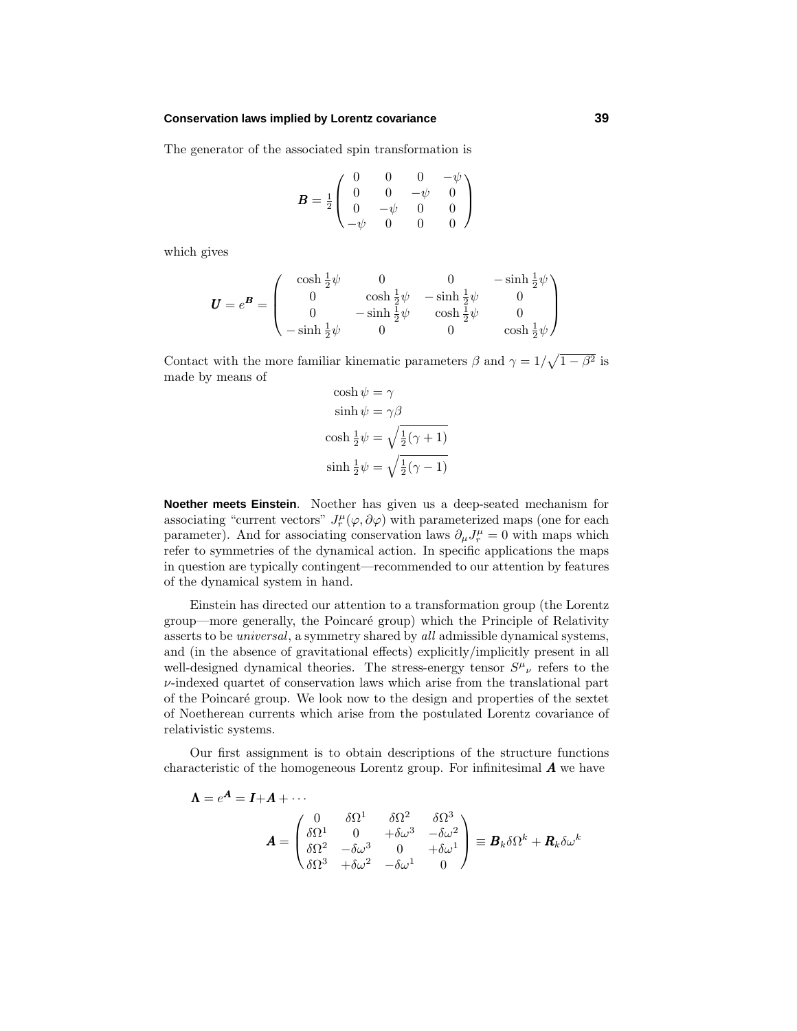The generator of the associated spin transformation is

$$\boldsymbol{B} = \tfrac{1}{2}\begin{pmatrix} 0 & 0 & 0 & -\psi \\ 0 & 0 & -\psi & 0 \\ 0 & -\psi & 0 & 0 \\ -\psi & 0 & 0 & 0 \end{pmatrix}$$

which gives

$$\boldsymbol{U} = e^{\boldsymbol{B}} = \begin{pmatrix} \cosh\frac{1}{2}\psi & 0 & 0 & -\sinh\frac{1}{2}\psi \\ 0 & \cosh\frac{1}{2}\psi & -\sinh\frac{1}{2}\psi & 0 \\ 0 & -\sinh\frac{1}{2}\psi & \cosh\frac{1}{2}\psi & 0 \\ -\sinh\frac{1}{2}\psi & 0 & 0 & \cosh\frac{1}{2}\psi \end{pmatrix}$$

Contact with the more familiar kinematic parameters $\beta$ and $\gamma = 1/\sqrt{1-\beta^2}$ is made by means of

$$\begin{aligned} \cosh\psi &= \gamma \\ \sinh\psi &= \gamma\beta \\ \cosh\tfrac{1}{2}\psi &= \sqrt{\tfrac{1}{2}(\gamma+1)} \\ \sinh\tfrac{1}{2}\psi &= \sqrt{\tfrac{1}{2}(\gamma-1)} \end{aligned}$$

**Noether meets Einstein**. Noether has given us a deep-seated mechanism for associating "current vectors" $J^\mu_r(\varphi, \partial\varphi)$ with parameterized maps (one for each parameter). And for associating conservation laws $\partial_\mu J^\mu_r = 0$ with maps which refer to symmetries of the dynamical action. In specific applications the maps in question are typically contingent—recommended to our attention by features of the dynamical system in hand.

Einstein has directed our attention to a transformation group (the Lorentz group—more generally, the Poincaré group) which the Principle of Relativity asserts to be *universal*, a symmetry shared by *all* admissible dynamical systems, and (in the absence of gravitational effects) explicitly/implicitly present in all well-designed dynamical theories. The stress-energy tensor $S^\mu{}_\nu$ refers to the $\nu$-indexed quartet of conservation laws which arise from the translational part of the Poincaré group. We look now to the design and properties of the sextet of Noetherean currents which arise from the postulated Lorentz covariance of relativistic systems.

Our first assignment is to obtain descriptions of the structure functions characteristic of the homogeneous Lorentz group. For infinitesimal $\boldsymbol{A}$ we have

$$\boldsymbol{\Lambda} = e^{\boldsymbol{A}} = \boldsymbol{I} + \boldsymbol{A} + \cdots$$

$$\boldsymbol{A} = \begin{pmatrix} 0 & \delta\Omega^1 & \delta\Omega^2 & \delta\Omega^3 \\ \delta\Omega^1 & 0 & +\delta\omega^3 & -\delta\omega^2 \\ \delta\Omega^2 & -\delta\omega^3 & 0 & +\delta\omega^1 \\ \delta\Omega^3 & +\delta\omega^2 & -\delta\omega^1 & 0 \end{pmatrix} \equiv \boldsymbol{B}_k\delta\Omega^k + \boldsymbol{R}_k\delta\omega^k$$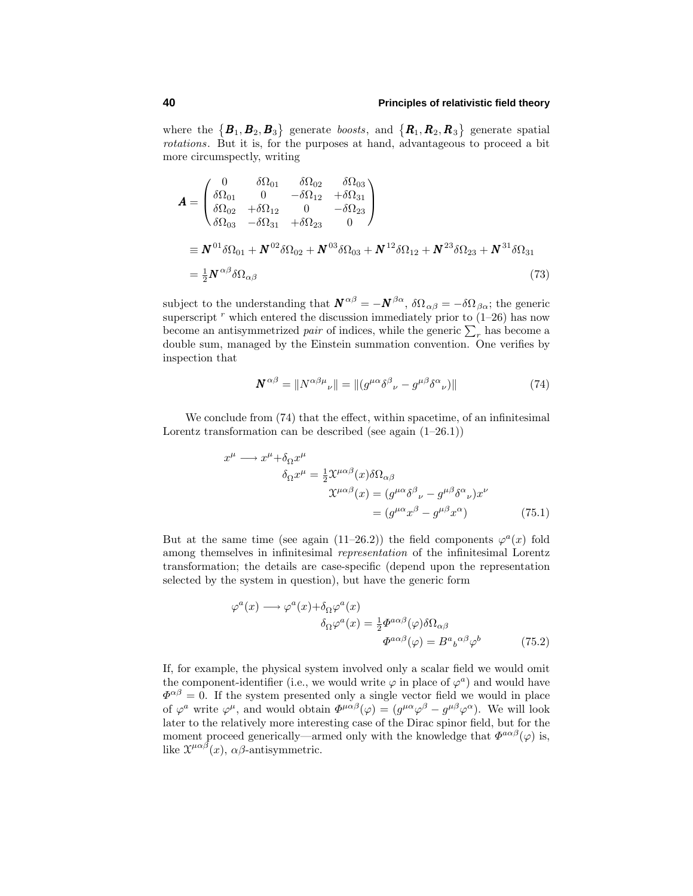where the $\{\boldsymbol{B}_1, \boldsymbol{B}_2, \boldsymbol{B}_3\}$ generate *boosts*, and $\{\boldsymbol{R}_1, \boldsymbol{R}_2, \boldsymbol{R}_3\}$ generate spatial *rotations*. But it is, for the purposes at hand, advantageous to proceed a bit more circumspectly, writing

$$
\begin{aligned}
\boldsymbol{A} &= \begin{pmatrix} 0 & \delta\Omega_{01} & \delta\Omega_{02} & \delta\Omega_{03} \\ \delta\Omega_{01} & 0 & -\delta\Omega_{12} & +\delta\Omega_{31} \\ \delta\Omega_{02} & +\delta\Omega_{12} & 0 & -\delta\Omega_{23} \\ \delta\Omega_{03} & -\delta\Omega_{31} & +\delta\Omega_{23} & 0 \end{pmatrix} \\
&\equiv \boldsymbol{N}^{01}\delta\Omega_{01} + \boldsymbol{N}^{02}\delta\Omega_{02} + \boldsymbol{N}^{03}\delta\Omega_{03} + \boldsymbol{N}^{12}\delta\Omega_{12} + \boldsymbol{N}^{23}\delta\Omega_{23} + \boldsymbol{N}^{31}\delta\Omega_{31} \\
&= \tfrac{1}{2}\boldsymbol{N}^{\alpha\beta}\delta\Omega_{\alpha\beta} \qquad (73)
\end{aligned}
$$

subject to the understanding that $\boldsymbol{N}^{\alpha\beta} = -\boldsymbol{N}^{\beta\alpha}$, $\delta\Omega_{\alpha\beta} = -\delta\Omega_{\beta\alpha}$; the generic superscript $^r$ which entered the discussion immediately prior to (1–26) has now become an antisymmetrized *pair* of indices, while the generic $\sum_r$ has become a double sum, managed by the Einstein summation convention. One verifies by inspection that

$$
\boldsymbol{N}^{\alpha\beta} = \|N^{\alpha\beta\mu}{}_\nu\| = \|(g^{\mu\alpha}\delta^\beta{}_\nu - g^{\mu\beta}\delta^\alpha{}_\nu)\| \qquad (74)
$$

We conclude from (74) that the effect, within spacetime, of an infinitesimal Lorentz transformation can be described (see again (1–26.1))

$$
\begin{aligned}
x^\mu \longrightarrow x^\mu + &\delta_\Omega x^\mu \\
\delta_\Omega x^\mu &= \tfrac{1}{2}\mathcal{X}^{\mu\alpha\beta}(x)\delta\Omega_{\alpha\beta} \\
\mathcal{X}^{\mu\alpha\beta}(x) &= (g^{\mu\alpha}\delta^\beta{}_\nu - g^{\mu\beta}\delta^\alpha{}_\nu)x^\nu \\
&= (g^{\mu\alpha}x^\beta - g^{\mu\beta}x^\alpha) \qquad (75.1)
\end{aligned}
$$

But at the same time (see again (11–26.2)) the field components $\varphi^a(x)$ fold among themselves in infinitesimal *representation* of the infinitesimal Lorentz transformation; the details are case-specific (depend upon the representation selected by the system in question), but have the generic form

$$
\begin{aligned}
\varphi^a(x) \longrightarrow \varphi^a(x) + &\delta_\Omega\varphi^a(x) \\
\delta_\Omega\varphi^a(x) &= \tfrac{1}{2}\Phi^{a\alpha\beta}(\varphi)\delta\Omega_{\alpha\beta} \\
\Phi^{a\alpha\beta}(\varphi) &= B^a{}_b{}^{\alpha\beta}\varphi^b \qquad (75.2)
\end{aligned}
$$

If, for example, the physical system involved only a scalar field we would omit the component-identifier (i.e., we would write $\varphi$ in place of $\varphi^a$) and would have $\Phi^{\alpha\beta} = 0$. If the system presented only a single vector field we would in place of $\varphi^a$ write $\varphi^\mu$, and would obtain $\Phi^{\mu\alpha\beta}(\varphi) = (g^{\mu\alpha}\varphi^\beta - g^{\mu\beta}\varphi^\alpha)$. We will look later to the relatively more interesting case of the Dirac spinor field, but for the moment proceed generically—armed only with the knowledge that $\Phi^{a\alpha\beta}(\varphi)$ is, like $\mathcal{X}^{\mu\alpha\beta}(x)$, $\alpha\beta$-antisymmetric.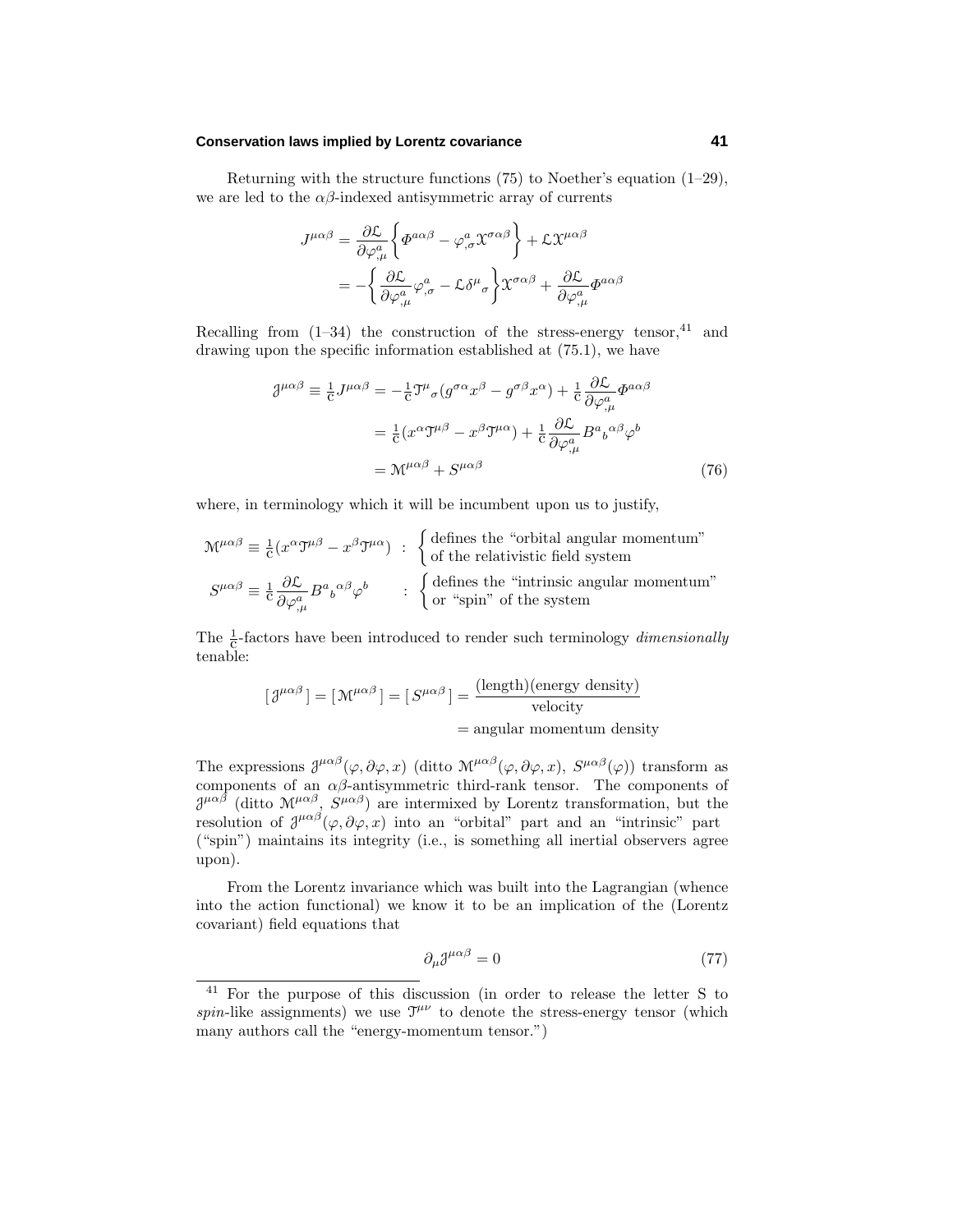Returning with the structure functions (75) to Noether's equation (1–29), we are led to the $\alpha\beta$-indexed antisymmetric array of currents

$$
\begin{aligned}
J^{\mu\alpha\beta} &= \frac{\partial\mathcal{L}}{\partial\varphi^a_{,\mu}}\Big\{\Phi^{a\alpha\beta} - \varphi^a_{,\sigma}\mathcal{X}^{\sigma\alpha\beta}\Big\} + \mathcal{L}\mathcal{X}^{\mu\alpha\beta} \\
&= -\Big\{\frac{\partial\mathcal{L}}{\partial\varphi^a_{,\mu}}\varphi^a_{,\sigma} - \mathcal{L}\delta^\mu{}_\sigma\Big\}\mathcal{X}^{\sigma\alpha\beta} + \frac{\partial\mathcal{L}}{\partial\varphi^a_{,\mu}}\Phi^{a\alpha\beta}
\end{aligned}
$$

Recalling from (1–34) the construction of the stress-energy tensor,[41] and drawing upon the specific information established at (75.1), we have

$$
\begin{aligned}
\mathcal{J}^{\mu\alpha\beta} \equiv \tfrac{1}{c}J^{\mu\alpha\beta} &= -\tfrac{1}{c}\mathcal{T}^\mu{}_\sigma(g^{\sigma\alpha}x^\beta - g^{\sigma\beta}x^\alpha) + \tfrac{1}{c}\frac{\partial\mathcal{L}}{\partial\varphi^a_{,\mu}}\Phi^{a\alpha\beta} \\
&= \tfrac{1}{c}(x^\alpha\mathcal{T}^{\mu\beta} - x^\beta\mathcal{T}^{\mu\alpha}) + \tfrac{1}{c}\frac{\partial\mathcal{L}}{\partial\varphi^a_{,\mu}}B^a{}_b{}^{\alpha\beta}\varphi^b \\
&= \mathcal{M}^{\mu\alpha\beta} + S^{\mu\alpha\beta} \qquad (76)
\end{aligned}
$$

where, in terminology which it will be incumbent upon us to justify,

$$
\begin{aligned}
\mathcal{M}^{\mu\alpha\beta} &\equiv \tfrac{1}{c}(x^\alpha\mathcal{T}^{\mu\beta} - x^\beta\mathcal{T}^{\mu\alpha}) \;:\; \begin{cases}\text{defines the “orbital angular momentum”}\\ \text{of the relativistic field system}\end{cases} \\
S^{\mu\alpha\beta} &\equiv \tfrac{1}{c}\frac{\partial\mathcal{L}}{\partial\varphi^a_{,\mu}}B^a{}_b{}^{\alpha\beta}\varphi^b \;:\; \begin{cases}\text{defines the “intrinsic angular momentum”}\\ \text{or “spin” of the system}\end{cases}
\end{aligned}
$$

The $\frac{1}{c}$-factors have been introduced to render such terminology *dimensionally* tenable:

$$
\begin{aligned}
[\,\mathcal{J}^{\mu\alpha\beta}\,] = [\,\mathcal{M}^{\mu\alpha\beta}\,] = [\,S^{\mu\alpha\beta}\,] &= \frac{\text{(length)(energy density)}}{\text{velocity}} \\
&= \text{angular momentum density}
\end{aligned}
$$

The expressions $\mathcal{J}^{\mu\alpha\beta}(\varphi,\partial\varphi,x)$ (ditto $\mathcal{M}^{\mu\alpha\beta}(\varphi,\partial\varphi,x)$, $S^{\mu\alpha\beta}(\varphi)$) transform as components of an $\alpha\beta$-antisymmetric third-rank tensor. The components of $\mathcal{J}^{\mu\alpha\beta}$ (ditto $\mathcal{M}^{\mu\alpha\beta}$, $S^{\mu\alpha\beta}$) are intermixed by Lorentz transformation, but the resolution of $\mathcal{J}^{\mu\alpha\beta}(\varphi,\partial\varphi,x)$ into an “orbital” part and an “intrinsic” part (“spin”) maintains its integrity (i.e., is something all inertial observers agree upon).

From the Lorentz invariance which was built into the Lagrangian (whence into the action functional) we know it to be an implication of the (Lorentz covariant) field equations that

$$
\partial_\mu\mathcal{J}^{\mu\alpha\beta} = 0 \qquad (77)
$$

[41] For the purpose of this discussion (in order to release the letter S to *spin*-like assignments) we use $\mathcal{T}^{\mu\nu}$ to denote the stress-energy tensor (which many authors call the “energy-momentum tensor.”)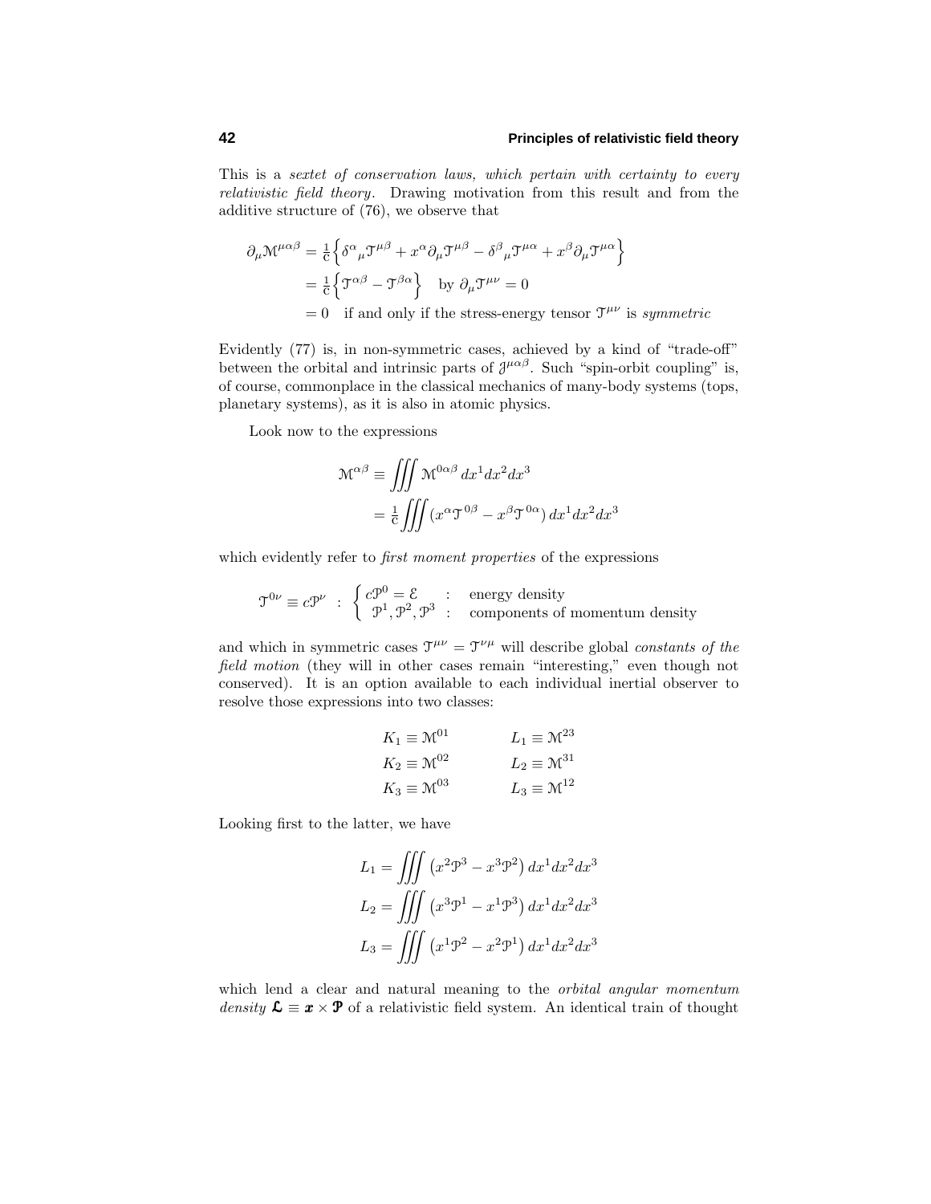This is a *sextet of conservation laws, which pertain with certainty to every relativistic field theory*. Drawing motivation from this result and from the additive structure of (76), we observe that

$$
\begin{aligned}
\partial_\mu \mathcal{M}^{\mu\alpha\beta} &= \tfrac{1}{c}\Big\{\delta^\alpha{}_\mu \mathcal{T}^{\mu\beta} + x^\alpha \partial_\mu \mathcal{T}^{\mu\beta} - \delta^\beta{}_\mu \mathcal{T}^{\mu\alpha} + x^\beta \partial_\mu \mathcal{T}^{\mu\alpha}\Big\} \\
&= \tfrac{1}{c}\Big\{\mathcal{T}^{\alpha\beta} - \mathcal{T}^{\beta\alpha}\Big\} \quad \text{by } \partial_\mu \mathcal{T}^{\mu\nu} = 0 \\
&= 0 \quad \text{if and only if the stress-energy tensor } \mathcal{T}^{\mu\nu} \text{ is } \textit{symmetric}
\end{aligned}
$$

Evidently (77) is, in non-symmetric cases, achieved by a kind of "trade-off" between the orbital and intrinsic parts of $\mathcal{J}^{\mu\alpha\beta}$. Such "spin-orbit coupling" is, of course, commonplace in the classical mechanics of many-body systems (tops, planetary systems), as it is also in atomic physics.

Look now to the expressions

$$
\begin{aligned}
\mathcal{M}^{\alpha\beta} &\equiv \iiint \mathcal{M}^{0\alpha\beta}\, dx^1 dx^2 dx^3 \\
&= \tfrac{1}{c}\iiint (x^\alpha \mathcal{T}^{0\beta} - x^\beta \mathcal{T}^{0\alpha})\, dx^1 dx^2 dx^3
\end{aligned}
$$

which evidently refer to *first moment properties* of the expressions

$$
\mathcal{T}^{0\nu} \equiv c\mathcal{P}^\nu \;:\; \begin{cases} c\mathcal{P}^0 = \mathcal{E} & : \quad \text{energy density} \\ \;\mathcal{P}^1, \mathcal{P}^2, \mathcal{P}^3 & : \quad \text{components of momentum density} \end{cases}
$$

and which in symmetric cases $\mathcal{T}^{\mu\nu} = \mathcal{T}^{\nu\mu}$ will describe global *constants of the field motion* (they will in other cases remain "interesting," even though not conserved). It is an option available to each individual inertial observer to resolve those expressions into two classes:

$$
\begin{aligned}
K_1 &\equiv \mathcal{M}^{01} \qquad & L_1 &\equiv \mathcal{M}^{23} \\
K_2 &\equiv \mathcal{M}^{02} \qquad & L_2 &\equiv \mathcal{M}^{31} \\
K_3 &\equiv \mathcal{M}^{03} \qquad & L_3 &\equiv \mathcal{M}^{12}
\end{aligned}
$$

Looking first to the latter, we have

$$
\begin{aligned}
L_1 &= \iiint \big(x^2\mathcal{P}^3 - x^3\mathcal{P}^2\big)\, dx^1 dx^2 dx^3 \\
L_2 &= \iiint \big(x^3\mathcal{P}^1 - x^1\mathcal{P}^3\big)\, dx^1 dx^2 dx^3 \\
L_3 &= \iiint \big(x^1\mathcal{P}^2 - x^2\mathcal{P}^1\big)\, dx^1 dx^2 dx^3
\end{aligned}
$$

which lend a clear and natural meaning to the *orbital angular momentum density* $\boldsymbol{\mathcal{L}} \equiv \boldsymbol{x} \times \boldsymbol{\mathcal{P}}$ of a relativistic field system. An identical train of thought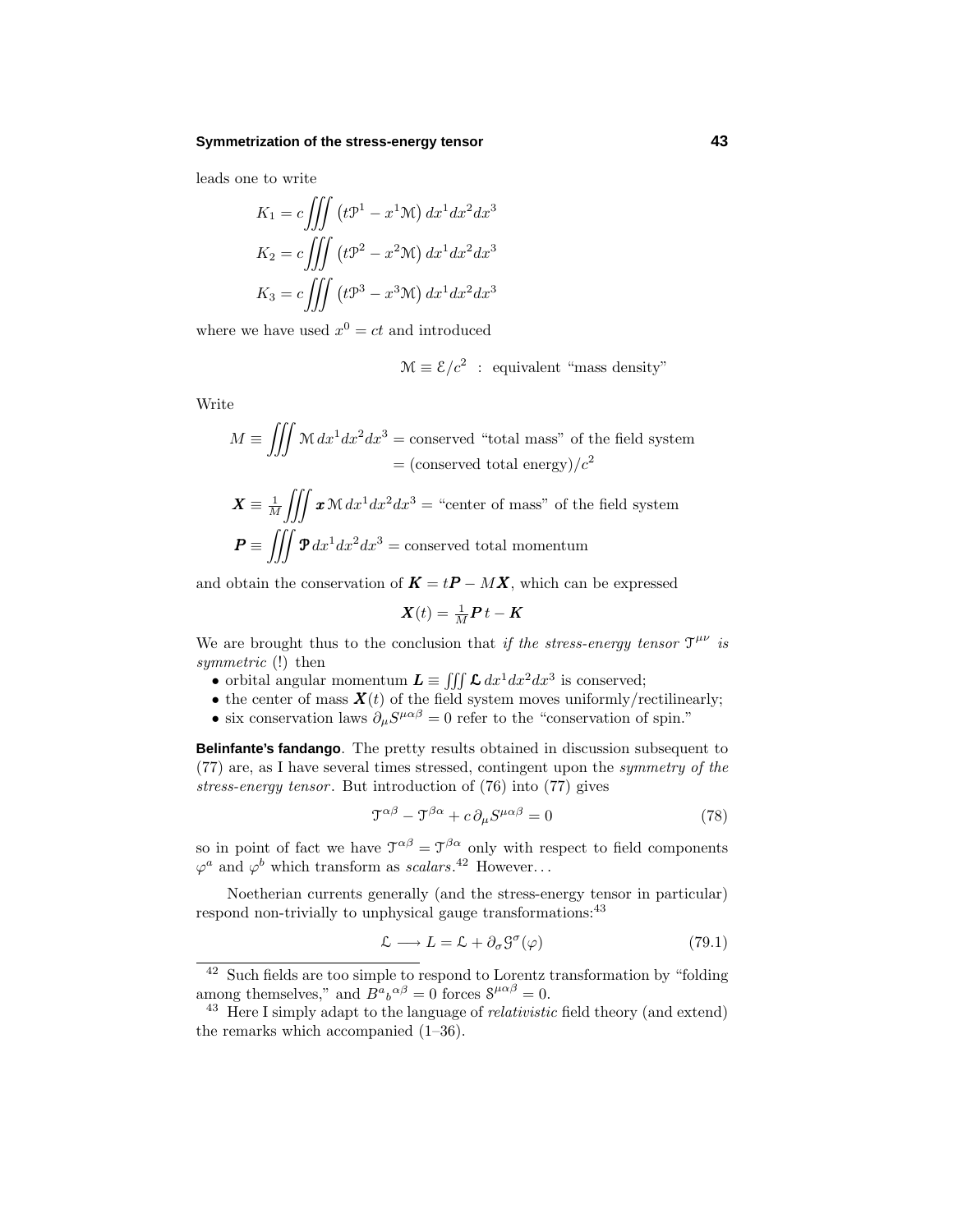leads one to write

$$K_1 = c\iiint \left(t\mathcal{P}^1 - x^1\mathcal{M}\right) dx^1dx^2dx^3$$

$$K_2 = c\iiint \left(t\mathcal{P}^2 - x^2\mathcal{M}\right) dx^1dx^2dx^3$$

$$K_3 = c\iiint \left(t\mathcal{P}^3 - x^3\mathcal{M}\right) dx^1dx^2dx^3$$

where we have used $x^0 = ct$ and introduced

$$\mathcal{M} \equiv \mathcal{E}/c^2 \ \ : \ \text{equivalent "mass density"}$$

Write

$$M \equiv \iiint \mathcal{M}\, dx^1dx^2dx^3 = \text{conserved "total mass" of the field system}$$
$$= (\text{conserved total energy})/c^2$$

$$\boldsymbol{X} \equiv \tfrac{1}{M}\iiint \boldsymbol{x}\,\mathcal{M}\, dx^1dx^2dx^3 = \text{"center of mass" of the field system}$$

$$\boldsymbol{P} \equiv \iiint \boldsymbol{\mathfrak{P}}\, dx^1dx^2dx^3 = \text{conserved total momentum}$$

and obtain the conservation of $\boldsymbol{K} = t\boldsymbol{P} - M\boldsymbol{X}$, which can be expressed

$$\boldsymbol{X}(t) = \tfrac{1}{M}\boldsymbol{P}\,t - \boldsymbol{K}$$

We are brought thus to the conclusion that *if the stress-energy tensor* $\mathcal{T}^{\mu\nu}$ *is symmetric* (!) then

- orbital angular momentum $\boldsymbol{L} \equiv \iiint \boldsymbol{\mathfrak{L}}\, dx^1dx^2dx^3$ is conserved;
- the center of mass $\boldsymbol{X}(t)$ of the field system moves uniformly/rectilinearly;
- six conservation laws $\partial_\mu S^{\mu\alpha\beta} = 0$ refer to the "conservation of spin."

**Belinfante's fandango**. The pretty results obtained in discussion subsequent to (77) are, as I have several times stressed, contingent upon the *symmetry of the stress-energy tensor*. But introduction of (76) into (77) gives

$$\mathcal{T}^{\alpha\beta} - \mathcal{T}^{\beta\alpha} + c\,\partial_\mu S^{\mu\alpha\beta} = 0 \tag{78}$$

so in point of fact we have $\mathcal{T}^{\alpha\beta} = \mathcal{T}^{\beta\alpha}$ only with respect to field components $\varphi^a$ and $\varphi^b$ which transform as *scalars*.[42] However...

Noetherian currents generally (and the stress-energy tensor in particular) respond non-trivially to unphysical gauge transformations:[43]

$$\mathcal{L} \longrightarrow L = \mathcal{L} + \partial_\sigma \mathcal{G}^\sigma(\varphi) \tag{79.1}$$

---

[42] Such fields are too simple to respond to Lorentz transformation by "folding among themselves," and $B^a{}_b{}^{\alpha\beta} = 0$ forces $\mathcal{S}^{\mu\alpha\beta} = 0$.

[43] Here I simply adapt to the language of *relativistic* field theory (and extend) the remarks which accompanied (1–36).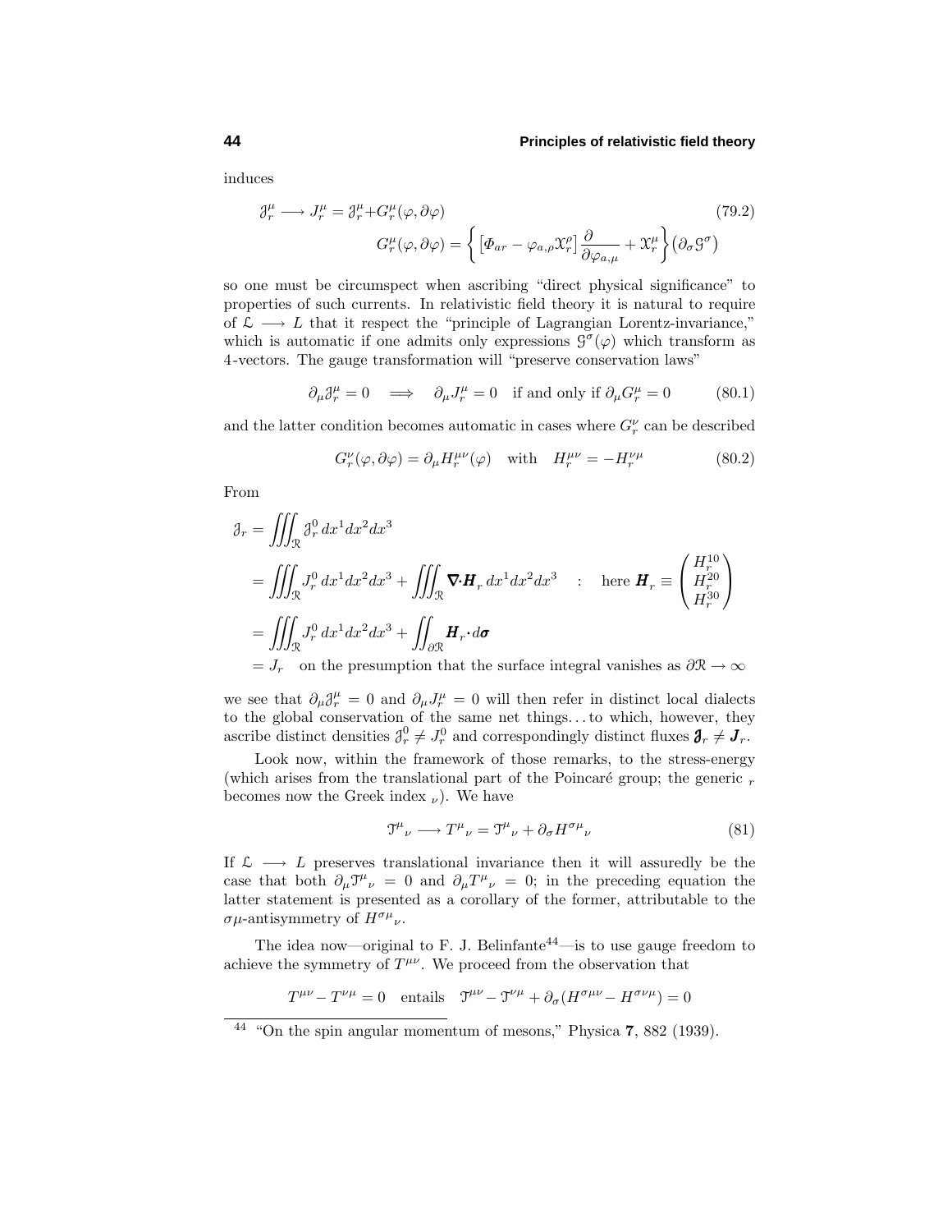induces

$$\mathcal{J}_r^\mu \longrightarrow J_r^\mu = \mathcal{J}_r^\mu + G_r^\mu(\varphi, \partial\varphi) \tag{79.2}$$

$$G_r^\mu(\varphi,\partial\varphi) = \left\{ \big[\varPhi_{ar} - \varphi_{a,\rho}\mathcal{X}_r^\rho\big]\frac{\partial}{\partial\varphi_{a,\mu}} + \mathcal{X}_r^\mu \right\}\big(\partial_\sigma \mathcal{G}^\sigma\big)$$

so one must be circumspect when ascribing "direct physical significance" to properties of such currents. In relativistic field theory it is natural to require of $\mathcal{L} \longrightarrow L$ that it respect the "principle of Lagrangian Lorentz-invariance," which is automatic if one admits only expressions $\mathcal{G}^\sigma(\varphi)$ which transform as 4-vectors. The gauge transformation will "preserve conservation laws"

$$\partial_\mu \mathcal{J}_r^\mu = 0 \quad \Longrightarrow \quad \partial_\mu J_r^\mu = 0 \quad \text{if and only if } \partial_\mu G_r^\mu = 0 \tag{80.1}$$

and the latter condition becomes automatic in cases where $G_r^\nu$ can be described

$$G_r^\nu(\varphi,\partial\varphi) = \partial_\mu H_r^{\mu\nu}(\varphi) \quad \text{with} \quad H_r^{\mu\nu} = -H_r^{\nu\mu} \tag{80.2}$$

From

$$\begin{aligned}
\mathcal{J}_r &= \iiint_{\mathcal{R}} \mathcal{J}_r^0 \, dx^1 dx^2 dx^3 \\
&= \iiint_{\mathcal{R}} J_r^0 \, dx^1 dx^2 dx^3 + \iiint_{\mathcal{R}} \boldsymbol{\nabla}\!\cdot\!\boldsymbol{H}_r \, dx^1 dx^2 dx^3 \quad : \quad \text{here } \boldsymbol{H}_r \equiv \begin{pmatrix} H_r^{10} \\ H_r^{20} \\ H_r^{30} \end{pmatrix} \\
&= \iiint_{\mathcal{R}} J_r^0 \, dx^1 dx^2 dx^3 + \iint_{\partial\mathcal{R}} \boldsymbol{H}_r \!\cdot\! d\boldsymbol{\sigma} \\
&= J_r \quad \text{on the presumption that the surface integral vanishes as } \partial\mathcal{R} \to \infty
\end{aligned}$$

we see that $\partial_\mu \mathcal{J}_r^\mu = 0$ and $\partial_\mu J_r^\mu = 0$ will then refer in distinct local dialects to the global conservation of the same net things… to which, however, they ascribe distinct densities $\mathcal{J}_r^0 \neq J_r^0$ and correspondingly distinct fluxes $\boldsymbol{\mathcal{J}}_r \neq \boldsymbol{J}_r$.

Look now, within the framework of those remarks, to the stress-energy (which arises from the translational part of the Poincaré group; the generic $_r$ becomes now the Greek index $_\nu$). We have

$$\mathcal{T}^\mu{}_\nu \longrightarrow T^\mu{}_\nu = \mathcal{T}^\mu{}_\nu + \partial_\sigma H^{\sigma\mu}{}_\nu \tag{81}$$

If $\mathcal{L} \longrightarrow L$ preserves translational invariance then it will assuredly be the case that both $\partial_\mu \mathcal{T}^\mu{}_\nu = 0$ and $\partial_\mu T^\mu{}_\nu = 0$; in the preceding equation the latter statement is presented as a corollary of the former, attributable to the $\sigma\mu$-antisymmetry of $H^{\sigma\mu}{}_\nu$.

The idea now—original to F. J. Belinfante[44]—is to use gauge freedom to achieve the symmetry of $T^{\mu\nu}$. We proceed from the observation that

$$T^{\mu\nu} - T^{\nu\mu} = 0 \quad \text{entails} \quad \mathcal{T}^{\mu\nu} - \mathcal{T}^{\nu\mu} + \partial_\sigma(H^{\sigma\mu\nu} - H^{\sigma\nu\mu}) = 0$$

[44] "On the spin angular momentum of mesons," Physica **7**, 882 (1939).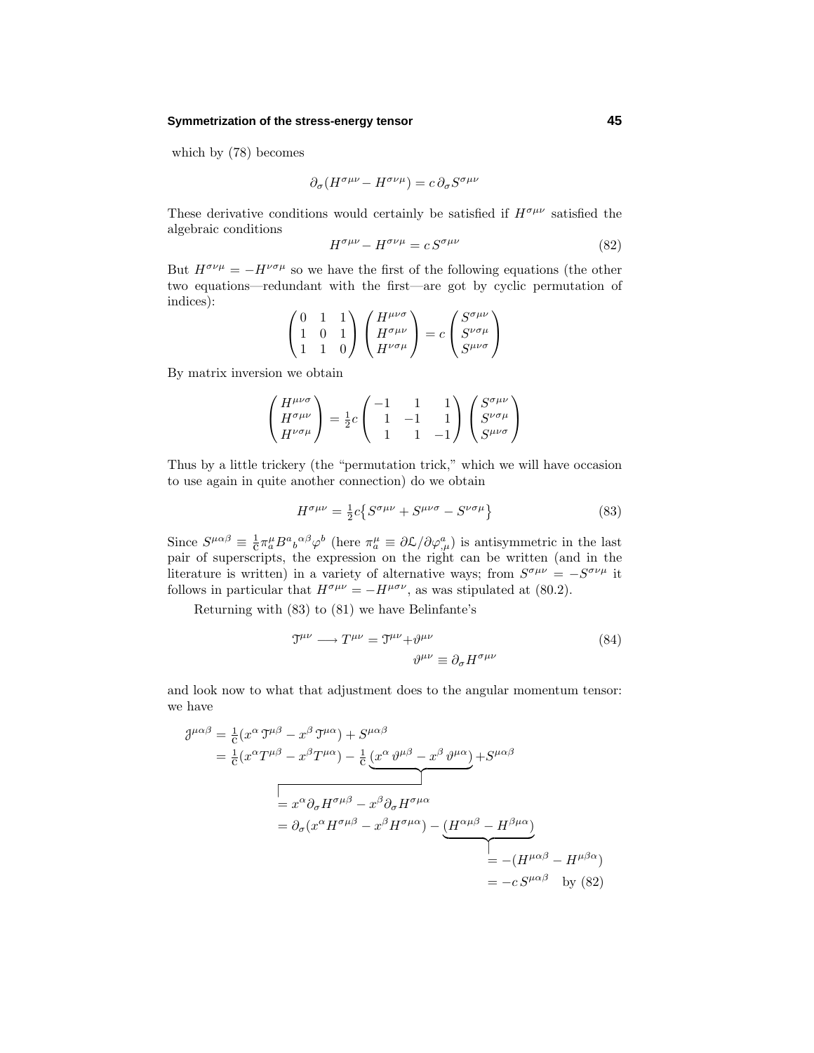which by (78) becomes

$$\partial_\sigma(H^{\sigma\mu\nu} - H^{\sigma\nu\mu}) = c\,\partial_\sigma S^{\sigma\mu\nu}$$

These derivative conditions would certainly be satisfied if $H^{\sigma\mu\nu}$ satisfied the algebraic conditions

$$H^{\sigma\mu\nu} - H^{\sigma\nu\mu} = c\,S^{\sigma\mu\nu} \tag{82}$$

But $H^{\sigma\nu\mu} = -H^{\nu\sigma\mu}$ so we have the first of the following equations (the other two equations—redundant with the first—are got by cyclic permutation of indices):

$$\begin{pmatrix} 0 & 1 & 1 \\ 1 & 0 & 1 \\ 1 & 1 & 0 \end{pmatrix} \begin{pmatrix} H^{\mu\nu\sigma} \\ H^{\sigma\mu\nu} \\ H^{\nu\sigma\mu} \end{pmatrix} = c \begin{pmatrix} S^{\sigma\mu\nu} \\ S^{\nu\sigma\mu} \\ S^{\mu\nu\sigma} \end{pmatrix}$$

By matrix inversion we obtain

$$\begin{pmatrix} H^{\mu\nu\sigma} \\ H^{\sigma\mu\nu} \\ H^{\nu\sigma\mu} \end{pmatrix} = \tfrac{1}{2}c \begin{pmatrix} -1 & 1 & 1 \\ 1 & -1 & 1 \\ 1 & 1 & -1 \end{pmatrix} \begin{pmatrix} S^{\sigma\mu\nu} \\ S^{\nu\sigma\mu} \\ S^{\mu\nu\sigma} \end{pmatrix}$$

Thus by a little trickery (the "permutation trick," which we will have occasion to use again in quite another connection) do we obtain

$$H^{\sigma\mu\nu} = \tfrac{1}{2}c\big\{S^{\sigma\mu\nu} + S^{\mu\nu\sigma} - S^{\nu\sigma\mu}\big\} \tag{83}$$

Since $S^{\mu\alpha\beta} \equiv \frac{1}{c}\pi^\mu_a B^a{}_b{}^{\alpha\beta}\varphi^b$ (here $\pi^\mu_a \equiv \partial\mathcal{L}/\partial\varphi^a_{,\mu}$) is antisymmetric in the last pair of superscripts, the expression on the right can be written (and in the literature is written) in a variety of alternative ways; from $S^{\sigma\mu\nu} = -S^{\sigma\nu\mu}$ it follows in particular that $H^{\sigma\mu\nu} = -H^{\mu\sigma\nu}$, as was stipulated at (80.2).

Returning with (83) to (81) we have Belinfante's

$$\begin{aligned} \mathcal{T}^{\mu\nu} \longrightarrow T^{\mu\nu} &= \mathcal{T}^{\mu\nu} + \vartheta^{\mu\nu} \\ \vartheta^{\mu\nu} &\equiv \partial_\sigma H^{\sigma\mu\nu} \end{aligned} \tag{84}$$

and look now to what that adjustment does to the angular momentum tensor: we have

$$\begin{aligned} \mathcal{J}^{\mu\alpha\beta} &= \tfrac{1}{c}(x^\alpha\mathcal{T}^{\mu\beta} - x^\beta\mathcal{T}^{\mu\alpha}) + S^{\mu\alpha\beta} \\ &= \tfrac{1}{c}(x^\alpha T^{\mu\beta} - x^\beta T^{\mu\alpha}) - \tfrac{1}{c}\underbrace{(x^\alpha\vartheta^{\mu\beta} - x^\beta\vartheta^{\mu\alpha})} + S^{\mu\alpha\beta} \end{aligned}$$

$$\begin{aligned} &= x^\alpha\partial_\sigma H^{\sigma\mu\beta} - x^\beta\partial_\sigma H^{\sigma\mu\alpha} \\ &= \partial_\sigma(x^\alpha H^{\sigma\mu\beta} - x^\beta H^{\sigma\mu\alpha}) - \underbrace{(H^{\alpha\mu\beta} - H^{\beta\mu\alpha})} \end{aligned}$$

$$\begin{aligned} &= -(H^{\mu\alpha\beta} - H^{\mu\beta\alpha}) \\ &= -c\,S^{\mu\alpha\beta} \quad \text{by (82)} \end{aligned}$$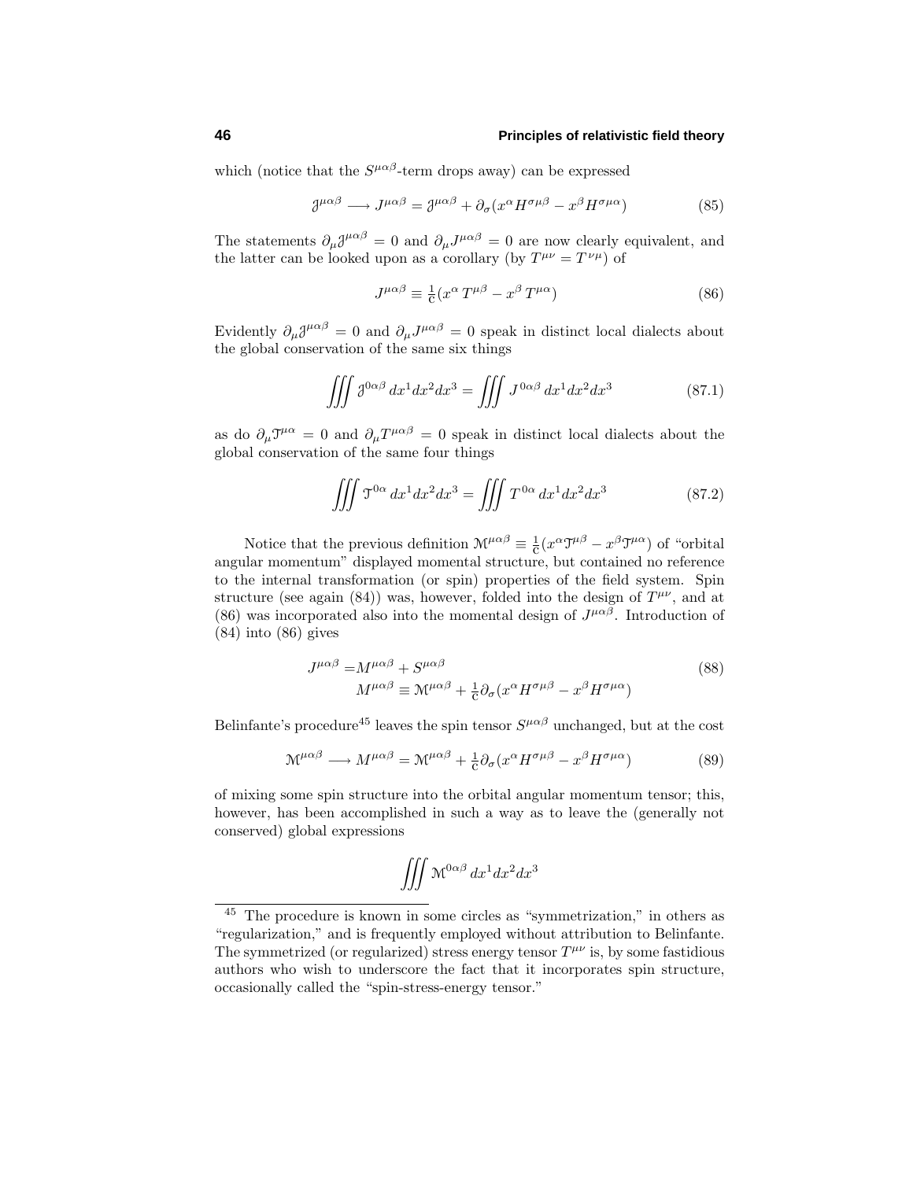which (notice that the $S^{\mu\alpha\beta}$-term drops away) can be expressed

$$\mathcal{J}^{\mu\alpha\beta} \longrightarrow J^{\mu\alpha\beta} = \mathcal{J}^{\mu\alpha\beta} + \partial_\sigma(x^\alpha H^{\sigma\mu\beta} - x^\beta H^{\sigma\mu\alpha}) \tag{85}$$

The statements $\partial_\mu \mathcal{J}^{\mu\alpha\beta} = 0$ and $\partial_\mu J^{\mu\alpha\beta} = 0$ are now clearly equivalent, and the latter can be looked upon as a corollary (by $T^{\mu\nu} = T^{\nu\mu}$) of

$$J^{\mu\alpha\beta} \equiv \tfrac{1}{\mathrm{c}}(x^\alpha T^{\mu\beta} - x^\beta T^{\mu\alpha}) \tag{86}$$

Evidently $\partial_\mu \mathcal{J}^{\mu\alpha\beta} = 0$ and $\partial_\mu J^{\mu\alpha\beta} = 0$ speak in distinct local dialects about the global conservation of the same six things

$$\iiint \mathcal{J}^{0\alpha\beta}\, dx^1 dx^2 dx^3 = \iiint J^{0\alpha\beta}\, dx^1 dx^2 dx^3 \tag{87.1}$$

as do $\partial_\mu \mathcal{T}^{\mu\alpha} = 0$ and $\partial_\mu T^{\mu\alpha\beta} = 0$ speak in distinct local dialects about the global conservation of the same four things

$$\iiint \mathcal{T}^{0\alpha}\, dx^1 dx^2 dx^3 = \iiint T^{0\alpha}\, dx^1 dx^2 dx^3 \tag{87.2}$$

Notice that the previous definition $\mathcal{M}^{\mu\alpha\beta} \equiv \frac{1}{\mathrm{c}}(x^\alpha \mathcal{T}^{\mu\beta} - x^\beta \mathcal{T}^{\mu\alpha})$ of "orbital angular momentum" displayed momental structure, but contained no reference to the internal transformation (or spin) properties of the field system. Spin structure (see again (84)) was, however, folded into the design of $T^{\mu\nu}$, and at (86) was incorporated also into the momental design of $J^{\mu\alpha\beta}$. Introduction of (84) into (86) gives

$$\begin{aligned} J^{\mu\alpha\beta} &= M^{\mu\alpha\beta} + S^{\mu\alpha\beta} \\ M^{\mu\alpha\beta} &\equiv \mathcal{M}^{\mu\alpha\beta} + \tfrac{1}{\mathrm{c}}\partial_\sigma(x^\alpha H^{\sigma\mu\beta} - x^\beta H^{\sigma\mu\alpha}) \end{aligned} \tag{88}$$

Belinfante's procedure[45] leaves the spin tensor $S^{\mu\alpha\beta}$ unchanged, but at the cost

$$\mathcal{M}^{\mu\alpha\beta} \longrightarrow M^{\mu\alpha\beta} = \mathcal{M}^{\mu\alpha\beta} + \tfrac{1}{\mathrm{c}}\partial_\sigma(x^\alpha H^{\sigma\mu\beta} - x^\beta H^{\sigma\mu\alpha}) \tag{89}$$

of mixing some spin structure into the orbital angular momentum tensor; this, however, has been accomplished in such a way as to leave the (generally not conserved) global expressions

$$\iiint \mathcal{M}^{0\alpha\beta}\, dx^1 dx^2 dx^3$$

---

[45] The procedure is known in some circles as "symmetrization," in others as "regularization," and is frequently employed without attribution to Belinfante. The symmetrized (or regularized) stress energy tensor $T^{\mu\nu}$ is, by some fastidious authors who wish to underscore the fact that it incorporates spin structure, occasionally called the "spin-stress-energy tensor."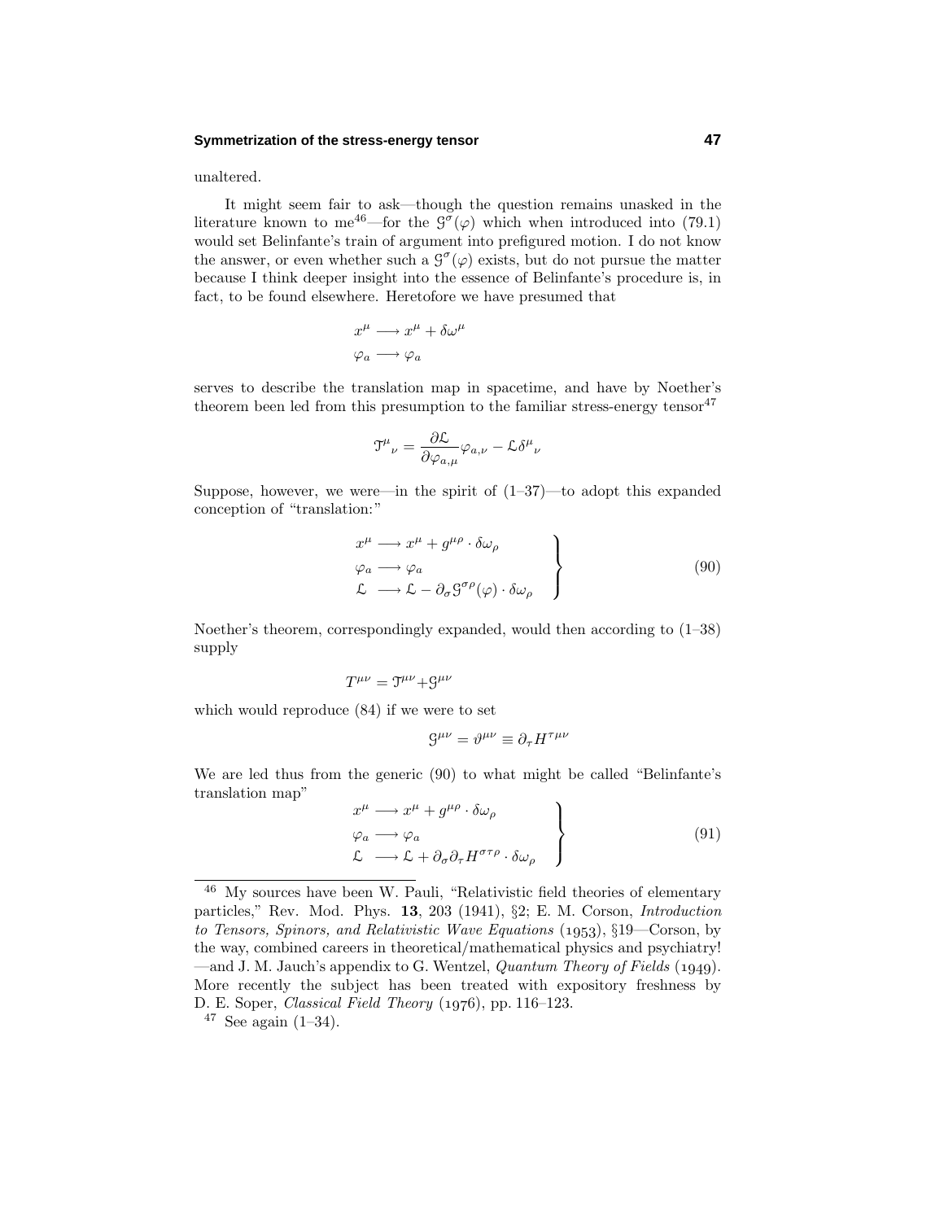unaltered.

It might seem fair to ask—though the question remains unasked in the literature known to me[46]—for the $\mathcal{G}^\sigma(\varphi)$ which when introduced into (79.1) would set Belinfante's train of argument into prefigured motion. I do not know the answer, or even whether such a $\mathcal{G}^\sigma(\varphi)$ exists, but do not pursue the matter because I think deeper insight into the essence of Belinfante's procedure is, in fact, to be found elsewhere. Heretofore we have presumed that

$$
\begin{aligned}
x^\mu &\longrightarrow x^\mu + \delta\omega^\mu \\
\varphi_a &\longrightarrow \varphi_a
\end{aligned}
$$

serves to describe the translation map in spacetime, and have by Noether's theorem been led from this presumption to the familiar stress-energy tensor[47]

$$
\mathcal{T}^\mu{}_\nu = \frac{\partial \mathcal{L}}{\partial \varphi_{a,\mu}}\varphi_{a,\nu} - \mathcal{L}\delta^\mu{}_\nu
$$

Suppose, however, we were—in the spirit of (1–37)—to adopt this expanded conception of "translation:"

$$
\left.
\begin{aligned}
x^\mu &\longrightarrow x^\mu + g^{\mu\rho}\cdot\delta\omega_\rho \\
\varphi_a &\longrightarrow \varphi_a \\
\mathcal{L} &\longrightarrow \mathcal{L} - \partial_\sigma \mathcal{G}^{\sigma\rho}(\varphi)\cdot\delta\omega_\rho
\end{aligned}
\right\}
\tag{90}
$$

Noether's theorem, correspondingly expanded, would then according to (1–38) supply

$$
T^{\mu\nu} = \mathcal{T}^{\mu\nu} + \mathcal{G}^{\mu\nu}
$$

which would reproduce (84) if we were to set

$$
\mathcal{G}^{\mu\nu} = \vartheta^{\mu\nu} \equiv \partial_\tau H^{\tau\mu\nu}
$$

We are led thus from the generic (90) to what might be called "Belinfante's translation map"

$$
\left.
\begin{aligned}
x^\mu &\longrightarrow x^\mu + g^{\mu\rho}\cdot\delta\omega_\rho \\
\varphi_a &\longrightarrow \varphi_a \\
\mathcal{L} &\longrightarrow \mathcal{L} + \partial_\sigma\partial_\tau H^{\sigma\tau\rho}\cdot\delta\omega_\rho
\end{aligned}
\right\}
\tag{91}
$$

---

[46] My sources have been W. Pauli, "Relativistic field theories of elementary particles," Rev. Mod. Phys. **13**, 203 (1941), §2; E. M. Corson, *Introduction to Tensors, Spinors, and Relativistic Wave Equations* (1953), §19—Corson, by the way, combined careers in theoretical/mathematical physics and psychiatry! —and J. M. Jauch's appendix to G. Wentzel, *Quantum Theory of Fields* (1949). More recently the subject has been treated with expository freshness by D. E. Soper, *Classical Field Theory* (1976), pp. 116–123.

[47] See again (1–34).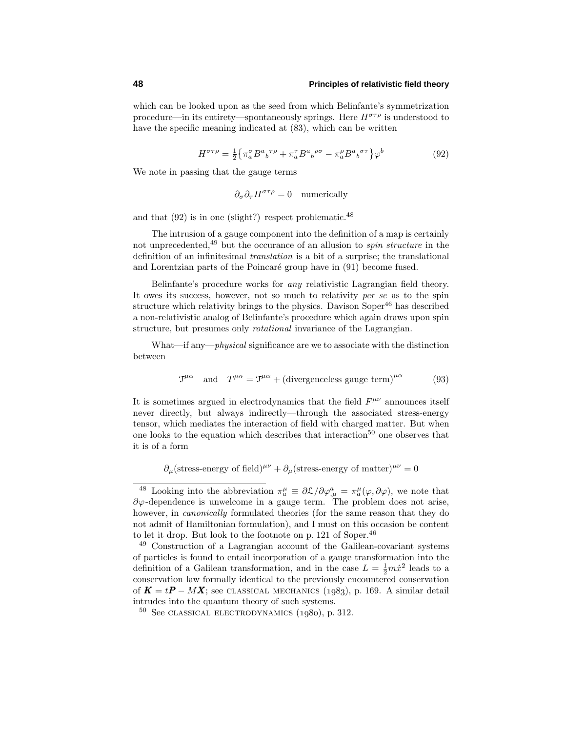which can be looked upon as the seed from which Belinfante's symmetrization procedure—in its entirety—spontaneously springs. Here $H^{\sigma\tau\rho}$ is understood to have the specific meaning indicated at (83), which can be written

$$H^{\sigma\tau\rho} = \tfrac{1}{2}\big\{\pi_a^\sigma B^a{}_b{}^{\tau\rho} + \pi_a^\tau B^a{}_b{}^{\rho\sigma} - \pi_a^\rho B^a{}_b{}^{\sigma\tau}\big\}\varphi^b \tag{92}$$

We note in passing that the gauge terms

$$\partial_\sigma \partial_\tau H^{\sigma\tau\rho} = 0 \quad \text{numerically}$$

and that (92) is in one (slight?) respect problematic.[48]

The intrusion of a gauge component into the definition of a map is certainly not unprecedented,[49] but the occurance of an allusion to *spin structure* in the definition of an infinitesimal *translation* is a bit of a surprise; the translational and Lorentzian parts of the Poincaré group have in (91) become fused.

Belinfante's procedure works for *any* relativistic Lagrangian field theory. It owes its success, however, not so much to relativity *per se* as to the spin structure which relativity brings to the physics. Davison Soper[46] has described a non-relativistic analog of Belinfante's procedure which again draws upon spin structure, but presumes only *rotational* invariance of the Lagrangian.

What—if any—*physical* significance are we to associate with the distinction between

$$\mathcal{T}^{\mu\alpha} \quad \text{and} \quad T^{\mu\alpha} = \mathcal{T}^{\mu\alpha} + (\text{divergenceless gauge term})^{\mu\alpha} \tag{93}$$

It is sometimes argued in electrodynamics that the field $F^{\mu\nu}$ announces itself never directly, but always indirectly—through the associated stress-energy tensor, which mediates the interaction of field with charged matter. But when one looks to the equation which describes that interaction[50] one observes that it is of a form

$$\partial_\mu(\text{stress-energy of field})^{\mu\nu} + \partial_\mu(\text{stress-energy of matter})^{\mu\nu} = 0$$

---

[48] Looking into the abbreviation $\pi_a^\mu \equiv \partial\mathcal{L}/\partial\varphi^a_{,\mu} = \pi_a^\mu(\varphi, \partial\varphi)$, we note that $\partial\varphi$-dependence is unwelcome in a gauge term. The problem does not arise, however, in *canonically* formulated theories (for the same reason that they do not admit of Hamiltonian formulation), and I must on this occasion be content to let it drop. But look to the footnote on p. 121 of Soper.[46]

[49] Construction of a Lagrangian account of the Galilean-covariant systems of particles is found to entail incorporation of a gauge transformation into the definition of a Galilean transformation, and in the case $L = \frac{1}{2}m\dot{x}^2$ leads to a conservation law formally identical to the previously encountered conservation of $\boldsymbol{K} = t\boldsymbol{P} - M\boldsymbol{X}$; see CLASSICAL MECHANICS (1983), p. 169. A similar detail intrudes into the quantum theory of such systems.

[50] See CLASSICAL ELECTRODYNAMICS (1980), p. 312.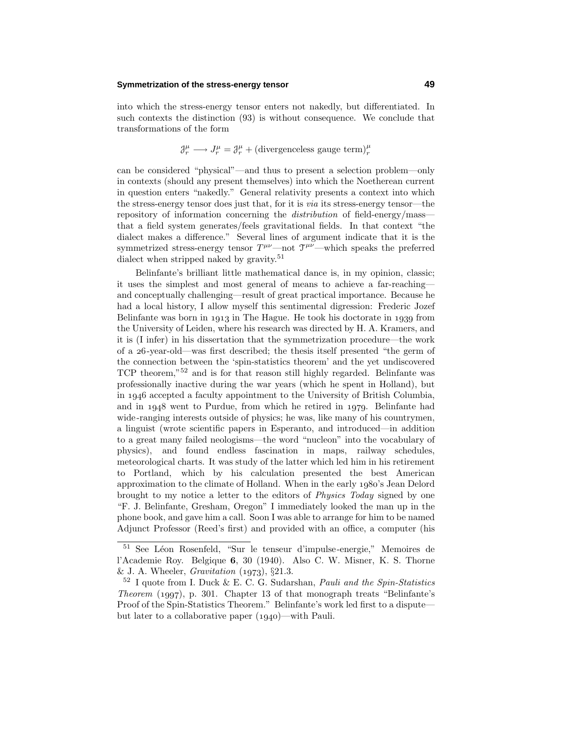into which the stress-energy tensor enters not nakedly, but differentiated. In such contexts the distinction (93) is without consequence. We conclude that transformations of the form

$$\mathcal{J}_r^\mu \longrightarrow J_r^\mu = \mathcal{J}_r^\mu + (\text{divergenceless gauge term})_r^\mu$$

can be considered "physical"—and thus to present a selection problem—only in contexts (should any present themselves) into which the Noetherean current in question enters "nakedly." General relativity presents a context into which the stress-energy tensor does just that, for it is *via* its stress-energy tensor—the repository of information concerning the *distribution* of field-energy/mass—that a field system generates/feels gravitational fields. In that context "the dialect makes a difference." Several lines of argument indicate that it is the symmetrized stress-energy tensor $T^{\mu\nu}$—not $\mathcal{T}^{\mu\nu}$—which speaks the preferred dialect when stripped naked by gravity.[51]

Belinfante's brilliant little mathematical dance is, in my opinion, classic; it uses the simplest and most general of means to achieve a far-reaching—and conceptually challenging—result of great practical importance. Because he had a local history, I allow myself this sentimental digression: Frederic Jozef Belinfante was born in 1913 in The Hague. He took his doctorate in 1939 from the University of Leiden, where his research was directed by H. A. Kramers, and it is (I infer) in his dissertation that the symmetrization procedure—the work of a 26-year-old—was first described; the thesis itself presented "the germ of the connection between the 'spin-statistics theorem' and the yet undiscovered TCP theorem,"[52] and is for that reason still highly regarded. Belinfante was professionally inactive during the war years (which he spent in Holland), but in 1946 accepted a faculty appointment to the University of British Columbia, and in 1948 went to Purdue, from which he retired in 1979. Belinfante had wide-ranging interests outside of physics; he was, like many of his countrymen, a linguist (wrote scientific papers in Esperanto, and introduced—in addition to a great many failed neologisms—the word "nucleon" into the vocabulary of physics), and found endless fascination in maps, railway schedules, meteorological charts. It was study of the latter which led him in his retirement to Portland, which by his calculation presented the best American approximation to the climate of Holland. When in the early 1980's Jean Delord brought to my notice a letter to the editors of *Physics Today* signed by one "F. J. Belinfante, Gresham, Oregon" I immediately looked the man up in the phone book, and gave him a call. Soon I was able to arrange for him to be named Adjunct Professor (Reed's first) and provided with an office, a computer (his

---

[51] See Léon Rosenfeld, "Sur le tenseur d'impulse-energie," Memoires de l'Academie Roy. Belgique **6**, 30 (1940). Also C. W. Misner, K. S. Thorne & J. A. Wheeler, *Gravitation* (1973), §21.3.

[52] I quote from I. Duck & E. C. G. Sudarshan, *Pauli and the Spin-Statistics Theorem* (1997), p. 301. Chapter 13 of that monograph treats "Belinfante's Proof of the Spin-Statistics Theorem." Belinfante's work led first to a dispute—but later to a collaborative paper (1940)—with Pauli.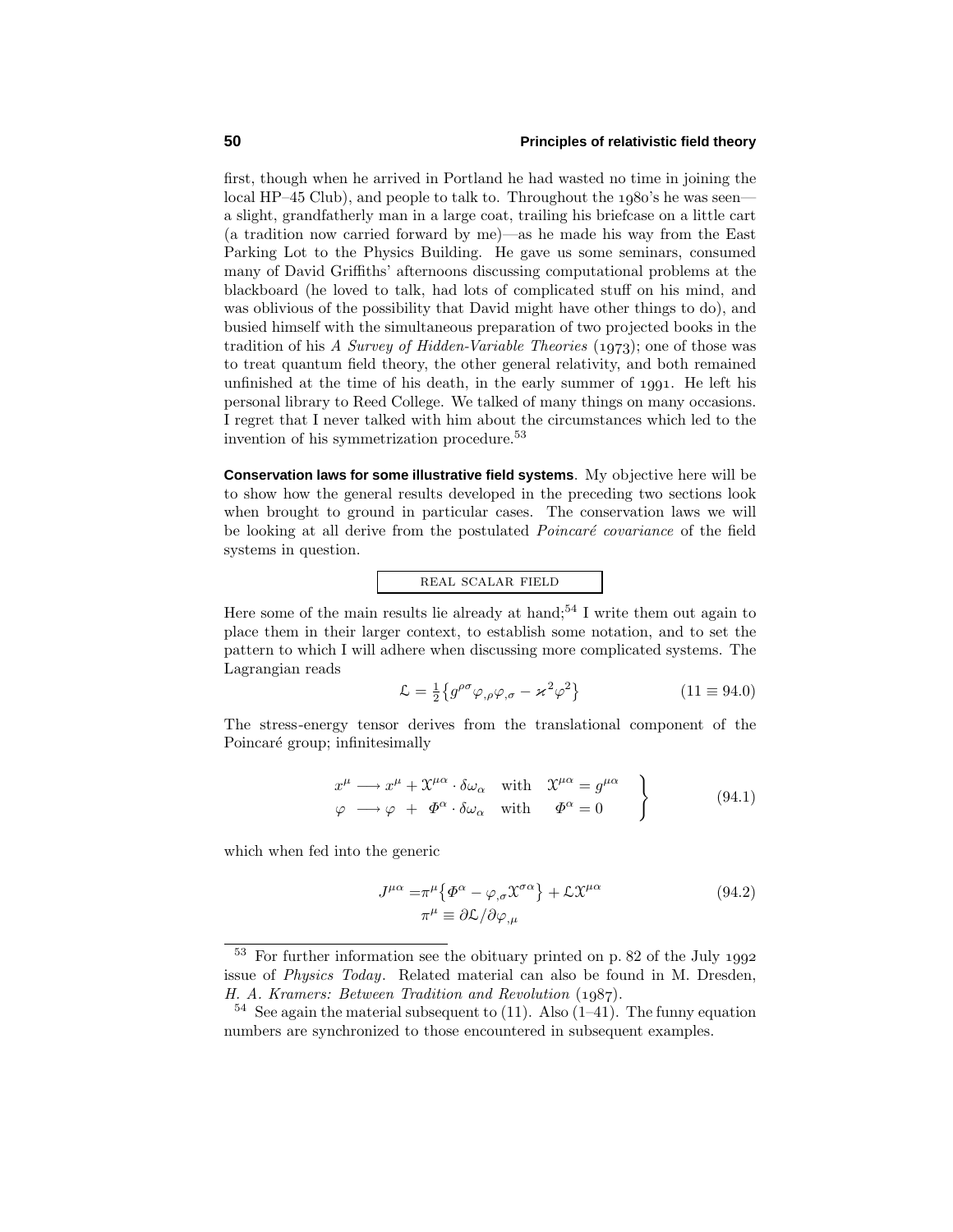first, though when he arrived in Portland he had wasted no time in joining the local HP–45 Club), and people to talk to. Throughout the 1980's he was seen—a slight, grandfatherly man in a large coat, trailing his briefcase on a little cart (a tradition now carried forward by me)—as he made his way from the East Parking Lot to the Physics Building. He gave us some seminars, consumed many of David Griffiths' afternoons discussing computational problems at the blackboard (he loved to talk, had lots of complicated stuff on his mind, and was oblivious of the possibility that David might have other things to do), and busied himself with the simultaneous preparation of two projected books in the tradition of his *A Survey of Hidden-Variable Theories* (1973); one of those was to treat quantum field theory, the other general relativity, and both remained unfinished at the time of his death, in the early summer of 1991. He left his personal library to Reed College. We talked of many things on many occasions. I regret that I never talked with him about the circumstances which led to the invention of his symmetrization procedure.[53]

**Conservation laws for some illustrative field systems**. My objective here will be to show how the general results developed in the preceding two sections look when brought to ground in particular cases. The conservation laws we will be looking at all derive from the postulated *Poincaré covariance* of the field systems in question.

REAL SCALAR FIELD

Here some of the main results lie already at hand;[54] I write them out again to place them in their larger context, to establish some notation, and to set the pattern to which I will adhere when discussing more complicated systems. The Lagrangian reads

$$\mathcal{L} = \tfrac{1}{2}\big\{g^{\rho\sigma}\varphi_{,\rho}\varphi_{,\sigma} - \varkappa^2\varphi^2\big\} \qquad (11 \equiv 94.0)$$

The stress-energy tensor derives from the translational component of the Poincaré group; infinitesimally

$$\left.\begin{aligned} x^\mu &\longrightarrow x^\mu + \mathfrak{X}^{\mu\alpha}\cdot\delta\omega_\alpha \quad \text{with} \quad \mathfrak{X}^{\mu\alpha} = g^{\mu\alpha} \\ \varphi &\longrightarrow \varphi \;+\; \Phi^\alpha\cdot\delta\omega_\alpha \quad \text{with} \quad \;\Phi^\alpha = 0 \end{aligned}\right\} \qquad (94.1)$$

which when fed into the generic

$$\begin{aligned} J^{\mu\alpha} = & \pi^\mu\big\{\Phi^\alpha - \varphi_{,\sigma}\mathfrak{X}^{\sigma\alpha}\big\} + \mathcal{L}\mathfrak{X}^{\mu\alpha} \\ & \pi^\mu \equiv \partial\mathcal{L}/\partial\varphi_{,\mu} \end{aligned} \qquad (94.2)$$

---

[53] For further information see the obituary printed on p. 82 of the July 1992 issue of *Physics Today*. Related material can also be found in M. Dresden, *H. A. Kramers: Between Tradition and Revolution* (1987).

[54] See again the material subsequent to (11). Also (1–41). The funny equation numbers are synchronized to those encountered in subsequent examples.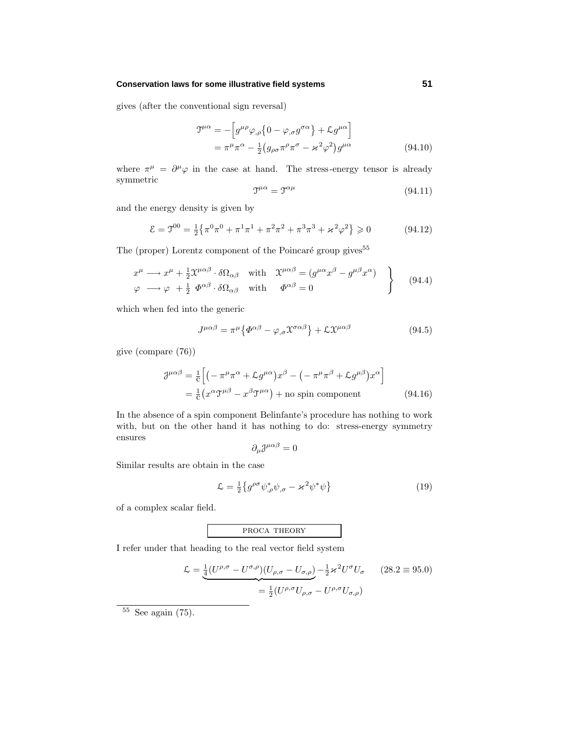gives (after the conventional sign reversal)

$$\begin{aligned}\mathcal{T}^{\mu\alpha} &= -\Big[g^{\mu\rho}\varphi_{,\rho}\big\{0 - \varphi_{,\sigma}g^{\sigma\alpha}\big\} + \mathcal{L}g^{\mu\alpha}\Big]\\ &= \pi^\mu\pi^\alpha - \tfrac{1}{2}\big(g_{\rho\sigma}\pi^\rho\pi^\sigma - \varkappa^2\varphi^2\big)g^{\mu\alpha} \qquad (94.10)\end{aligned}$$

where $\pi^\mu = \partial^\mu\varphi$ in the case at hand. The stress-energy tensor is already symmetric

$$\mathcal{T}^{\mu\alpha} = \mathcal{T}^{\alpha\mu} \qquad (94.11)$$

and the energy density is given by

$$\mathcal{E} = \mathcal{T}^{00} = \tfrac{1}{2}\big\{\pi^0\pi^0 + \pi^1\pi^1 + \pi^2\pi^2 + \pi^3\pi^3 + \varkappa^2\varphi^2\big\} \geqslant 0 \qquad (94.12)$$

The (proper) Lorentz component of the Poincaré group gives[55]

$$\left.\begin{aligned} x^\mu &\longrightarrow x^\mu + \tfrac{1}{2}\mathcal{X}^{\mu\alpha\beta}\cdot\delta\Omega_{\alpha\beta} \quad \text{with} \quad \mathcal{X}^{\mu\alpha\beta} = (g^{\mu\alpha}x^\beta - g^{\mu\beta}x^\alpha)\\ \varphi &\longrightarrow \varphi \;+ \tfrac{1}{2}\;\Phi^{\alpha\beta}\cdot\delta\Omega_{\alpha\beta} \quad \text{with} \quad \;\;\Phi^{\alpha\beta} = 0\end{aligned}\right\} \qquad (94.4)$$

which when fed into the generic

$$J^{\mu\alpha\beta} = \pi^\mu\big\{\Phi^{\alpha\beta} - \varphi_{,\sigma}\mathcal{X}^{\sigma\alpha\beta}\big\} + \mathcal{L}\mathcal{X}^{\mu\alpha\beta} \qquad (94.5)$$

give (compare (76))

$$\begin{aligned}\mathcal{J}^{\mu\alpha\beta} &= \tfrac{1}{c}\Big[\big(-\pi^\mu\pi^\alpha + \mathcal{L}g^{\mu\alpha}\big)x^\beta - \big(-\pi^\mu\pi^\beta + \mathcal{L}g^{\mu\beta}\big)x^\alpha\Big]\\ &= \tfrac{1}{c}\big(x^\alpha\mathcal{T}^{\mu\beta} - x^\beta\mathcal{T}^{\mu\alpha}\big) + \text{no spin component} \qquad (94.16)\end{aligned}$$

In the absence of a spin component Belinfante's procedure has nothing to work with, but on the other hand it has nothing to do: stress-energy symmetry ensures

$$\partial_\mu\mathcal{J}^{\mu\alpha\beta} = 0$$

Similar results are obtain in the case

$$\mathcal{L} = \tfrac{1}{2}\big\{g^{\rho\sigma}\psi^*_{,\rho}\psi_{,\sigma} - \varkappa^2\psi^*\psi\big\} \qquad (19)$$

of a complex scalar field.

## PROCA THEORY

I refer under that heading to the real vector field system

$$\begin{aligned}\mathcal{L} = \underbrace{\tfrac{1}{4}(U^{\rho,\sigma} - U^{\sigma,\rho})(U_{\rho,\sigma} - U_{\sigma,\rho})}&{} - \tfrac{1}{2}\varkappa^2U^\sigma U_\sigma \qquad (28.2 \equiv 95.0)\\ = \tfrac{1}{2}(U^{\rho,\sigma}U_{\rho,\sigma} - U^{\rho,\sigma}U_{\sigma,\rho})&\end{aligned}$$

---

[55] See again (75).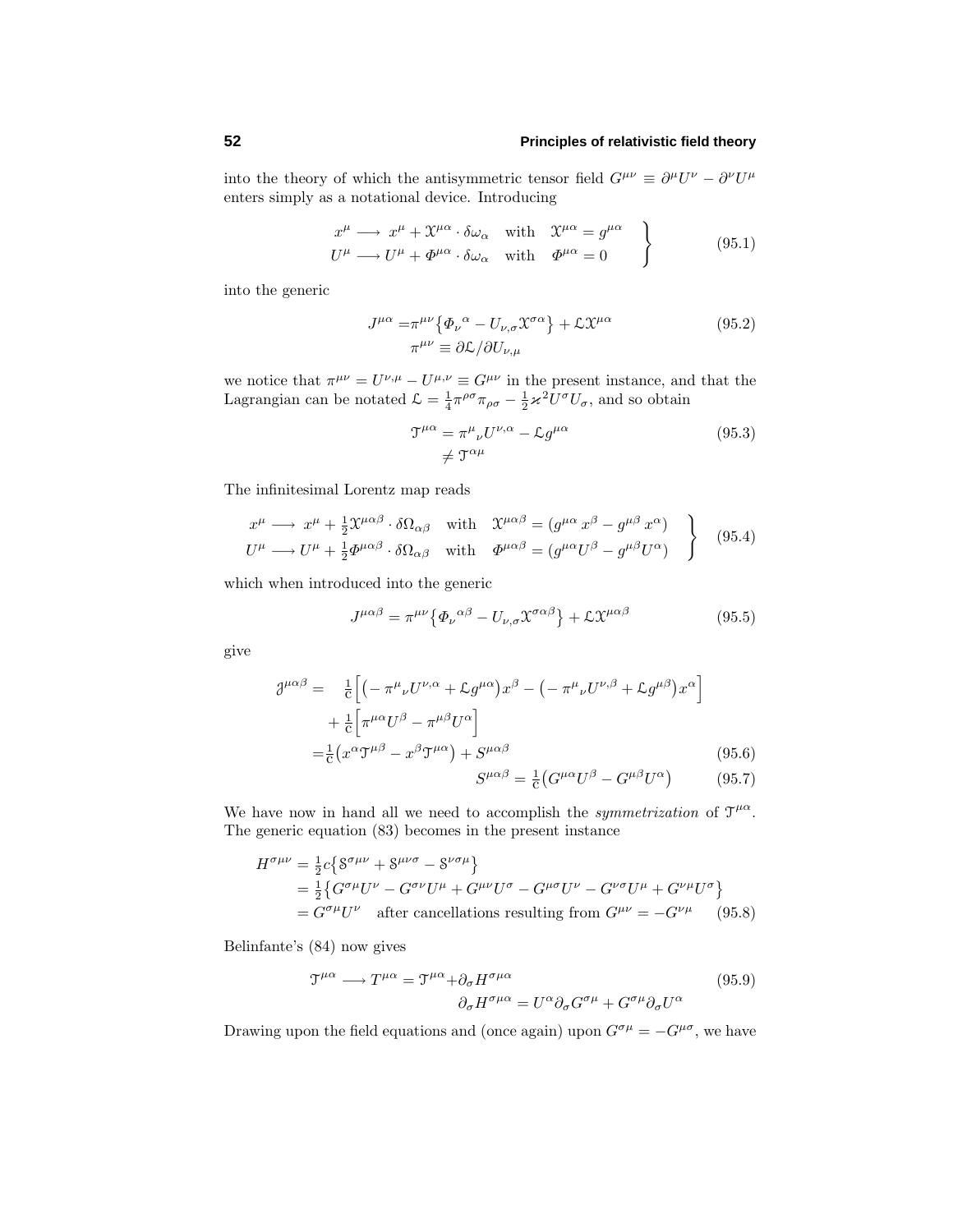into the theory of which the antisymmetric tensor field $G^{\mu\nu} \equiv \partial^\mu U^\nu - \partial^\nu U^\mu$ enters simply as a notational device. Introducing

$$\left.\begin{array}{lll} x^\mu \longrightarrow x^\mu + \mathcal{X}^{\mu\alpha}\cdot\delta\omega_\alpha & \text{with} & \mathcal{X}^{\mu\alpha} = g^{\mu\alpha} \\ U^\mu \longrightarrow U^\mu + \Phi^{\mu\alpha}\cdot\delta\omega_\alpha & \text{with} & \Phi^{\mu\alpha} = 0 \end{array}\right\} \tag{95.1}$$

into the generic

$$\begin{aligned} J^{\mu\alpha} =& \pi^{\mu\nu}\big\{\Phi_\nu{}^\alpha - U_{\nu,\sigma}\mathcal{X}^{\sigma\alpha}\big\} + \mathcal{L}\mathcal{X}^{\mu\alpha} \\ & \pi^{\mu\nu} \equiv \partial\mathcal{L}/\partial U_{\nu,\mu} \end{aligned} \tag{95.2}$$

we notice that $\pi^{\mu\nu} = U^{\nu,\mu} - U^{\mu,\nu} \equiv G^{\mu\nu}$ in the present instance, and that the Lagrangian can be notated $\mathcal{L} = \frac{1}{4}\pi^{\rho\sigma}\pi_{\rho\sigma} - \frac{1}{2}\varkappa^2 U^\sigma U_\sigma$, and so obtain

$$\begin{aligned} \mathcal{T}^{\mu\alpha} &= \pi^\mu{}_\nu U^{\nu,\alpha} - \mathcal{L}g^{\mu\alpha} \\ &\neq \mathcal{T}^{\alpha\mu} \end{aligned} \tag{95.3}$$

The infinitesimal Lorentz map reads

$$\left.\begin{array}{lll} x^\mu \longrightarrow x^\mu + \frac{1}{2}\mathcal{X}^{\mu\alpha\beta}\cdot\delta\Omega_{\alpha\beta} & \text{with} & \mathcal{X}^{\mu\alpha\beta} = (g^{\mu\alpha}x^\beta - g^{\mu\beta}x^\alpha) \\ U^\mu \longrightarrow U^\mu + \frac{1}{2}\Phi^{\mu\alpha\beta}\cdot\delta\Omega_{\alpha\beta} & \text{with} & \Phi^{\mu\alpha\beta} = (g^{\mu\alpha}U^\beta - g^{\mu\beta}U^\alpha) \end{array}\right\} \tag{95.4}$$

which when introduced into the generic

$$J^{\mu\alpha\beta} = \pi^{\mu\nu}\big\{\Phi_\nu{}^{\alpha\beta} - U_{\nu,\sigma}\mathcal{X}^{\sigma\alpha\beta}\big\} + \mathcal{L}\mathcal{X}^{\mu\alpha\beta} \tag{95.5}$$

give

$$\begin{aligned} \mathcal{J}^{\mu\alpha\beta} =& \ \tfrac{1}{c}\Big[\big(-\pi^\mu{}_\nu U^{\nu,\alpha} + \mathcal{L}g^{\mu\alpha}\big)x^\beta - \big(-\pi^\mu{}_\nu U^{\nu,\beta} + \mathcal{L}g^{\mu\beta}\big)x^\alpha\Big] \\ & + \tfrac{1}{c}\Big[\pi^{\mu\alpha}U^\beta - \pi^{\mu\beta}U^\alpha\Big] \\ =& \tfrac{1}{c}\big(x^\alpha\mathcal{T}^{\mu\beta} - x^\beta\mathcal{T}^{\mu\alpha}\big) + S^{\mu\alpha\beta} \end{aligned} \tag{95.6}$$

$$S^{\mu\alpha\beta} = \tfrac{1}{c}\big(G^{\mu\alpha}U^\beta - G^{\mu\beta}U^\alpha\big) \tag{95.7}$$

We have now in hand all we need to accomplish the *symmetrization* of $\mathcal{T}^{\mu\alpha}$. The generic equation (83) becomes in the present instance

$$\begin{aligned} H^{\sigma\mu\nu} &= \tfrac{1}{2}c\big\{\mathcal{S}^{\sigma\mu\nu} + \mathcal{S}^{\mu\nu\sigma} - \mathcal{S}^{\nu\sigma\mu}\big\} \\ &= \tfrac{1}{2}\big\{G^{\sigma\mu}U^\nu - G^{\sigma\nu}U^\mu + G^{\mu\nu}U^\sigma - G^{\mu\sigma}U^\nu - G^{\nu\sigma}U^\mu + G^{\nu\mu}U^\sigma\big\} \\ &= G^{\sigma\mu}U^\nu \quad \text{after cancellations resulting from } G^{\mu\nu} = -G^{\nu\mu} \end{aligned} \tag{95.8}$$

Belinfante's (84) now gives

$$\begin{aligned} \mathcal{T}^{\mu\alpha} \longrightarrow T^{\mu\alpha} &= \mathcal{T}^{\mu\alpha} + \partial_\sigma H^{\sigma\mu\alpha} \\ \partial_\sigma H^{\sigma\mu\alpha} &= U^\alpha\partial_\sigma G^{\sigma\mu} + G^{\sigma\mu}\partial_\sigma U^\alpha \end{aligned} \tag{95.9}$$

Drawing upon the field equations and (once again) upon $G^{\sigma\mu} = -G^{\mu\sigma}$, we have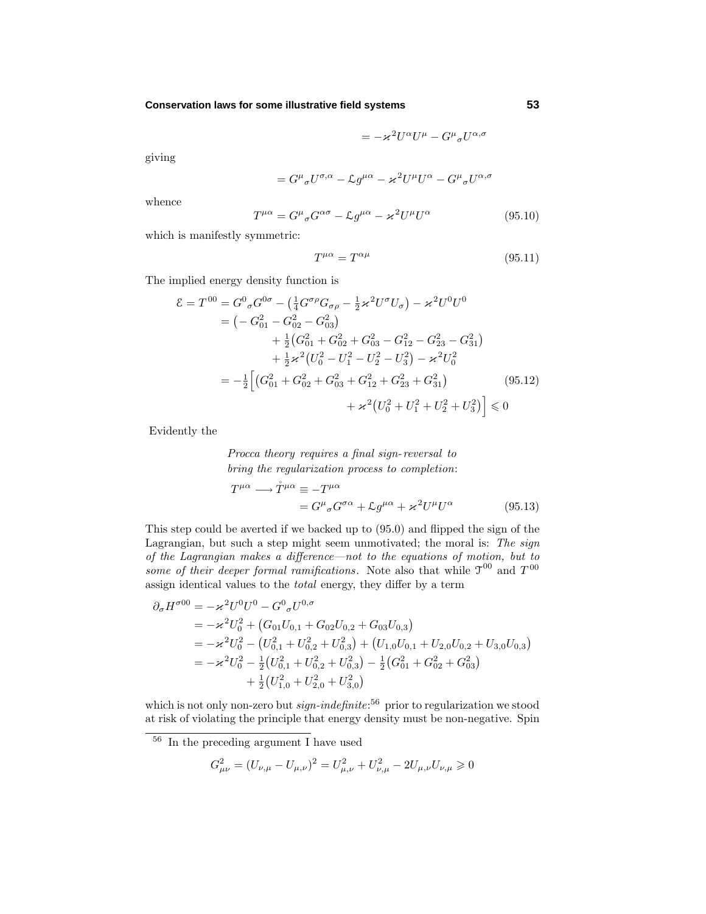$$= -\varkappa^2 U^\alpha U^\mu - G^\mu{}_\sigma U^{\alpha,\sigma}$$

giving

$$= G^\mu{}_\sigma U^{\sigma,\alpha} - \mathcal{L} g^{\mu\alpha} - \varkappa^2 U^\mu U^\alpha - G^\mu{}_\sigma U^{\alpha,\sigma}$$

whence

$$T^{\mu\alpha} = G^\mu{}_\sigma G^{\alpha\sigma} - \mathcal{L} g^{\mu\alpha} - \varkappa^2 U^\mu U^\alpha \tag{95.10}$$

which is manifestly symmetric:

$$T^{\mu\alpha} = T^{\alpha\mu} \tag{95.11}$$

The implied energy density function is

$$\begin{aligned}
\mathcal{E} = T^{00} &= G^0{}_\sigma G^{0\sigma} - \left(\tfrac{1}{4} G^{\sigma\rho} G_{\sigma\rho} - \tfrac{1}{2}\varkappa^2 U^\sigma U_\sigma\right) - \varkappa^2 U^0 U^0 \\
&= \left(-G_{01}^2 - G_{02}^2 - G_{03}^2\right) \\
&\qquad + \tfrac{1}{2}\left(G_{01}^2 + G_{02}^2 + G_{03}^2 - G_{12}^2 - G_{23}^2 - G_{31}^2\right) \\
&\qquad + \tfrac{1}{2}\varkappa^2\left(U_0^2 - U_1^2 - U_2^2 - U_3^2\right) - \varkappa^2 U_0^2 \\
&= -\tfrac{1}{2}\Big[\left(G_{01}^2 + G_{02}^2 + G_{03}^2 + G_{12}^2 + G_{23}^2 + G_{31}^2\right) \\
&\qquad\qquad + \varkappa^2\left(U_0^2 + U_1^2 + U_2^2 + U_3^2\right)\Big] \leqslant 0
\end{aligned} \tag{95.12}$$

Evidently the

> *Procca theory requires a final sign-reversal to bring the regularization process to completion*:
>
> $$\begin{aligned} T^{\mu\alpha} \longrightarrow \mathring{T}^{\mu\alpha} &\equiv -T^{\mu\alpha} \\ &= G^\mu{}_\sigma G^{\sigma\alpha} + \mathcal{L} g^{\mu\alpha} + \varkappa^2 U^\mu U^\alpha \end{aligned} \tag{95.13}$$

This step could be averted if we backed up to (95.0) and flipped the sign of the Lagrangian, but such a step might seem unmotivated; the moral is: *The sign of the Lagrangian makes a difference—not to the equations of motion, but to some of their deeper formal ramifications*. Note also that while $\mathcal{T}^{00}$ and $T^{00}$ assign identical values to the *total* energy, they differ by a term

$$\begin{aligned}
\partial_\sigma H^{\sigma 00} &= -\varkappa^2 U^0 U^0 - G^0{}_\sigma U^{0,\sigma} \\
&= -\varkappa^2 U_0^2 + \left(G_{01} U_{0,1} + G_{02} U_{0,2} + G_{03} U_{0,3}\right) \\
&= -\varkappa^2 U_0^2 - \left(U_{0,1}^2 + U_{0,2}^2 + U_{0,3}^2\right) + \left(U_{1,0} U_{0,1} + U_{2,0} U_{0,2} + U_{3,0} U_{0,3}\right) \\
&= -\varkappa^2 U_0^2 - \tfrac{1}{2}\left(U_{0,1}^2 + U_{0,2}^2 + U_{0,3}^2\right) - \tfrac{1}{2}\left(G_{01}^2 + G_{02}^2 + G_{03}^2\right) \\
&\qquad + \tfrac{1}{2}\left(U_{1,0}^2 + U_{2,0}^2 + U_{3,0}^2\right)
\end{aligned}$$

which is not only non-zero but *sign-indefinite*:[56] prior to regularization we stood at risk of violating the principle that energy density must be non-negative. Spin

[56] In the preceding argument I have used

$$G_{\mu\nu}^2 = (U_{\nu,\mu} - U_{\mu,\nu})^2 = U_{\mu,\nu}^2 + U_{\nu,\mu}^2 - 2U_{\mu,\nu} U_{\nu,\mu} \geqslant 0$$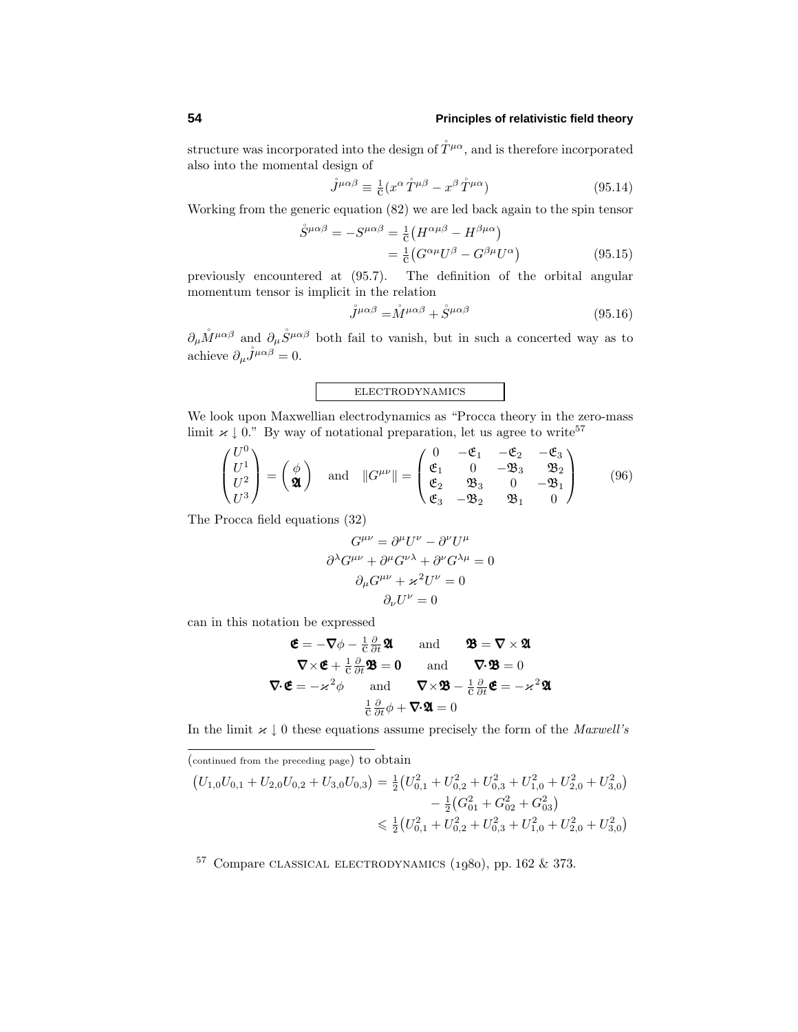structure was incorporated into the design of $\mathring{T}^{\mu\alpha}$, and is therefore incorporated also into the momental design of

$$\mathring{J}^{\mu\alpha\beta} \equiv \tfrac{1}{c}(x^\alpha \mathring{T}^{\mu\beta} - x^\beta \mathring{T}^{\mu\alpha}) \tag{95.14}$$

Working from the generic equation (82) we are led back again to the spin tensor

$$\begin{aligned}\mathring{S}^{\mu\alpha\beta} = -S^{\mu\alpha\beta} &= \tfrac{1}{c}\big(H^{\alpha\mu\beta} - H^{\beta\mu\alpha}\big)\\ &= \tfrac{1}{c}\big(G^{\alpha\mu}U^\beta - G^{\beta\mu}U^\alpha\big)\end{aligned} \tag{95.15}$$

previously encountered at (95.7). The definition of the orbital angular momentum tensor is implicit in the relation

$$\mathring{J}^{\mu\alpha\beta} = \mathring{M}^{\mu\alpha\beta} + \mathring{S}^{\mu\alpha\beta} \tag{95.16}$$

$\partial_\mu \mathring{M}^{\mu\alpha\beta}$ and $\partial_\mu \mathring{S}^{\mu\alpha\beta}$ both fail to vanish, but in such a concerted way as to achieve $\partial_\mu \mathring{J}^{\mu\alpha\beta} = 0$.

## ELECTRODYNAMICS

We look upon Maxwellian electrodynamics as "Procca theory in the zero-mass limit $\varkappa \downarrow 0$." By way of notational preparation, let us agree to write[57]

$$\begin{pmatrix} U^0 \\ U^1 \\ U^2 \\ U^3 \end{pmatrix} = \begin{pmatrix} \phi \\ \boldsymbol{\mathfrak{A}} \end{pmatrix} \quad \text{and} \quad \|G^{\mu\nu}\| = \begin{pmatrix} 0 & -\mathfrak{E}_1 & -\mathfrak{E}_2 & -\mathfrak{E}_3 \\ \mathfrak{E}_1 & 0 & -\mathfrak{B}_3 & \mathfrak{B}_2 \\ \mathfrak{E}_2 & \mathfrak{B}_3 & 0 & -\mathfrak{B}_1 \\ \mathfrak{E}_3 & -\mathfrak{B}_2 & \mathfrak{B}_1 & 0 \end{pmatrix} \tag{96}$$

The Procca field equations (32)

$$\begin{gathered} G^{\mu\nu} = \partial^\mu U^\nu - \partial^\nu U^\mu \\ \partial^\lambda G^{\mu\nu} + \partial^\mu G^{\nu\lambda} + \partial^\nu G^{\lambda\mu} = 0 \\ \partial_\mu G^{\mu\nu} + \varkappa^2 U^\nu = 0 \\ \partial_\nu U^\nu = 0 \end{gathered}$$

can in this notation be expressed

$$\begin{gathered} \boldsymbol{\mathfrak{E}} = -\boldsymbol{\nabla}\phi - \tfrac{1}{c}\tfrac{\partial}{\partial t}\boldsymbol{\mathfrak{A}} \qquad \text{and} \qquad \boldsymbol{\mathfrak{B}} = \boldsymbol{\nabla}\times\boldsymbol{\mathfrak{A}} \\ \boldsymbol{\nabla}\times\boldsymbol{\mathfrak{E}} + \tfrac{1}{c}\tfrac{\partial}{\partial t}\boldsymbol{\mathfrak{B}} = \boldsymbol{0} \qquad \text{and} \qquad \boldsymbol{\nabla}\cdot\boldsymbol{\mathfrak{B}} = 0 \\ \boldsymbol{\nabla}\cdot\boldsymbol{\mathfrak{E}} = -\varkappa^2\phi \qquad \text{and} \qquad \boldsymbol{\nabla}\times\boldsymbol{\mathfrak{B}} - \tfrac{1}{c}\tfrac{\partial}{\partial t}\boldsymbol{\mathfrak{E}} = -\varkappa^2\boldsymbol{\mathfrak{A}} \\ \tfrac{1}{c}\tfrac{\partial}{\partial t}\phi + \boldsymbol{\nabla}\cdot\boldsymbol{\mathfrak{A}} = 0 \end{gathered}$$

In the limit $\varkappa \downarrow 0$ these equations assume precisely the form of the *Maxwell's*

---

(continued from the preceding page) to obtain

$$\begin{aligned}\big(U_{1,0}U_{0,1} + U_{2,0}U_{0,2} + U_{3,0}U_{0,3}\big) &= \tfrac{1}{2}\big(U_{0,1}^2 + U_{0,2}^2 + U_{0,3}^2 + U_{1,0}^2 + U_{2,0}^2 + U_{3,0}^2\big)\\ &\qquad - \tfrac{1}{2}\big(G_{01}^2 + G_{02}^2 + G_{03}^2\big)\\ &\leqslant \tfrac{1}{2}\big(U_{0,1}^2 + U_{0,2}^2 + U_{0,3}^2 + U_{1,0}^2 + U_{2,0}^2 + U_{3,0}^2\big)\end{aligned}$$

[57] Compare CLASSICAL ELECTRODYNAMICS (1980), pp. 162 & 373.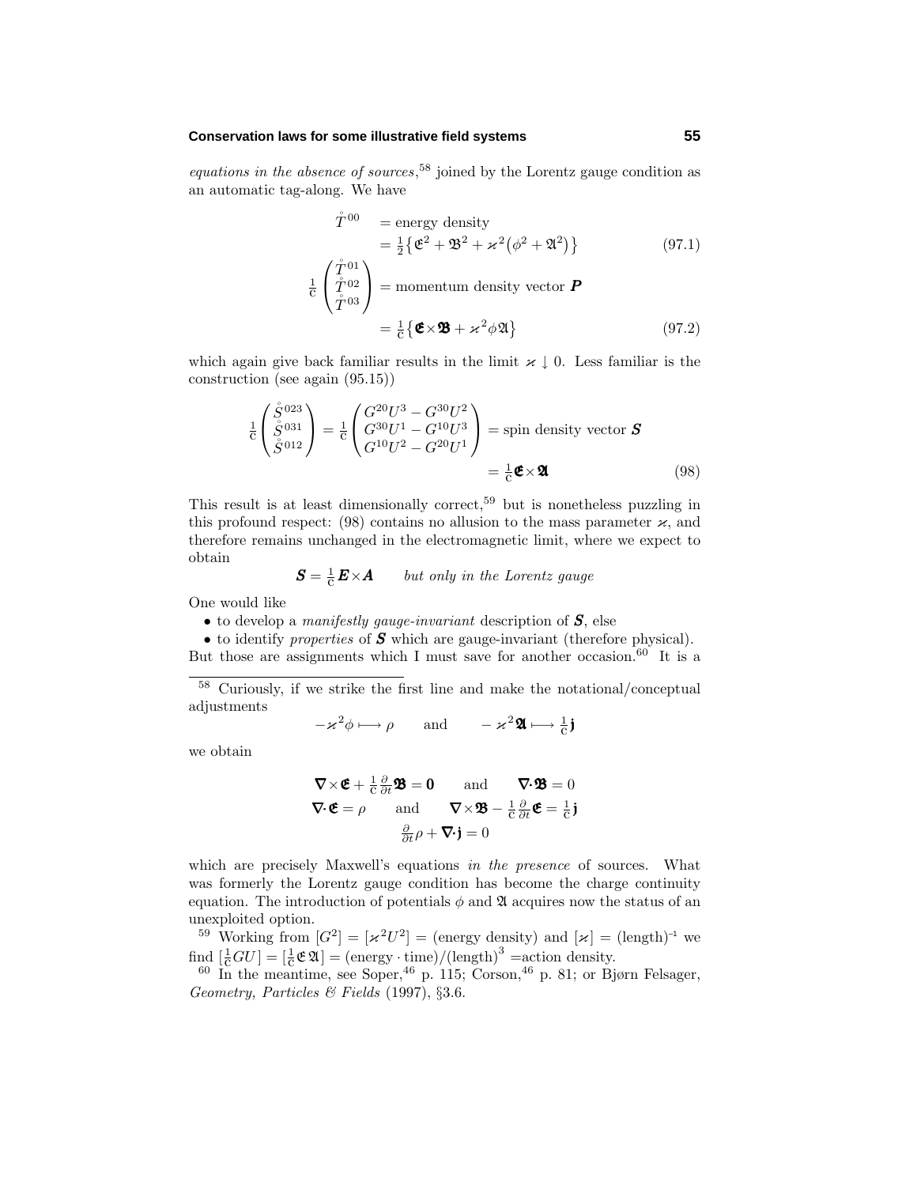*equations in the absence of sources*,[58] joined by the Lorentz gauge condition as an automatic tag-along. We have

$$
\begin{aligned}
\mathring{T}^{00} &= \text{energy density}\\
&= \tfrac{1}{2}\big\{\mathfrak{E}^2 + \mathfrak{B}^2 + \varkappa^2\big(\phi^2 + \mathfrak{A}^2\big)\big\} \qquad (97.1)\\
\tfrac{1}{c}\begin{pmatrix}\mathring{T}^{01}\\ \mathring{T}^{02}\\ \mathring{T}^{03}\end{pmatrix} &= \text{momentum density vector } \boldsymbol{P}\\
&= \tfrac{1}{c}\big\{\boldsymbol{\mathfrak{E}}\times\boldsymbol{\mathfrak{B}} + \varkappa^2\phi\mathfrak{A}\big\} \qquad (97.2)
\end{aligned}
$$

which again give back familiar results in the limit $\varkappa \downarrow 0$. Less familiar is the construction (see again (95.15))

$$
\tfrac{1}{c}\begin{pmatrix}\mathring{S}^{023}\\ \mathring{S}^{031}\\ \mathring{S}^{012}\end{pmatrix} = \tfrac{1}{c}\begin{pmatrix}G^{20}U^3 - G^{30}U^2\\ G^{30}U^1 - G^{10}U^3\\ G^{10}U^2 - G^{20}U^1\end{pmatrix} = \text{spin density vector } \boldsymbol{S} = \tfrac{1}{c}\boldsymbol{\mathfrak{E}}\times\boldsymbol{\mathfrak{A}} \qquad (98)
$$

This result is at least dimensionally correct,[59] but is nonetheless puzzling in this profound respect: (98) contains no allusion to the mass parameter $\varkappa$, and therefore remains unchanged in the electromagnetic limit, where we expect to obtain

$$
\boldsymbol{S} = \tfrac{1}{c}\boldsymbol{E}\times\boldsymbol{A} \qquad \textit{but only in the Lorentz gauge}
$$

One would like

- to develop a *manifestly gauge-invariant* description of $\boldsymbol{S}$, else
- to identify *properties* of $\boldsymbol{S}$ which are gauge-invariant (therefore physical).

But those are assignments which I must save for another occasion.[60] It is a

---

[58] Curiously, if we strike the first line and make the notational/conceptual adjustments

$$
-\varkappa^2\phi \longmapsto \rho \qquad \text{and} \qquad -\varkappa^2\boldsymbol{\mathfrak{A}} \longmapsto \tfrac{1}{c}\mathbf{j}
$$

we obtain

$$
\begin{gathered}
\boldsymbol{\nabla}\times\boldsymbol{\mathfrak{E}} + \tfrac{1}{c}\tfrac{\partial}{\partial t}\boldsymbol{\mathfrak{B}} = \boldsymbol{0} \qquad \text{and} \qquad \boldsymbol{\nabla}\cdot\boldsymbol{\mathfrak{B}} = 0\\
\boldsymbol{\nabla}\cdot\boldsymbol{\mathfrak{E}} = \rho \qquad \text{and} \qquad \boldsymbol{\nabla}\times\boldsymbol{\mathfrak{B}} - \tfrac{1}{c}\tfrac{\partial}{\partial t}\boldsymbol{\mathfrak{E}} = \tfrac{1}{c}\mathbf{j}\\
\tfrac{\partial}{\partial t}\rho + \boldsymbol{\nabla}\cdot\mathbf{j} = 0
\end{gathered}
$$

which are precisely Maxwell's equations *in the presence* of sources. What was formerly the Lorentz gauge condition has become the charge continuity equation. The introduction of potentials $\phi$ and $\mathfrak{A}$ acquires now the status of an unexploited option.

[59] Working from $[G^2] = [\varkappa^2 U^2] = (\text{energy density})$ and $[\varkappa] = (\text{length})^{-1}$ we find $[\tfrac{1}{c}GU] = [\tfrac{1}{c}\mathfrak{E}\,\mathfrak{A}] = (\text{energy}\cdot\text{time})/(\text{length})^3 =$ action density.

[60] In the meantime, see Soper,[46] p. 115; Corson,[46] p. 81; or Bjørn Felsager, *Geometry, Particles & Fields* (1997), §3.6.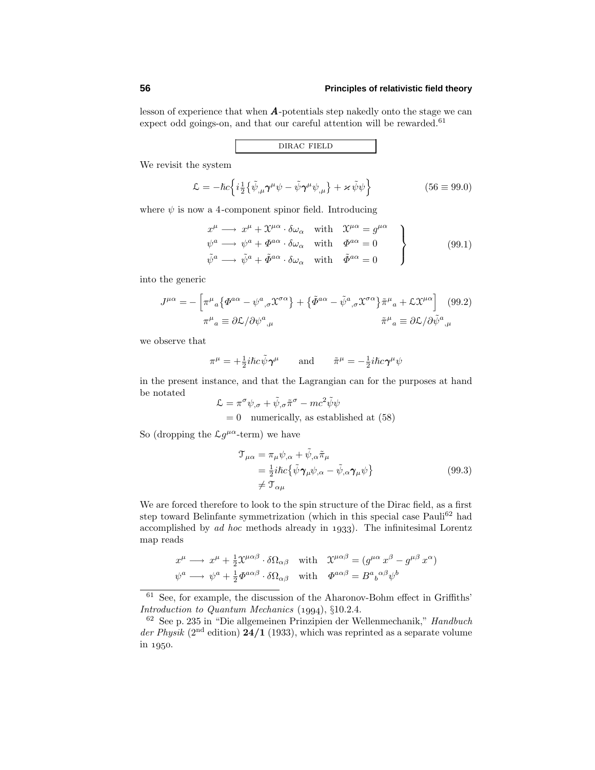lesson of experience that when $\boldsymbol{A}$-potentials step nakedly onto the stage we can expect odd goings-on, and that our careful attention will be rewarded.[61]

## DIRAC FIELD

We revisit the system

$$\mathcal{L} = -\hbar c\Big\{ i\tfrac{1}{2}\big\{\tilde{\psi}_{,\mu}\boldsymbol{\gamma}^\mu\psi - \tilde{\psi}\boldsymbol{\gamma}^\mu\psi_{,\mu}\big\} + \varkappa\,\tilde{\psi}\psi\Big\} \qquad (56 \equiv 99.0)$$

where $\psi$ is now a 4-component spinor field. Introducing

$$\left.\begin{aligned}
x^\mu &\longrightarrow x^\mu + \mathcal{X}^{\mu\alpha}\cdot\delta\omega_\alpha \quad \text{with} \quad \mathcal{X}^{\mu\alpha} = g^{\mu\alpha}\\
\psi^a &\longrightarrow \psi^a + \Phi^{a\alpha}\cdot\delta\omega_\alpha \quad \text{with} \quad \Phi^{a\alpha} = 0\\
\tilde{\psi}^a &\longrightarrow \tilde{\psi}^a + \tilde{\Phi}^{a\alpha}\cdot\delta\omega_\alpha \quad \text{with} \quad \tilde{\Phi}^{a\alpha} = 0
\end{aligned}\right\} \qquad (99.1)$$

into the generic

$$J^{\mu\alpha} = -\Big[\pi^\mu{}_a\big\{\Phi^{a\alpha} - \psi^a{}_{,\sigma}\mathcal{X}^{\sigma\alpha}\big\} + \big\{\tilde{\Phi}^{a\alpha} - \tilde{\psi}^a{}_{,\sigma}\mathcal{X}^{\sigma\alpha}\big\}\tilde{\pi}^\mu{}_a + \mathcal{L}\mathcal{X}^{\mu\alpha}\Big] \qquad (99.2)$$

$$\pi^\mu{}_a \equiv \partial\mathcal{L}/\partial\psi^a{}_{,\mu} \qquad\qquad \tilde{\pi}^\mu{}_a \equiv \partial\mathcal{L}/\partial\tilde{\psi}^a{}_{,\mu}$$

we observe that

$$\pi^\mu = +\tfrac{1}{2}i\hbar c\tilde{\psi}\boldsymbol{\gamma}^\mu \qquad \text{and} \qquad \tilde{\pi}^\mu = -\tfrac{1}{2}i\hbar c\boldsymbol{\gamma}^\mu\psi$$

in the present instance, and that the Lagrangian can for the purposes at hand be notated

$$\begin{aligned}
\mathcal{L} &= \pi^\sigma\psi_{,\sigma} + \tilde{\psi}_{,\sigma}\tilde{\pi}^\sigma - mc^2\tilde{\psi}\psi\\
&= 0 \quad \text{numerically, as established at (58)}
\end{aligned}$$

So (dropping the $\mathcal{L}g^{\mu\alpha}$-term) we have

$$\begin{aligned}
\mathcal{T}_{\mu\alpha} &= \pi_\mu\psi_{,\alpha} + \tilde{\psi}_{,\alpha}\tilde{\pi}_\mu\\
&= \tfrac{1}{2}i\hbar c\big\{\tilde{\psi}\boldsymbol{\gamma}_\mu\psi_{,\alpha} - \tilde{\psi}_{,\alpha}\boldsymbol{\gamma}_\mu\psi\big\}\\
&\neq \mathcal{T}_{\alpha\mu}
\end{aligned} \qquad (99.3)$$

We are forced therefore to look to the spin structure of the Dirac field, as a first step toward Belinfante symmetrization (which in this special case Pauli[62] had accomplished by *ad hoc* methods already in 1933). The infinitesimal Lorentz map reads

$$\begin{aligned}
x^\mu &\longrightarrow x^\mu + \tfrac{1}{2}\mathcal{X}^{\mu\alpha\beta}\cdot\delta\Omega_{\alpha\beta} \quad \text{with} \quad \mathcal{X}^{\mu\alpha\beta} = (g^{\mu\alpha}x^\beta - g^{\mu\beta}x^\alpha)\\
\psi^a &\longrightarrow \psi^a + \tfrac{1}{2}\Phi^{a\alpha\beta}\cdot\delta\Omega_{\alpha\beta} \quad \text{with} \quad \Phi^{a\alpha\beta} = B^a{}_b{}^{\alpha\beta}\psi^b
\end{aligned}$$

---

[61] See, for example, the discussion of the Aharonov-Bohm effect in Griffiths' *Introduction to Quantum Mechanics* (1994), §10.2.4.

[62] See p. 235 in "Die allgemeinen Prinzipien der Wellenmechanik," *Handbuch der Physik* (2nd edition) **24/1** (1933), which was reprinted as a separate volume in 1950.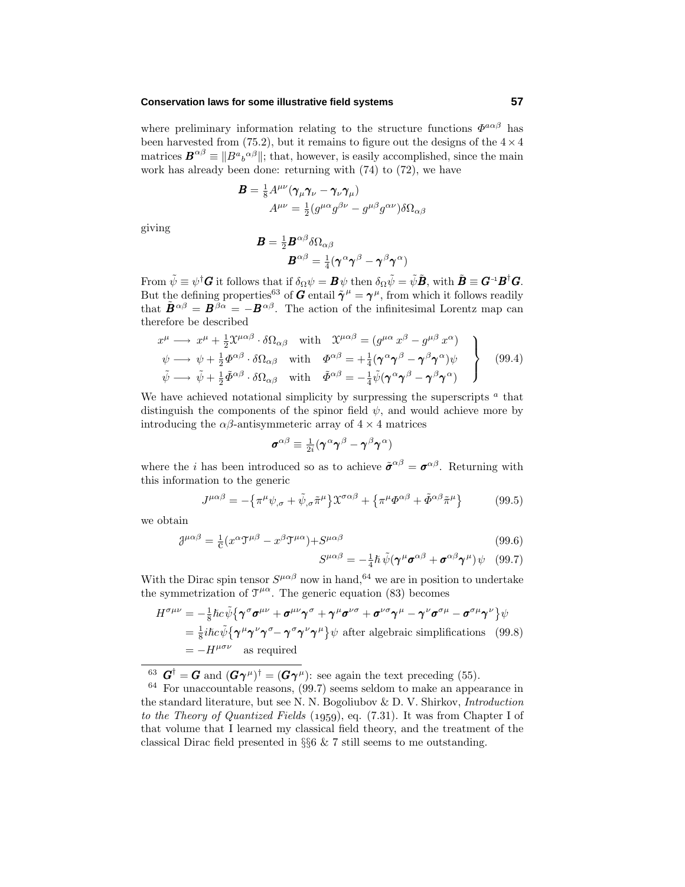where preliminary information relating to the structure functions $\Phi^{a\alpha\beta}$ has been harvested from (75.2), but it remains to figure out the designs of the $4\times 4$ matrices $\boldsymbol{B}^{\alpha\beta} \equiv \|B^a{}_b{}^{\alpha\beta}\|$; that, however, is easily accomplished, since the main work has already been done: returning with (74) to (72), we have

$$
\begin{aligned}
\boldsymbol{B} &= \tfrac{1}{8}A^{\mu\nu}(\boldsymbol{\gamma}_\mu\boldsymbol{\gamma}_\nu - \boldsymbol{\gamma}_\nu\boldsymbol{\gamma}_\mu)\\
&\qquad A^{\mu\nu} = \tfrac{1}{2}(g^{\mu\alpha}g^{\beta\nu} - g^{\mu\beta}g^{\alpha\nu})\delta\Omega_{\alpha\beta}
\end{aligned}
$$

giving

$$
\begin{aligned}
\boldsymbol{B} &= \tfrac{1}{2}\boldsymbol{B}^{\alpha\beta}\delta\Omega_{\alpha\beta}\\
&\qquad \boldsymbol{B}^{\alpha\beta} = \tfrac{1}{4}(\boldsymbol{\gamma}^\alpha\boldsymbol{\gamma}^\beta - \boldsymbol{\gamma}^\beta\boldsymbol{\gamma}^\alpha)
\end{aligned}
$$

From $\tilde{\psi} \equiv \psi^\dagger\boldsymbol{G}$ it follows that if $\delta_\Omega\psi = \boldsymbol{B}\,\psi$ then $\delta_\Omega\tilde{\psi} = \tilde{\psi}\tilde{\boldsymbol{B}}$, with $\tilde{\boldsymbol{B}} \equiv \boldsymbol{G}^{-1}\boldsymbol{B}^\dagger\boldsymbol{G}$. But the defining properties[63] of $\boldsymbol{G}$ entail $\tilde{\boldsymbol{\gamma}}^\mu = \boldsymbol{\gamma}^\mu$, from which it follows readily that $\tilde{\boldsymbol{B}}^{\alpha\beta} = \boldsymbol{B}^{\beta\alpha} = -\boldsymbol{B}^{\alpha\beta}$. The action of the infinitesimal Lorentz map can therefore be described

$$
\left.
\begin{aligned}
x^\mu &\longrightarrow x^\mu + \tfrac{1}{2}\mathcal{X}^{\mu\alpha\beta}\cdot\delta\Omega_{\alpha\beta} \quad\text{with}\quad \mathcal{X}^{\mu\alpha\beta} = (g^{\mu\alpha}x^\beta - g^{\mu\beta}x^\alpha)\\
\psi &\longrightarrow \psi + \tfrac{1}{2}\Phi^{\alpha\beta}\cdot\delta\Omega_{\alpha\beta} \quad\text{with}\quad \Phi^{\alpha\beta} = +\tfrac{1}{4}(\boldsymbol{\gamma}^\alpha\boldsymbol{\gamma}^\beta - \boldsymbol{\gamma}^\beta\boldsymbol{\gamma}^\alpha)\psi\\
\tilde{\psi} &\longrightarrow \tilde{\psi} + \tfrac{1}{2}\tilde{\Phi}^{\alpha\beta}\cdot\delta\Omega_{\alpha\beta} \quad\text{with}\quad \tilde{\Phi}^{\alpha\beta} = -\tfrac{1}{4}\tilde{\psi}(\boldsymbol{\gamma}^\alpha\boldsymbol{\gamma}^\beta - \boldsymbol{\gamma}^\beta\boldsymbol{\gamma}^\alpha)
\end{aligned}
\right\}
\tag{99.4}
$$

We have achieved notational simplicity by surpressing the superscripts $^a$ that distinguish the components of the spinor field $\psi$, and would achieve more by introducing the $\alpha\beta$-antisymmeteric array of $4\times 4$ matrices

$$
\boldsymbol{\sigma}^{\alpha\beta} \equiv \tfrac{1}{2i}(\boldsymbol{\gamma}^\alpha\boldsymbol{\gamma}^\beta - \boldsymbol{\gamma}^\beta\boldsymbol{\gamma}^\alpha)
$$

where the $i$ has been introduced so as to achieve $\tilde{\boldsymbol{\sigma}}^{\alpha\beta} = \boldsymbol{\sigma}^{\alpha\beta}$. Returning with this information to the generic

$$
J^{\mu\alpha\beta} = -\big\{\pi^\mu\psi_{,\sigma} + \tilde{\psi}_{,\sigma}\tilde{\pi}^\mu\big\}\mathcal{X}^{\sigma\alpha\beta} + \big\{\pi^\mu\Phi^{\alpha\beta} + \tilde{\Phi}^{\alpha\beta}\tilde{\pi}^\mu\big\}
\tag{99.5}
$$

we obtain

$$
\mathcal{J}^{\mu\alpha\beta} = \tfrac{1}{c}(x^\alpha\mathcal{T}^{\mu\beta} - x^\beta\mathcal{T}^{\mu\alpha}) + S^{\mu\alpha\beta}
\tag{99.6}
$$

$$
S^{\mu\alpha\beta} = -\tfrac{1}{4}\hbar\,\tilde{\psi}(\boldsymbol{\gamma}^\mu\boldsymbol{\sigma}^{\alpha\beta} + \boldsymbol{\sigma}^{\alpha\beta}\boldsymbol{\gamma}^\mu)\,\psi
\tag{99.7}
$$

With the Dirac spin tensor $S^{\mu\alpha\beta}$ now in hand,[64] we are in position to undertake the symmetrization of $\mathcal{T}^{\mu\alpha}$. The generic equation (83) becomes

$$
\begin{aligned}
H^{\sigma\mu\nu} &= -\tfrac{1}{8}\hbar c\,\tilde{\psi}\big\{\boldsymbol{\gamma}^\sigma\boldsymbol{\sigma}^{\mu\nu} + \boldsymbol{\sigma}^{\mu\nu}\boldsymbol{\gamma}^\sigma + \boldsymbol{\gamma}^\mu\boldsymbol{\sigma}^{\nu\sigma} + \boldsymbol{\sigma}^{\nu\sigma}\boldsymbol{\gamma}^\mu - \boldsymbol{\gamma}^\nu\boldsymbol{\sigma}^{\sigma\mu} - \boldsymbol{\sigma}^{\sigma\mu}\boldsymbol{\gamma}^\nu\big\}\psi\\
&= \tfrac{1}{8}i\hbar c\,\tilde{\psi}\big\{\boldsymbol{\gamma}^\mu\boldsymbol{\gamma}^\nu\boldsymbol{\gamma}^\sigma - \boldsymbol{\gamma}^\sigma\boldsymbol{\gamma}^\nu\boldsymbol{\gamma}^\mu\big\}\psi \text{ after algebraic simplifications}\\
&= -H^{\mu\sigma\nu} \quad\text{as required}
\end{aligned}
\tag{99.8}
$$

---

[63] $\boldsymbol{G}^\dagger = \boldsymbol{G}$ and $(\boldsymbol{G}\boldsymbol{\gamma}^\mu)^\dagger = (\boldsymbol{G}\boldsymbol{\gamma}^\mu)$: see again the text preceding (55).

[64] For unaccountable reasons, (99.7) seems seldom to make an appearance in the standard literature, but see N. N. Bogoliubov & D. V. Shirkov, *Introduction to the Theory of Quantized Fields* (1959), eq. (7.31). It was from Chapter I of that volume that I learned my classical field theory, and the treatment of the classical Dirac field presented in §§6 & 7 still seems to me outstanding.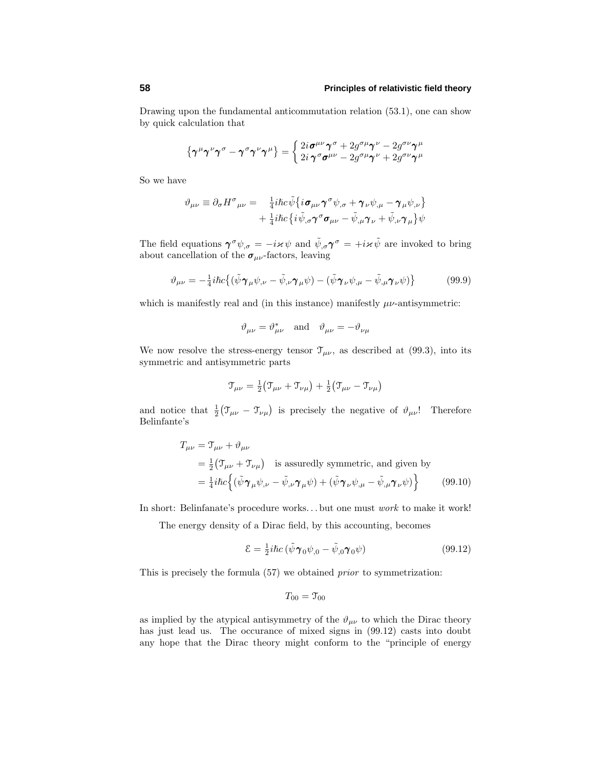Drawing upon the fundamental anticommutation relation (53.1), one can show by quick calculation that

$$\big\{\boldsymbol{\gamma}^\mu\boldsymbol{\gamma}^\nu\boldsymbol{\gamma}^\sigma - \boldsymbol{\gamma}^\sigma\boldsymbol{\gamma}^\nu\boldsymbol{\gamma}^\mu\big\} = \begin{cases} 2i\boldsymbol{\sigma}^{\mu\nu}\boldsymbol{\gamma}^\sigma + 2g^{\sigma\mu}\boldsymbol{\gamma}^\nu - 2g^{\sigma\nu}\boldsymbol{\gamma}^\mu \\ 2i\,\boldsymbol{\gamma}^\sigma\boldsymbol{\sigma}^{\mu\nu} - 2g^{\sigma\mu}\boldsymbol{\gamma}^\nu + 2g^{\sigma\nu}\boldsymbol{\gamma}^\mu \end{cases}$$

So we have

$$\begin{aligned}\vartheta_{\mu\nu} \equiv \partial_\sigma H^\sigma{}_{\mu\nu} = &\quad \tfrac{1}{4}i\hbar c\tilde{\psi}\big\{i\boldsymbol{\sigma}_{\mu\nu}\boldsymbol{\gamma}^\sigma\psi_{,\sigma} + \boldsymbol{\gamma}_\nu\psi_{,\mu} - \boldsymbol{\gamma}_\mu\psi_{,\nu}\big\} \\ &+ \tfrac{1}{4}i\hbar c\big\{i\tilde{\psi}_{,\sigma}\boldsymbol{\gamma}^\sigma\boldsymbol{\sigma}_{\mu\nu} - \tilde{\psi}_{,\mu}\boldsymbol{\gamma}_\nu + \tilde{\psi}_{,\nu}\boldsymbol{\gamma}_\mu\big\}\psi\end{aligned}$$

The field equations $\boldsymbol{\gamma}^\sigma\psi_{,\sigma} = -i\varkappa\psi$ and $\tilde{\psi}_{,\sigma}\boldsymbol{\gamma}^\sigma = +i\varkappa\tilde{\psi}$ are invoked to bring about cancellation of the $\boldsymbol{\sigma}_{\mu\nu}$-factors, leaving

$$\vartheta_{\mu\nu} = -\tfrac{1}{4}i\hbar c\big\{(\tilde{\psi}\boldsymbol{\gamma}_\mu\psi_{,\nu} - \tilde{\psi}_{,\nu}\boldsymbol{\gamma}_\mu\psi) - (\tilde{\psi}\boldsymbol{\gamma}_\nu\psi_{,\mu} - \tilde{\psi}_{,\mu}\boldsymbol{\gamma}_\nu\psi)\big\} \tag{99.9}$$

which is manifestly real and (in this instance) manifestly $\mu\nu$-antisymmetric:

$$\vartheta_{\mu\nu} = \vartheta^*_{\mu\nu} \quad \text{and} \quad \vartheta_{\mu\nu} = -\vartheta_{\nu\mu}$$

We now resolve the stress-energy tensor $\mathcal{T}_{\mu\nu}$, as described at (99.3), into its symmetric and antisymmetric parts

$$\mathcal{T}_{\mu\nu} = \tfrac{1}{2}\big(\mathcal{T}_{\mu\nu} + \mathcal{T}_{\nu\mu}\big) + \tfrac{1}{2}\big(\mathcal{T}_{\mu\nu} - \mathcal{T}_{\nu\mu}\big)$$

and notice that $\frac{1}{2}\big(\mathcal{T}_{\mu\nu} - \mathcal{T}_{\nu\mu}\big)$ is precisely the negative of $\vartheta_{\mu\nu}$! Therefore Belinfante's

$$\begin{aligned}T_{\mu\nu} &= \mathcal{T}_{\mu\nu} + \vartheta_{\mu\nu} \\ &= \tfrac{1}{2}\big(\mathcal{T}_{\mu\nu} + \mathcal{T}_{\nu\mu}\big) \quad \text{is assuredly symmetric, and given by} \\ &= \tfrac{1}{4}i\hbar c\Big\{(\tilde{\psi}\boldsymbol{\gamma}_\mu\psi_{,\nu} - \tilde{\psi}_{,\nu}\boldsymbol{\gamma}_\mu\psi) + (\tilde{\psi}\boldsymbol{\gamma}_\nu\psi_{,\mu} - \tilde{\psi}_{,\mu}\boldsymbol{\gamma}_\nu\psi)\Big\}\end{aligned} \tag{99.10}$$

In short: Belinfanate's procedure works... but one must *work* to make it work!

The energy density of a Dirac field, by this accounting, becomes

$$\mathcal{E} = \tfrac{1}{2}i\hbar c\,(\tilde{\psi}\boldsymbol{\gamma}_0\psi_{,0} - \tilde{\psi}_{,0}\boldsymbol{\gamma}_0\psi) \tag{99.12}$$

This is precisely the formula (57) we obtained *prior* to symmetrization:

$$T_{00} = \mathcal{T}_{00}$$

as implied by the atypical antisymmetry of the $\vartheta_{\mu\nu}$ to which the Dirac theory has just lead us. The occurance of mixed signs in (99.12) casts into doubt any hope that the Dirac theory might conform to the "principle of energy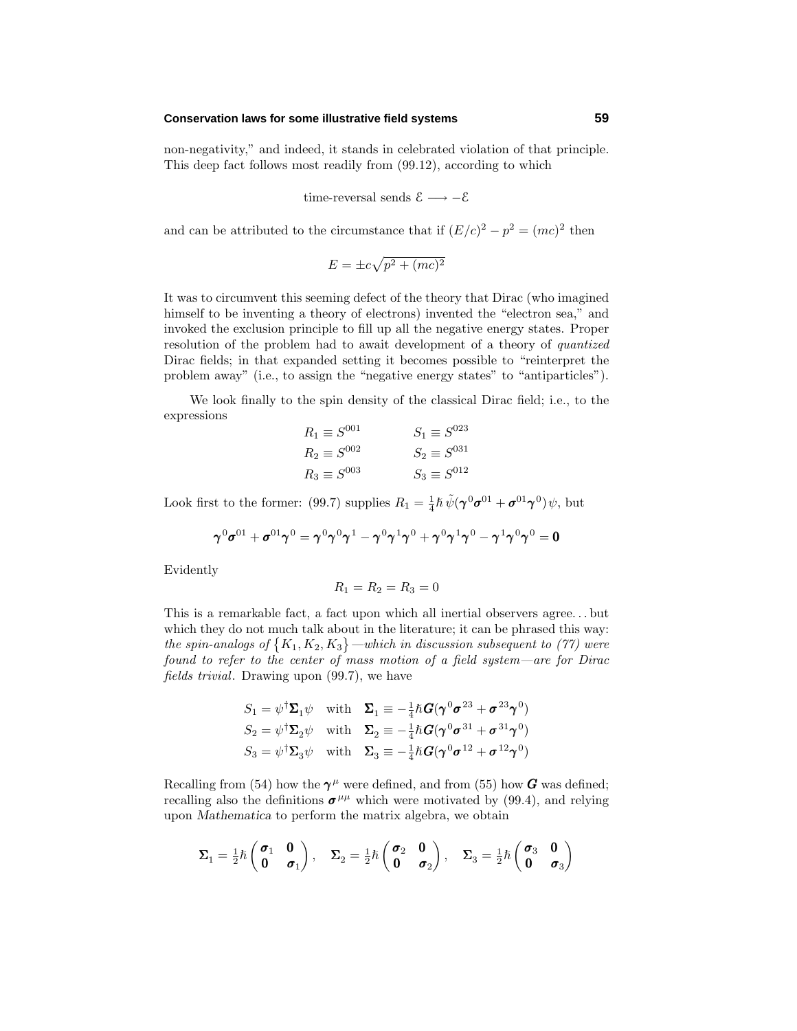non-negativity," and indeed, it stands in celebrated violation of that principle. This deep fact follows most readily from (99.12), according to which

$$\text{time-reversal sends } \mathcal{E} \longrightarrow -\mathcal{E}$$

and can be attributed to the circumstance that if $(E/c)^2 - p^2 = (mc)^2$ then

$$E = \pm c\sqrt{p^2 + (mc)^2}$$

It was to circumvent this seeming defect of the theory that Dirac (who imagined himself to be inventing a theory of electrons) invented the "electron sea," and invoked the exclusion principle to fill up all the negative energy states. Proper resolution of the problem had to await development of a theory of *quantized* Dirac fields; in that expanded setting it becomes possible to "reinterpret the problem away" (i.e., to assign the "negative energy states" to "antiparticles").

We look finally to the spin density of the classical Dirac field; i.e., to the expressions

$$\begin{aligned} R_1 &\equiv S^{001} & \qquad S_1 &\equiv S^{023} \\ R_2 &\equiv S^{002} & \qquad S_2 &\equiv S^{031} \\ R_3 &\equiv S^{003} & \qquad S_3 &\equiv S^{012} \end{aligned}$$

Look first to the former: (99.7) supplies $R_1 = \frac{1}{4}\hbar\,\tilde{\psi}(\boldsymbol{\gamma}^0\boldsymbol{\sigma}^{01} + \boldsymbol{\sigma}^{01}\boldsymbol{\gamma}^0)\,\psi$, but

$$\boldsymbol{\gamma}^0\boldsymbol{\sigma}^{01} + \boldsymbol{\sigma}^{01}\boldsymbol{\gamma}^0 = \boldsymbol{\gamma}^0\boldsymbol{\gamma}^0\boldsymbol{\gamma}^1 - \boldsymbol{\gamma}^0\boldsymbol{\gamma}^1\boldsymbol{\gamma}^0 + \boldsymbol{\gamma}^0\boldsymbol{\gamma}^1\boldsymbol{\gamma}^0 - \boldsymbol{\gamma}^1\boldsymbol{\gamma}^0\boldsymbol{\gamma}^0 = \mathbf{0}$$

Evidently

$$R_1 = R_2 = R_3 = 0$$

This is a remarkable fact, a fact upon which all inertial observers agree... but which they do not much talk about in the literature; it can be phrased this way: *the spin-analogs of* $\{K_1, K_2, K_3\}$ *—which in discussion subsequent to (77) were found to refer to the center of mass motion of a field system—are for Dirac fields trivial*. Drawing upon (99.7), we have

$$\begin{aligned} S_1 &= \psi^\dagger\boldsymbol{\Sigma}_1\psi \quad \text{with} \quad \boldsymbol{\Sigma}_1 \equiv -\tfrac{1}{4}\hbar\boldsymbol{G}(\boldsymbol{\gamma}^0\boldsymbol{\sigma}^{23} + \boldsymbol{\sigma}^{23}\boldsymbol{\gamma}^0) \\ S_2 &= \psi^\dagger\boldsymbol{\Sigma}_2\psi \quad \text{with} \quad \boldsymbol{\Sigma}_2 \equiv -\tfrac{1}{4}\hbar\boldsymbol{G}(\boldsymbol{\gamma}^0\boldsymbol{\sigma}^{31} + \boldsymbol{\sigma}^{31}\boldsymbol{\gamma}^0) \\ S_3 &= \psi^\dagger\boldsymbol{\Sigma}_3\psi \quad \text{with} \quad \boldsymbol{\Sigma}_3 \equiv -\tfrac{1}{4}\hbar\boldsymbol{G}(\boldsymbol{\gamma}^0\boldsymbol{\sigma}^{12} + \boldsymbol{\sigma}^{12}\boldsymbol{\gamma}^0) \end{aligned}$$

Recalling from (54) how the $\boldsymbol{\gamma}^\mu$ were defined, and from (55) how $\boldsymbol{G}$ was defined; recalling also the definitions $\boldsymbol{\sigma}^{\mu\mu}$ which were motivated by (99.4), and relying upon *Mathematica* to perform the matrix algebra, we obtain

$$\boldsymbol{\Sigma}_1 = \tfrac{1}{2}\hbar\begin{pmatrix} \boldsymbol{\sigma}_1 & \mathbf{0} \\ \mathbf{0} & \boldsymbol{\sigma}_1 \end{pmatrix}, \quad \boldsymbol{\Sigma}_2 = \tfrac{1}{2}\hbar\begin{pmatrix} \boldsymbol{\sigma}_2 & \mathbf{0} \\ \mathbf{0} & \boldsymbol{\sigma}_2 \end{pmatrix}, \quad \boldsymbol{\Sigma}_3 = \tfrac{1}{2}\hbar\begin{pmatrix} \boldsymbol{\sigma}_3 & \mathbf{0} \\ \mathbf{0} & \boldsymbol{\sigma}_3 \end{pmatrix}$$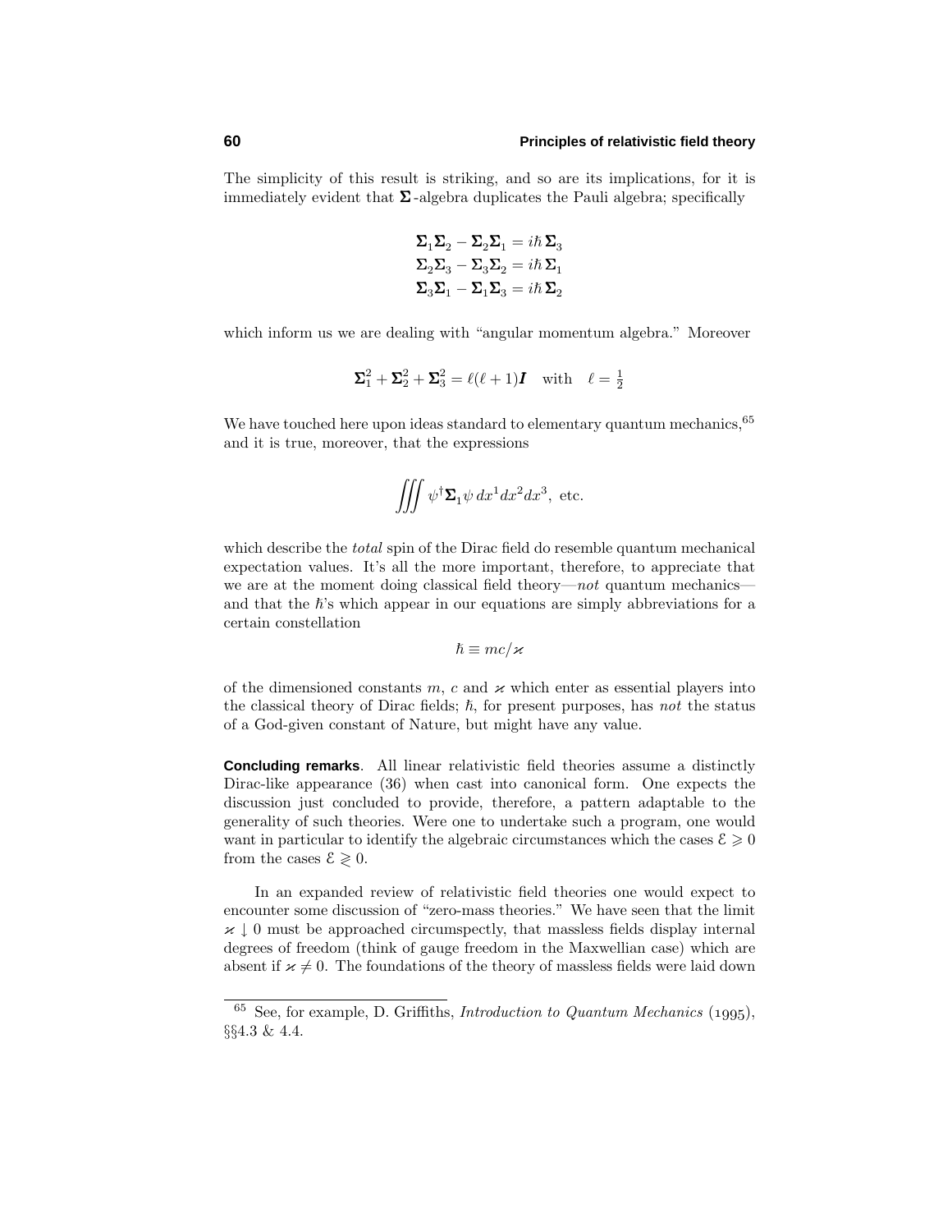The simplicity of this result is striking, and so are its implications, for it is immediately evident that $\mathbf{\Sigma}$-algebra duplicates the Pauli algebra; specifically

$$
\begin{aligned}
\mathbf{\Sigma}_1\mathbf{\Sigma}_2 - \mathbf{\Sigma}_2\mathbf{\Sigma}_1 &= i\hbar\,\mathbf{\Sigma}_3\\
\mathbf{\Sigma}_2\mathbf{\Sigma}_3 - \mathbf{\Sigma}_3\mathbf{\Sigma}_2 &= i\hbar\,\mathbf{\Sigma}_1\\
\mathbf{\Sigma}_3\mathbf{\Sigma}_1 - \mathbf{\Sigma}_1\mathbf{\Sigma}_3 &= i\hbar\,\mathbf{\Sigma}_2
\end{aligned}
$$

which inform us we are dealing with "angular momentum algebra." Moreover

$$
\mathbf{\Sigma}_1^2 + \mathbf{\Sigma}_2^2 + \mathbf{\Sigma}_3^2 = \ell(\ell+1)\boldsymbol{I} \quad \text{with} \quad \ell = \tfrac{1}{2}
$$

We have touched here upon ideas standard to elementary quantum mechanics,[65] and it is true, moreover, that the expressions

$$
\iiint \psi^\dagger \mathbf{\Sigma}_1 \psi \, dx^1 dx^2 dx^3, \text{ etc.}
$$

which describe the *total* spin of the Dirac field do resemble quantum mechanical expectation values. It's all the more important, therefore, to appreciate that we are at the moment doing classical field theory—*not* quantum mechanics—and that the $\hbar$'s which appear in our equations are simply abbreviations for a certain constellation

$$
\hbar \equiv mc/\varkappa
$$

of the dimensioned constants $m$, $c$ and $\varkappa$ which enter as essential players into the classical theory of Dirac fields; $\hbar$, for present purposes, has *not* the status of a God-given constant of Nature, but might have any value.

**Concluding remarks**. All linear relativistic field theories assume a distinctly Dirac-like appearance (36) when cast into canonical form. One expects the discussion just concluded to provide, therefore, a pattern adaptable to the generality of such theories. Were one to undertake such a program, one would want in particular to identify the algebraic circumstances which the cases $\mathcal{E} \geqslant 0$ from the cases $\mathcal{E} \gtrless 0$.

In an expanded review of relativistic field theories one would expect to encounter some discussion of "zero-mass theories." We have seen that the limit $\varkappa \downarrow 0$ must be approached circumspectly, that massless fields display internal degrees of freedom (think of gauge freedom in the Maxwellian case) which are absent if $\varkappa \neq 0$. The foundations of the theory of massless fields were laid down

---

[65] See, for example, D. Griffiths, *Introduction to Quantum Mechanics* (1995), §§4.3 & 4.4.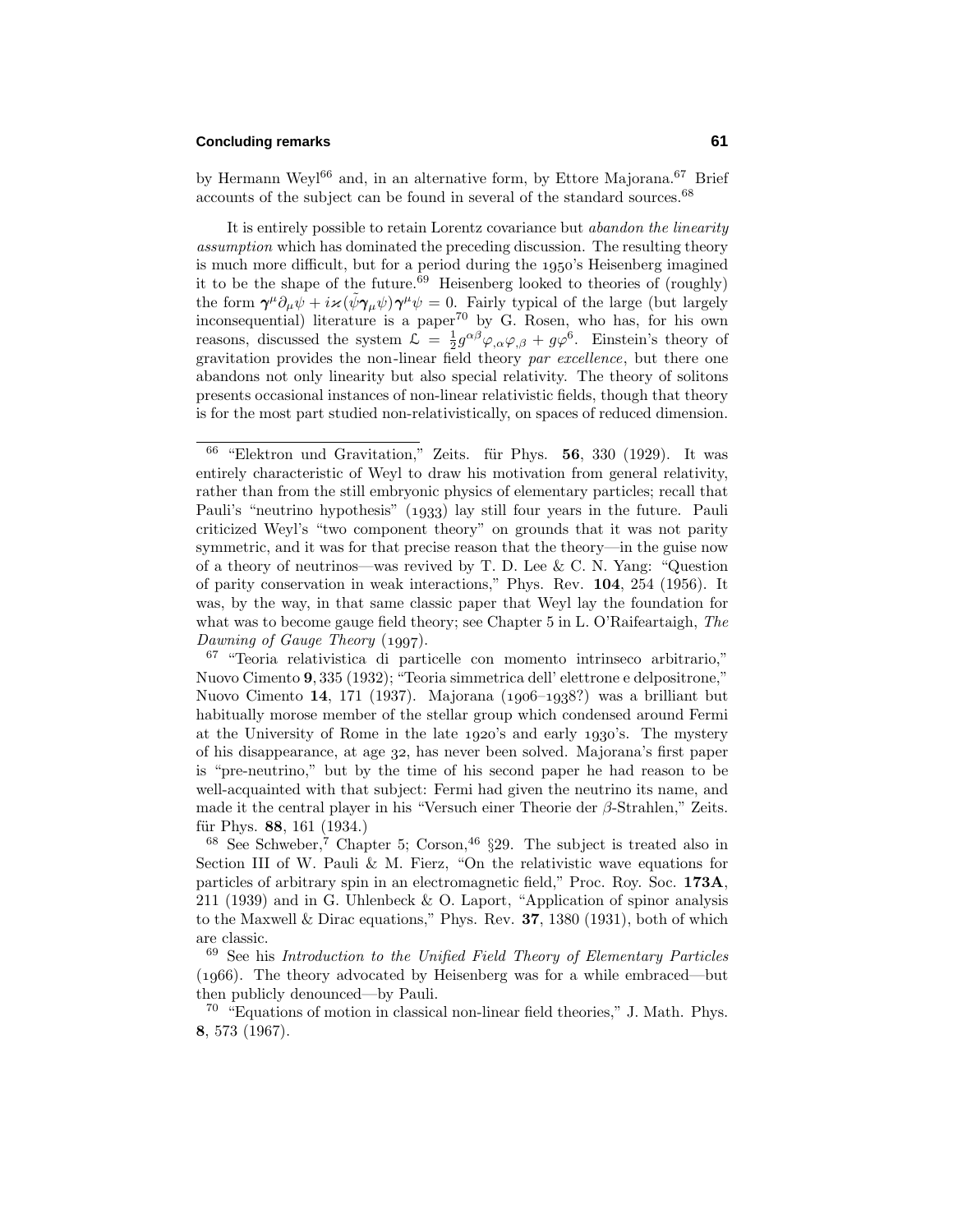by Hermann Weyl[66] and, in an alternative form, by Ettore Majorana.[67] Brief accounts of the subject can be found in several of the standard sources.[68]

It is entirely possible to retain Lorentz covariance but *abandon the linearity assumption* which has dominated the preceding discussion. The resulting theory is much more difficult, but for a period during the 1950's Heisenberg imagined it to be the shape of the future.[69] Heisenberg looked to theories of (roughly) the form $\boldsymbol{\gamma}^\mu\partial_\mu\psi + i\varkappa(\tilde{\psi}\boldsymbol{\gamma}_\mu\psi)\boldsymbol{\gamma}^\mu\psi = 0$. Fairly typical of the large (but largely inconsequential) literature is a paper[70] by G. Rosen, who has, for his own reasons, discussed the system $\mathcal{L} = \frac{1}{2}g^{\alpha\beta}\varphi_{,\alpha}\varphi_{,\beta} + g\varphi^6$. Einstein's theory of gravitation provides the non-linear field theory *par excellence*, but there one abandons not only linearity but also special relativity. The theory of solitons presents occasional instances of non-linear relativistic fields, though that theory is for the most part studied non-relativistically, on spaces of reduced dimension.

---

[66] "Elektron und Gravitation," Zeits. für Phys. **56**, 330 (1929). It was entirely characteristic of Weyl to draw his motivation from general relativity, rather than from the still embryonic physics of elementary particles; recall that Pauli's "neutrino hypothesis" (1933) lay still four years in the future. Pauli criticized Weyl's "two component theory" on grounds that it was not parity symmetric, and it was for that precise reason that the theory—in the guise now of a theory of neutrinos—was revived by T. D. Lee & C. N. Yang: "Question of parity conservation in weak interactions," Phys. Rev. **104**, 254 (1956). It was, by the way, in that same classic paper that Weyl lay the foundation for what was to become gauge field theory; see Chapter 5 in L. O'Raifeartaigh, *The Dawning of Gauge Theory* (1997).

[67] "Teoria relativistica di particelle con momento intrinseco arbitrario," Nuovo Cimento **9**, 335 (1932); "Teoria simmetrica dell' elettrone e delpositrone," Nuovo Cimento **14**, 171 (1937). Majorana (1906–1938?) was a brilliant but habitually morose member of the stellar group which condensed around Fermi at the University of Rome in the late 1920's and early 1930's. The mystery of his disappearance, at age 32, has never been solved. Majorana's first paper is "pre-neutrino," but by the time of his second paper he had reason to be well-acquainted with that subject: Fermi had given the neutrino its name, and made it the central player in his "Versuch einer Theorie der $\beta$-Strahlen," Zeits. für Phys. **88**, 161 (1934.)

[68] See Schweber,[7] Chapter 5; Corson,[46] §29. The subject is treated also in Section III of W. Pauli & M. Fierz, "On the relativistic wave equations for particles of arbitrary spin in an electromagnetic field," Proc. Roy. Soc. **173A**, 211 (1939) and in G. Uhlenbeck & O. Laport, "Application of spinor analysis to the Maxwell & Dirac equations," Phys. Rev. **37**, 1380 (1931), both of which are classic.

[69] See his *Introduction to the Unified Field Theory of Elementary Particles* (1966). The theory advocated by Heisenberg was for a while embraced—but then publicly denounced—by Pauli.

[70] "Equations of motion in classical non-linear field theories," J. Math. Phys. **8**, 573 (1967).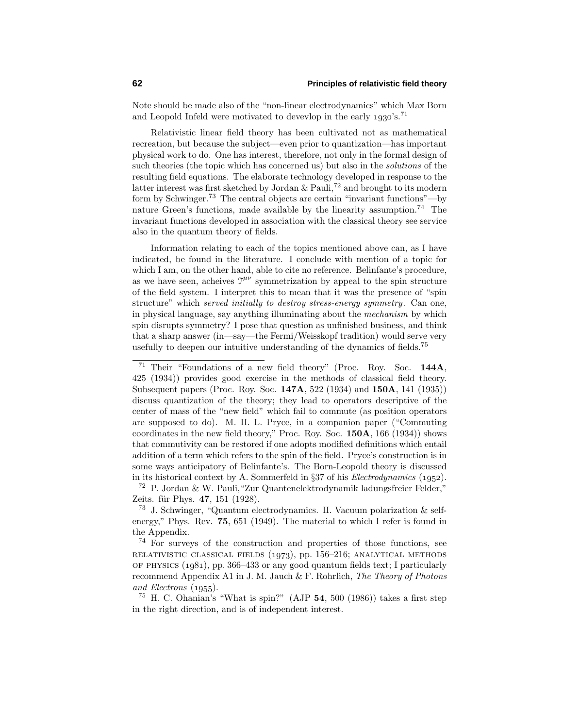Note should be made also of the "non-linear electrodynamics" which Max Born and Leopold Infeld were motivated to devevlop in the early 1930's.[71]

Relativistic linear field theory has been cultivated not as mathematical recreation, but because the subject—even prior to quantization—has important physical work to do. One has interest, therefore, not only in the formal design of such theories (the topic which has concerned us) but also in the *solutions* of the resulting field equations. The elaborate technology developed in response to the latter interest was first sketched by Jordan & Pauli,[72] and brought to its modern form by Schwinger.[73] The central objects are certain "invariant functions"—by nature Green's functions, made available by the linearity assumption.[74] The invariant functions developed in association with the classical theory see service also in the quantum theory of fields.

Information relating to each of the topics mentioned above can, as I have indicated, be found in the literature. I conclude with mention of a topic for which I am, on the other hand, able to cite no reference. Belinfante's procedure, as we have seen, acheives $\mathcal{T}^{\mu\nu}$ symmetrization by appeal to the spin structure of the field system. I interpret this to mean that it was the presence of "spin structure" which *served initially to destroy stress-energy symmetry*. Can one, in physical language, say anything illuminating about the *mechanism* by which spin disrupts symmetry? I pose that question as unfinished business, and think that a sharp answer (in—say—the Fermi/Weisskopf tradition) would serve very usefully to deepen our intuitive understanding of the dynamics of fields.[75]

---

[71] Their "Foundations of a new field theory" (Proc. Roy. Soc. **144A**, 425 (1934)) provides good exercise in the methods of classical field theory. Subsequent papers (Proc. Roy. Soc. **147A**, 522 (1934) and **150A**, 141 (1935)) discuss quantization of the theory; they lead to operators descriptive of the center of mass of the "new field" which fail to commute (as position operators are supposed to do). M. H. L. Pryce, in a companion paper ("Commuting coordinates in the new field theory," Proc. Roy. Soc. **150A**, 166 (1934)) shows that commutivity can be restored if one adopts modified definitions which entail addition of a term which refers to the spin of the field. Pryce's construction is in some ways anticipatory of Belinfante's. The Born-Leopold theory is discussed in its historical context by A. Sommerfeld in §37 of his *Electrodynamics* (1952).

[72] P. Jordan & W. Pauli,"Zur Quantenelektrodynamik ladungsfreier Felder," Zeits. für Phys. **47**, 151 (1928).

[73] J. Schwinger, "Quantum electrodynamics. II. Vacuum polarization & self-energy," Phys. Rev. **75**, 651 (1949). The material to which I refer is found in the Appendix.

[74] For surveys of the construction and properties of those functions, see RELATIVISTIC CLASSICAL FIELDS (1973), pp. 156–216; ANALYTICAL METHODS OF PHYSICS (1981), pp. 366–433 or any good quantum fields text; I particularly recommend Appendix A1 in J. M. Jauch & F. Rohrlich, *The Theory of Photons and Electrons* (1955).

[75] H. C. Ohanian's "What is spin?" (AJP **54**, 500 (1986)) takes a first step in the right direction, and is of independent interest.